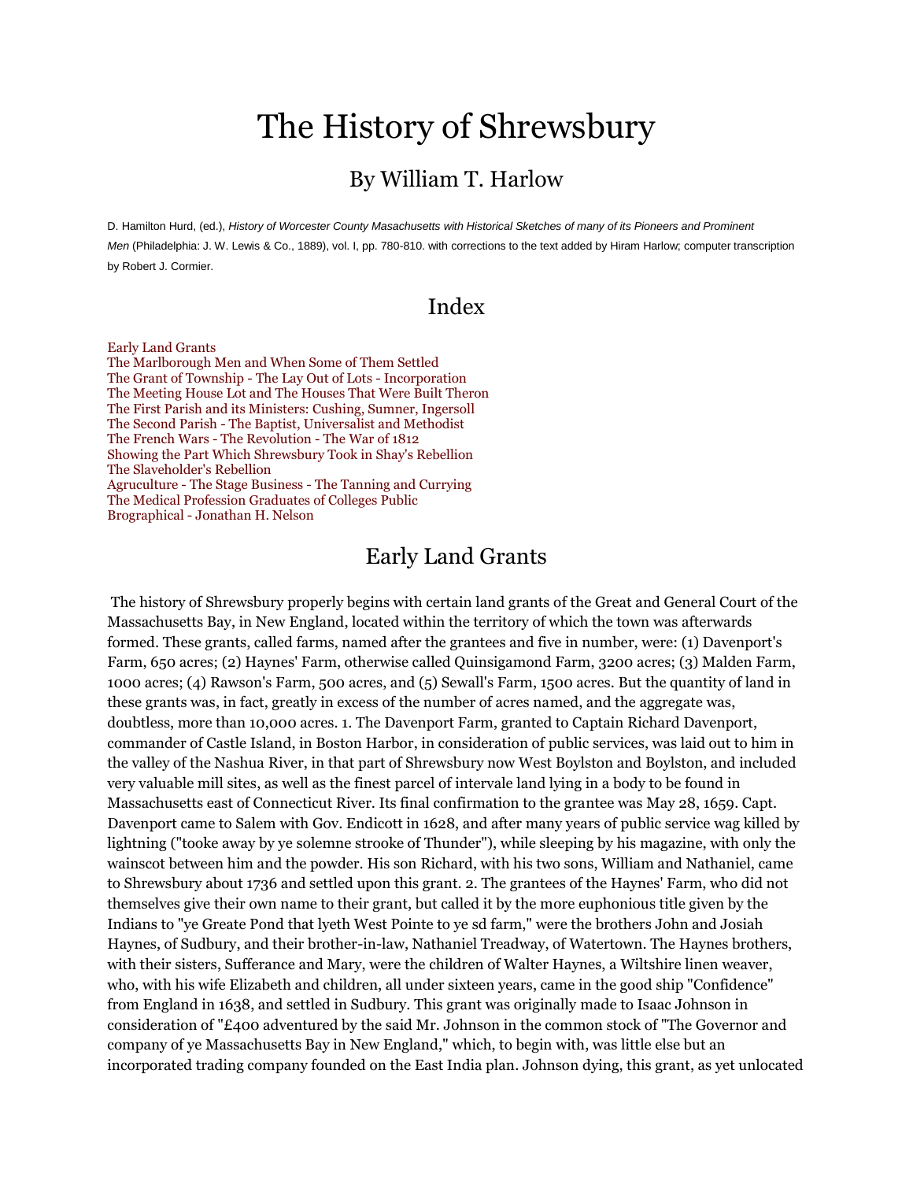# The History of Shrewsbury

## By William T. Harlow

D. Hamilton Hurd, (ed.), *History of Worcester County Masachusetts with Historical Sketches of many of its Pioneers and Prominent Men* (Philadelphia: J. W. Lewis & Co., 1889), vol. I, pp. 780-810. with corrections to the text added by Hiram Harlow; computer transcription by Robert J. Cormier.

## Index

- Early Land Grants
- The Marlborough Men and When Some of Them Settled
- The Grant of Township - The Lay Out of Lots - Incorporation
- The Meeting House Lot and The Houses That Were Built Theron
- The First Parish and its Ministers: Cushing, Sumner, Ingersoll
- The Second Parish - The Baptist, Universalist and Methodist
- The French Wars - The Revolution - The War of 1812
- Showing the Part Which Shrewsbury Took in Shay's Rebellion
- The Slaveholder's Rebellion
- Agriculture - The Stage Business - The Tanning and Currying
- The Medical Profession Graduates of Colleges Public
- Brographical - Jonathan H. Nelson

## Early Land Grants

The history of Shrewsbury properly begins with certain land grants of the Great and General Court of the Massachusetts Bay, in New England, located within the territory of which the town was afterwards formed. These grants, called farms, named after the grantees and five in number, were: (1) Davenport's Farm, 650 acres; (2) Haynes' Farm, otherwise called Quinsigamond Farm, 3200 acres; (3) Malden Farm, 1000 acres; (4) Rawson's Farm, 500 acres, and (5) Sewall's Farm, 1500 acres. But the quantity of land in these grants was, in fact, greatly in excess of the number of acres named, and the aggregate was, doubtless, more than 10,000 acres. 1. The Davenport Farm, granted to Captain Richard Davenport, commander of Castle Island, in Boston Harbor, in consideration of public services, was laid out to him in the valley of the Nashua River, in that part of Shrewsbury now West Boylston and Boylston, and included very valuable mill sites, as well as the finest parcel of intervale land lying in a body to be found in Massachusetts east of Connecticut River. Its final confirmation to the grantee was May 28, 1659. Capt. Davenport came to Salem with Gov. Endicott in 1628, and after many years of public service wag killed by lightning ("tooke away by ye solemne strooke of Thunder"), while sleeping by his magazine, with only the wainscot between him and the powder. His son Richard, with his two sons, William and Nathaniel, came to Shrewsbury about 1736 and settled upon this grant. 2. The grantees of the Haynes' Farm, who did not themselves give their own name to their grant, but called it by the more euphonious title given by the Indians to "ye Greate Pond that lyeth West Pointe to ye sd farm," were the brothers John and Josiah Haynes, of Sudbury, and their brother-in-law, Nathaniel Treadway, of Watertown. The Haynes brothers, with their sisters, Sufferance and Mary, were the children of Walter Haynes, a Wiltshire linen weaver, who, with his wife Elizabeth and children, all under sixteen years, came in the good ship "Confidence" from England in 1638, and settled in Sudbury. This grant was originally made to Isaac Johnson in consideration of "£400 adventured by the said Mr. Johnson in the common stock of "The Governor and company of ye Massachusetts Bay in New England," which, to begin with, was little else but an incorporated trading company founded on the East India plan. Johnson dying, this grant, as yet unlocated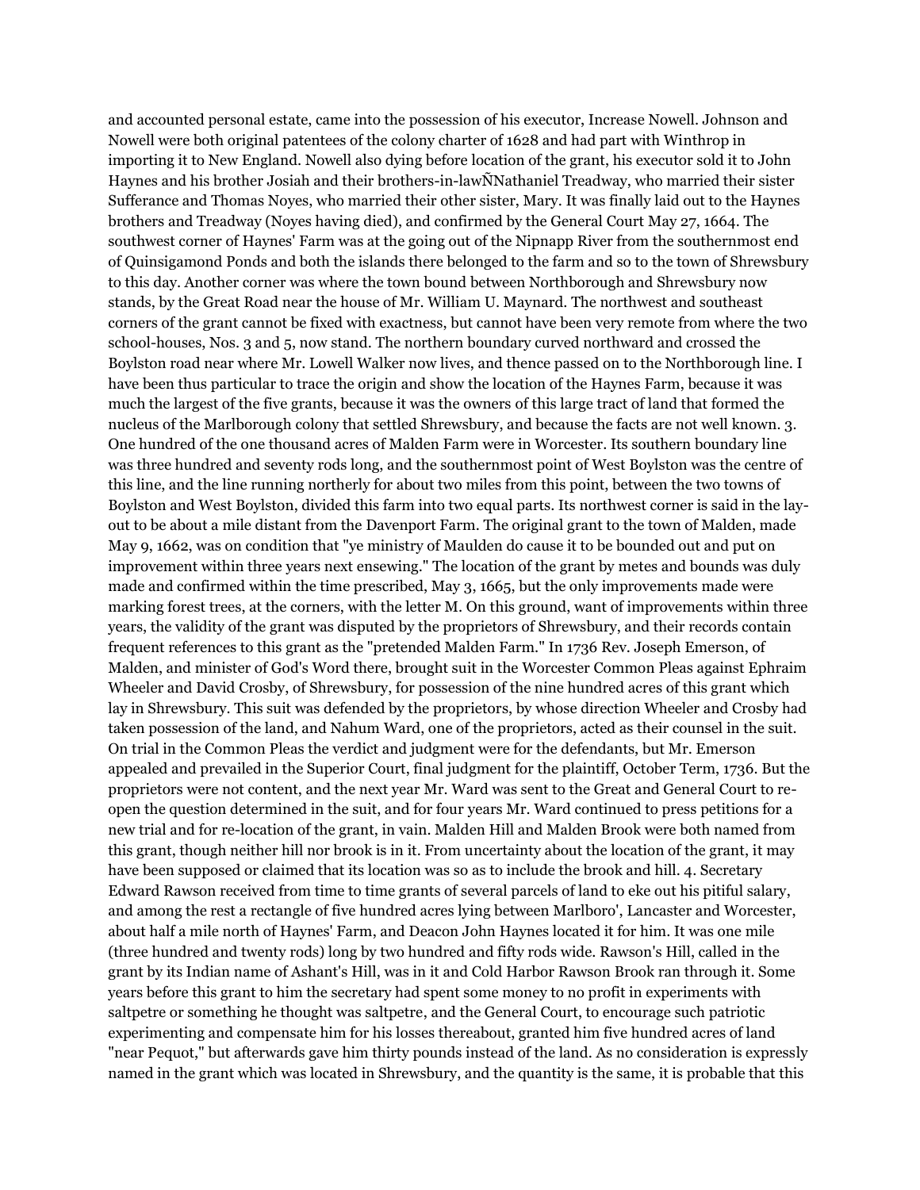and accounted personal estate, came into the possession of his executor, Increase Nowell. Johnson and Nowell were both original patentees of the colony charter of 1628 and had part with Winthrop in importing it to New England. Nowell also dying before location of the grant, his executor sold it to John Haynes and his brother Josiah and their brothers-in-lawÑNathaniel Treadway, who married their sister Sufferance and Thomas Noyes, who married their other sister, Mary. It was finally laid out to the Haynes brothers and Treadway (Noyes having died), and confirmed by the General Court May 27, 1664. The southwest corner of Haynes' Farm was at the going out of the Nipnapp River from the southernmost end of Quinsigamond Ponds and both the islands there belonged to the farm and so to the town of Shrewsbury to this day. Another corner was where the town bound between Northborough and Shrewsbury now stands, by the Great Road near the house of Mr. William U. Maynard. The northwest and southeast corners of the grant cannot be fixed with exactness, but cannot have been very remote from where the two school-houses, Nos. 3 and 5, now stand. The northern boundary curved northward and crossed the Boylston road near where Mr. Lowell Walker now lives, and thence passed on to the Northborough line. I have been thus particular to trace the origin and show the location of the Haynes Farm, because it was much the largest of the five grants, because it was the owners of this large tract of land that formed the nucleus of the Marlborough colony that settled Shrewsbury, and because the facts are not well known. 3. One hundred of the one thousand acres of Malden Farm were in Worcester. Its southern boundary line was three hundred and seventy rods long, and the southernmost point of West Boylston was the centre of this line, and the line running northerly for about two miles from this point, between the two towns of Boylston and West Boylston, divided this farm into two equal parts. Its northwest corner is said in the lay-out to be about a mile distant from the Davenport Farm. The original grant to the town of Malden, made May 9, 1662, was on condition that "ye ministry of Maulden do cause it to be bounded out and put on improvement within three years next ensewing." The location of the grant by metes and bounds was duly made and confirmed within the time prescribed, May 3, 1665, but the only improvements made were marking forest trees, at the corners, with the letter M. On this ground, want of improvements within three years, the validity of the grant was disputed by the proprietors of Shrewsbury, and their records contain frequent references to this grant as the "pretended Malden Farm." In 1736 Rev. Joseph Emerson, of Malden, and minister of God's Word there, brought suit in the Worcester Common Pleas against Ephraim Wheeler and David Crosby, of Shrewsbury, for possession of the nine hundred acres of this grant which lay in Shrewsbury. This suit was defended by the proprietors, by whose direction Wheeler and Crosby had taken possession of the land, and Nahum Ward, one of the proprietors, acted as their counsel in the suit. On trial in the Common Pleas the verdict and judgment were for the defendants, but Mr. Emerson appealed and prevailed in the Superior Court, final judgment for the plaintiff, October Term, 1736. But the proprietors were not content, and the next year Mr. Ward was sent to the Great and General Court to re-open the question determined in the suit, and for four years Mr. Ward continued to press petitions for a new trial and for re-location of the grant, in vain. Malden Hill and Malden Brook were both named from this grant, though neither hill nor brook is in it. From uncertainty about the location of the grant, it may have been supposed or claimed that its location was so as to include the brook and hill. 4. Secretary Edward Rawson received from time to time grants of several parcels of land to eke out his pitiful salary, and among the rest a rectangle of five hundred acres lying between Marlboro', Lancaster and Worcester, about half a mile north of Haynes' Farm, and Deacon John Haynes located it for him. It was one mile (three hundred and twenty rods) long by two hundred and fifty rods wide. Rawson's Hill, called in the grant by its Indian name of Ashant's Hill, was in it and Cold Harbor Rawson Brook ran through it. Some years before this grant to him the secretary had spent some money to no profit in experiments with saltpetre or something he thought was saltpetre, and the General Court, to encourage such patriotic experimenting and compensate him for his losses thereabout, granted him five hundred acres of land "near Pequot," but afterwards gave him thirty pounds instead of the land. As no consideration is expressly named in the grant which was located in Shrewsbury, and the quantity is the same, it is probable that this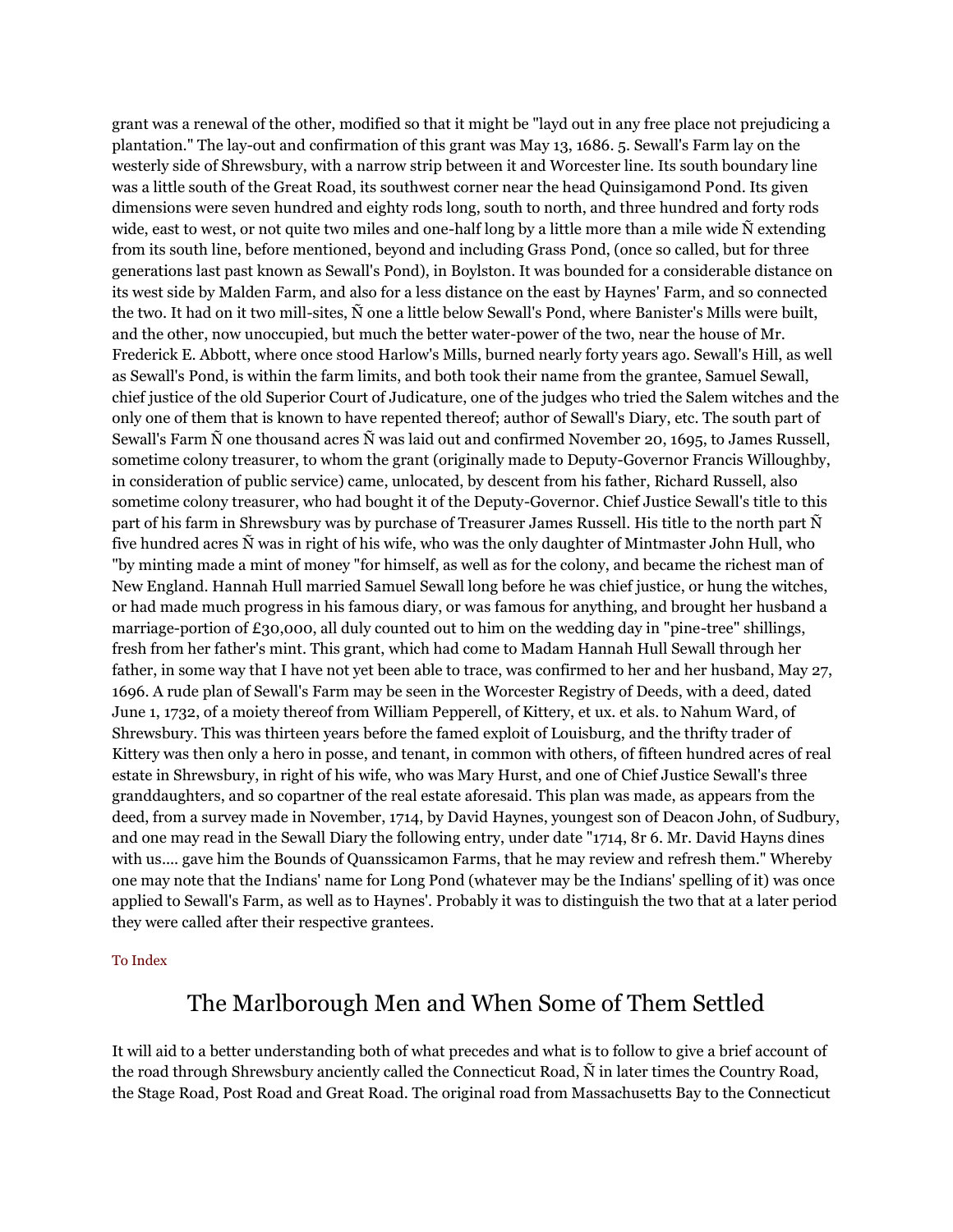grant was a renewal of the other, modified so that it might be "layd out in any free place not prejudicing a plantation." The lay-out and confirmation of this grant was May 13, 1686. 5. Sewall's Farm lay on the westerly side of Shrewsbury, with a narrow strip between it and Worcester line. Its south boundary line was a little south of the Great Road, its southwest corner near the head Quinsigamond Pond. Its given dimensions were seven hundred and eighty rods long, south to north, and three hundred and forty rods wide, east to west, or not quite two miles and one-half long by a little more than a mile wide Ñ extending from its south line, before mentioned, beyond and including Grass Pond, (once so called, but for three generations last past known as Sewall's Pond), in Boylston. It was bounded for a considerable distance on its west side by Malden Farm, and also for a less distance on the east by Haynes' Farm, and so connected the two. It had on it two mill-sites, Ñ one a little below Sewall's Pond, where Banister's Mills were built, and the other, now unoccupied, but much the better water-power of the two, near the house of Mr. Frederick E. Abbott, where once stood Harlow's Mills, burned nearly forty years ago. Sewall's Hill, as well as Sewall's Pond, is within the farm limits, and both took their name from the grantee, Samuel Sewall, chief justice of the old Superior Court of Judicature, one of the judges who tried the Salem witches and the only one of them that is known to have repented thereof; author of Sewall's Diary, etc. The south part of Sewall's Farm Ñ one thousand acres Ñ was laid out and confirmed November 20, 1695, to James Russell, sometime colony treasurer, to whom the grant (originally made to Deputy-Governor Francis Willoughby, in consideration of public service) came, unlocated, by descent from his father, Richard Russell, also sometime colony treasurer, who had bought it of the Deputy-Governor. Chief Justice Sewall's title to this part of his farm in Shrewsbury was by purchase of Treasurer James Russell. His title to the north part Ñ five hundred acres Ñ was in right of his wife, who was the only daughter of Mintmaster John Hull, who "by minting made a mint of money "for himself, as well as for the colony, and became the richest man of New England. Hannah Hull married Samuel Sewall long before he was chief justice, or hung the witches, or had made much progress in his famous diary, or was famous for anything, and brought her husband a marriage-portion of £30,000, all duly counted out to him on the wedding day in "pine-tree" shillings, fresh from her father's mint. This grant, which had come to Madam Hannah Hull Sewall through her father, in some way that I have not yet been able to trace, was confirmed to her and her husband, May 27, 1696. A rude plan of Sewall's Farm may be seen in the Worcester Registry of Deeds, with a deed, dated June 1, 1732, of a moiety thereof from William Pepperell, of Kittery, et ux. et als. to Nahum Ward, of Shrewsbury. This was thirteen years before the famed exploit of Louisburg, and the thrifty trader of Kittery was then only a hero in posse, and tenant, in common with others, of fifteen hundred acres of real estate in Shrewsbury, in right of his wife, who was Mary Hurst, and one of Chief Justice Sewall's three granddaughters, and so copartner of the real estate aforesaid. This plan was made, as appears from the deed, from a survey made in November, 1714, by David Haynes, youngest son of Deacon John, of Sudbury, and one may read in the Sewall Diary the following entry, under date "1714, 8r 6. Mr. David Hayns dines with us.... gave him the Bounds of Quanssicamon Farms, that he may review and refresh them." Whereby one may note that the Indians' name for Long Pond (whatever may be the Indians' spelling of it) was once applied to Sewall's Farm, as well as to Haynes'. Probably it was to distinguish the two that at a later period they were called after their respective grantees.

To Index

## The Marlborough Men and When Some of Them Settled

It will aid to a better understanding both of what precedes and what is to follow to give a brief account of the road through Shrewsbury anciently called the Connecticut Road, Ñ in later times the Country Road, the Stage Road, Post Road and Great Road. The original road from Massachusetts Bay to the Connecticut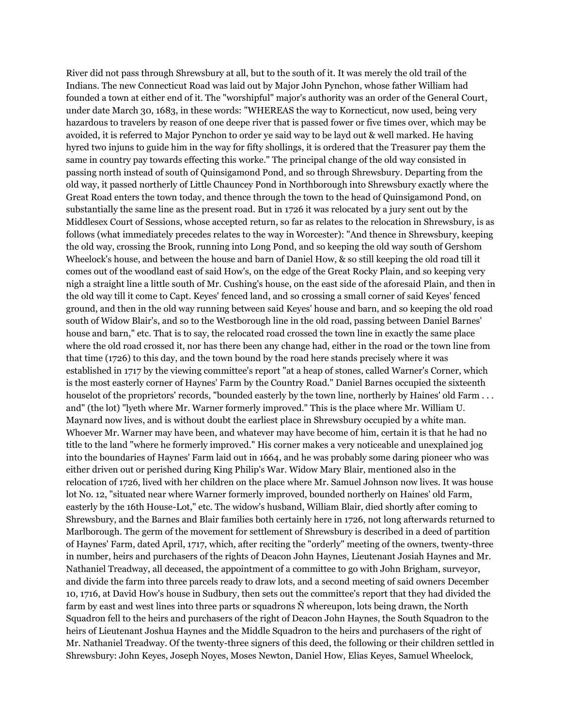River did not pass through Shrewsbury at all, but to the south of it. It was merely the old trail of the Indians. The new Connecticut Road was laid out by Major John Pynchon, whose father William had founded a town at either end of it. The "worshipful" major's authority was an order of the General Court, under date March 30, 1683, in these words: "WHEREAS the way to Kornecticut, now used, being very hazardous to travelers by reason of one deepe river that is passed fower or five times over, which may be avoided, it is referred to Major Pynchon to order ye said way to be layd out & well marked. He having hyred two injuns to guide him in the way for fifty shollings, it is ordered that the Treasurer pay them the same in country pay towards effecting this worke." The principal change of the old way consisted in passing north instead of south of Quinsigamond Pond, and so through Shrewsbury. Departing from the old way, it passed northerly of Little Chauncey Pond in Northborough into Shrewsbury exactly where the Great Road enters the town today, and thence through the town to the head of Quinsigamond Pond, on substantially the same line as the present road. But in 1726 it was relocated by a jury sent out by the Middlesex Court of Sessions, whose accepted return, so far as relates to the relocation in Shrewsbury, is as follows (what immediately precedes relates to the way in Worcester): "And thence in Shrewsbury, keeping the old way, crossing the Brook, running into Long Pond, and so keeping the old way south of Gershom Wheelock's house, and between the house and barn of Daniel How, & so still keeping the old road till it comes out of the woodland east of said How's, on the edge of the Great Rocky Plain, and so keeping very nigh a straight line a little south of Mr. Cushing's house, on the east side of the aforesaid Plain, and then in the old way till it come to Capt. Keyes' fenced land, and so crossing a small corner of said Keyes' fenced ground, and then in the old way running between said Keyes' house and barn, and so keeping the old road south of Widow Blair's, and so to the Westborough line in the old road, passing between Daniel Barnes' house and barn," etc. That is to say, the relocated road crossed the town line in exactly the same place where the old road crossed it, nor has there been any change had, either in the road or the town line from that time (1726) to this day, and the town bound by the road here stands precisely where it was established in 1717 by the viewing committee's report "at a heap of stones, called Warner's Corner, which is the most easterly corner of Haynes' Farm by the Country Road." Daniel Barnes occupied the sixteenth houselot of the proprietors' records, "bounded easterly by the town line, northerly by Haines' old Farm . . . and" (the lot) "lyeth where Mr. Warner formerly improved." This is the place where Mr. William U. Maynard now lives, and is without doubt the earliest place in Shrewsbury occupied by a white man. Whoever Mr. Warner may have been, and whatever may have become of him, certain it is that he had no title to the land "where he formerly improved." His corner makes a very noticeable and unexplained jog into the boundaries of Haynes' Farm laid out in 1664, and he was probably some daring pioneer who was either driven out or perished during King Philip's War. Widow Mary Blair, mentioned also in the relocation of 1726, lived with her children on the place where Mr. Samuel Johnson now lives. It was house lot No. 12, "situated near where Warner formerly improved, bounded northerly on Haines' old Farm, easterly by the 16th House-Lot," etc. The widow's husband, William Blair, died shortly after coming to Shrewsbury, and the Barnes and Blair families both certainly here in 1726, not long afterwards returned to Marlborough. The germ of the movement for settlement of Shrewsbury is described in a deed of partition of Haynes' Farm, dated April, 1717, which, after reciting the "orderly" meeting of the owners, twenty-three in number, heirs and purchasers of the rights of Deacon John Haynes, Lieutenant Josiah Haynes and Mr. Nathaniel Treadway, all deceased, the appointment of a committee to go with John Brigham, surveyor, and divide the farm into three parcels ready to draw lots, and a second meeting of said owners December 10, 1716, at David How's house in Sudbury, then sets out the committee's report that they had divided the farm by east and west lines into three parts or squadrons Ñ whereupon, lots being drawn, the North Squadron fell to the heirs and purchasers of the right of Deacon John Haynes, the South Squadron to the heirs of Lieutenant Joshua Haynes and the Middle Squadron to the heirs and purchasers of the right of Mr. Nathaniel Treadway. Of the twenty-three signers of this deed, the following or their children settled in Shrewsbury: John Keyes, Joseph Noyes, Moses Newton, Daniel How, Elias Keyes, Samuel Wheelock,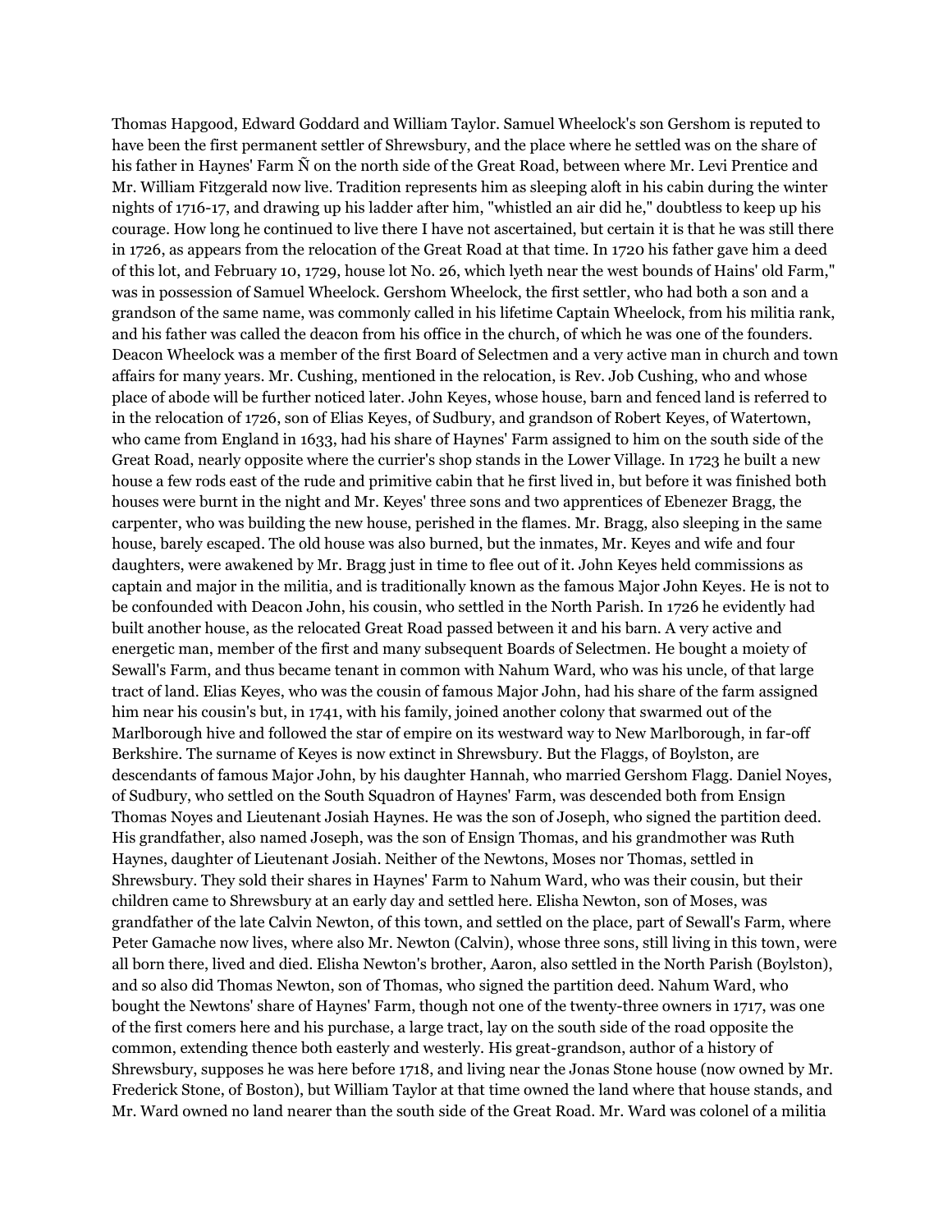Thomas Hapgood, Edward Goddard and William Taylor. Samuel Wheelock's son Gershom is reputed to have been the first permanent settler of Shrewsbury, and the place where he settled was on the share of his father in Haynes' Farm Ñ on the north side of the Great Road, between where Mr. Levi Prentice and Mr. William Fitzgerald now live. Tradition represents him as sleeping aloft in his cabin during the winter nights of 1716-17, and drawing up his ladder after him, "whistled an air did he," doubtless to keep up his courage. How long he continued to live there I have not ascertained, but certain it is that he was still there in 1726, as appears from the relocation of the Great Road at that time. In 1720 his father gave him a deed of this lot, and February 10, 1729, house lot No. 26, which lyeth near the west bounds of Hains' old Farm," was in possession of Samuel Wheelock. Gershom Wheelock, the first settler, who had both a son and a grandson of the same name, was commonly called in his lifetime Captain Wheelock, from his militia rank, and his father was called the deacon from his office in the church, of which he was one of the founders. Deacon Wheelock was a member of the first Board of Selectmen and a very active man in church and town affairs for many years. Mr. Cushing, mentioned in the relocation, is Rev. Job Cushing, who and whose place of abode will be further noticed later. John Keyes, whose house, barn and fenced land is referred to in the relocation of 1726, son of Elias Keyes, of Sudbury, and grandson of Robert Keyes, of Watertown, who came from England in 1633, had his share of Haynes' Farm assigned to him on the south side of the Great Road, nearly opposite where the currier's shop stands in the Lower Village. In 1723 he built a new house a few rods east of the rude and primitive cabin that he first lived in, but before it was finished both houses were burnt in the night and Mr. Keyes' three sons and two apprentices of Ebenezer Bragg, the carpenter, who was building the new house, perished in the flames. Mr. Bragg, also sleeping in the same house, barely escaped. The old house was also burned, but the inmates, Mr. Keyes and wife and four daughters, were awakened by Mr. Bragg just in time to flee out of it. John Keyes held commissions as captain and major in the militia, and is traditionally known as the famous Major John Keyes. He is not to be confounded with Deacon John, his cousin, who settled in the North Parish. In 1726 he evidently had built another house, as the relocated Great Road passed between it and his barn. A very active and energetic man, member of the first and many subsequent Boards of Selectmen. He bought a moiety of Sewall's Farm, and thus became tenant in common with Nahum Ward, who was his uncle, of that large tract of land. Elias Keyes, who was the cousin of famous Major John, had his share of the farm assigned him near his cousin's but, in 1741, with his family, joined another colony that swarmed out of the Marlborough hive and followed the star of empire on its westward way to New Marlborough, in far-off Berkshire. The surname of Keyes is now extinct in Shrewsbury. But the Flaggs, of Boylston, are descendants of famous Major John, by his daughter Hannah, who married Gershom Flagg. Daniel Noyes, of Sudbury, who settled on the South Squadron of Haynes' Farm, was descended both from Ensign Thomas Noyes and Lieutenant Josiah Haynes. He was the son of Joseph, who signed the partition deed. His grandfather, also named Joseph, was the son of Ensign Thomas, and his grandmother was Ruth Haynes, daughter of Lieutenant Josiah. Neither of the Newtons, Moses nor Thomas, settled in Shrewsbury. They sold their shares in Haynes' Farm to Nahum Ward, who was their cousin, but their children came to Shrewsbury at an early day and settled here. Elisha Newton, son of Moses, was grandfather of the late Calvin Newton, of this town, and settled on the place, part of Sewall's Farm, where Peter Gamache now lives, where also Mr. Newton (Calvin), whose three sons, still living in this town, were all born there, lived and died. Elisha Newton's brother, Aaron, also settled in the North Parish (Boylston), and so also did Thomas Newton, son of Thomas, who signed the partition deed. Nahum Ward, who bought the Newtons' share of Haynes' Farm, though not one of the twenty-three owners in 1717, was one of the first comers here and his purchase, a large tract, lay on the south side of the road opposite the common, extending thence both easterly and westerly. His great-grandson, author of a history of Shrewsbury, supposes he was here before 1718, and living near the Jonas Stone house (now owned by Mr. Frederick Stone, of Boston), but William Taylor at that time owned the land where that house stands, and Mr. Ward owned no land nearer than the south side of the Great Road. Mr. Ward was colonel of a militia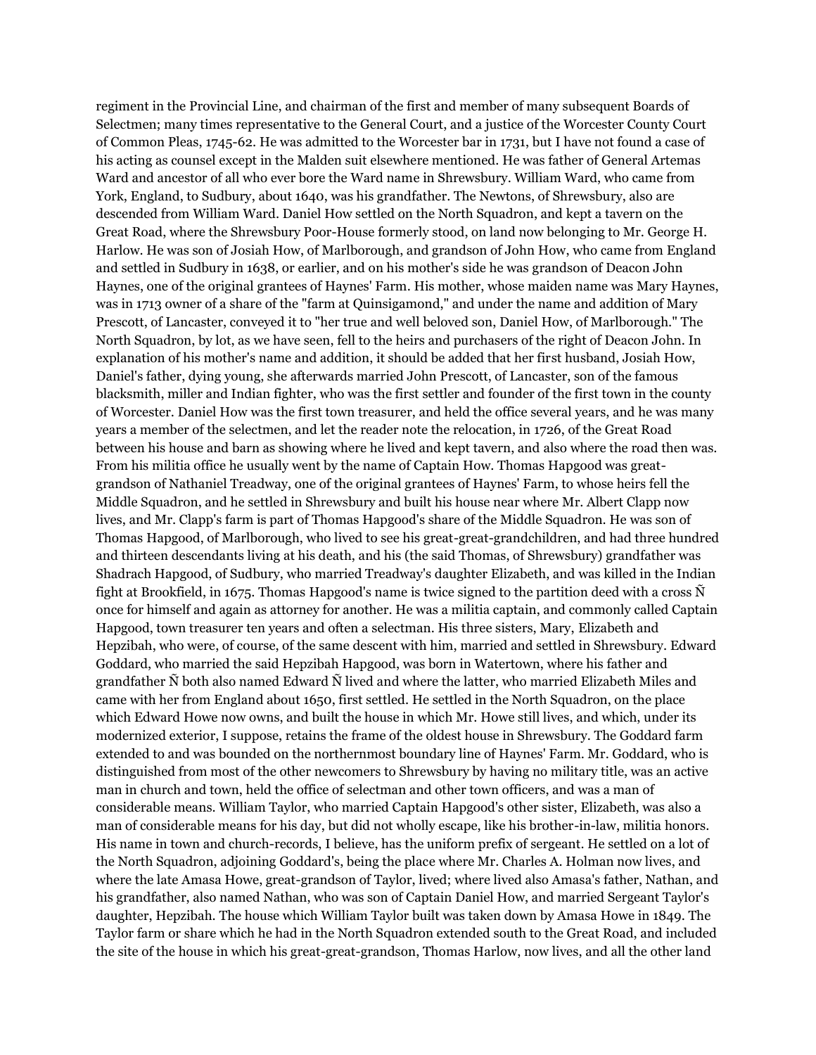regiment in the Provincial Line, and chairman of the first and member of many subsequent Boards of Selectmen; many times representative to the General Court, and a justice of the Worcester County Court of Common Pleas, 1745-62. He was admitted to the Worcester bar in 1731, but I have not found a case of his acting as counsel except in the Malden suit elsewhere mentioned. He was father of General Artemas Ward and ancestor of all who ever bore the Ward name in Shrewsbury. William Ward, who came from York, England, to Sudbury, about 1640, was his grandfather. The Newtons, of Shrewsbury, also are descended from William Ward. Daniel How settled on the North Squadron, and kept a tavern on the Great Road, where the Shrewsbury Poor-House formerly stood, on land now belonging to Mr. George H. Harlow. He was son of Josiah How, of Marlborough, and grandson of John How, who came from England and settled in Sudbury in 1638, or earlier, and on his mother's side he was grandson of Deacon John Haynes, one of the original grantees of Haynes' Farm. His mother, whose maiden name was Mary Haynes, was in 1713 owner of a share of the "farm at Quinsigamond," and under the name and addition of Mary Prescott, of Lancaster, conveyed it to "her true and well beloved son, Daniel How, of Marlborough." The North Squadron, by lot, as we have seen, fell to the heirs and purchasers of the right of Deacon John. In explanation of his mother's name and addition, it should be added that her first husband, Josiah How, Daniel's father, dying young, she afterwards married John Prescott, of Lancaster, son of the famous blacksmith, miller and Indian fighter, who was the first settler and founder of the first town in the county of Worcester. Daniel How was the first town treasurer, and held the office several years, and he was many years a member of the selectmen, and let the reader note the relocation, in 1726, of the Great Road between his house and barn as showing where he lived and kept tavern, and also where the road then was. From his militia office he usually went by the name of Captain How. Thomas Hapgood was great-grandson of Nathaniel Treadway, one of the original grantees of Haynes' Farm, to whose heirs fell the Middle Squadron, and he settled in Shrewsbury and built his house near where Mr. Albert Clapp now lives, and Mr. Clapp's farm is part of Thomas Hapgood's share of the Middle Squadron. He was son of Thomas Hapgood, of Marlborough, who lived to see his great-great-grandchildren, and had three hundred and thirteen descendants living at his death, and his (the said Thomas, of Shrewsbury) grandfather was Shadrach Hapgood, of Sudbury, who married Treadway's daughter Elizabeth, and was killed in the Indian fight at Brookfield, in 1675. Thomas Hapgood's name is twice signed to the partition deed with a cross Ñ once for himself and again as attorney for another. He was a militia captain, and commonly called Captain Hapgood, town treasurer ten years and often a selectman. His three sisters, Mary, Elizabeth and Hepzibah, who were, of course, of the same descent with him, married and settled in Shrewsbury. Edward Goddard, who married the said Hepzibah Hapgood, was born in Watertown, where his father and grandfather Ñ both also named Edward Ñ lived and where the latter, who married Elizabeth Miles and came with her from England about 1650, first settled. He settled in the North Squadron, on the place which Edward Howe now owns, and built the house in which Mr. Howe still lives, and which, under its modernized exterior, I suppose, retains the frame of the oldest house in Shrewsbury. The Goddard farm extended to and was bounded on the northernmost boundary line of Haynes' Farm. Mr. Goddard, who is distinguished from most of the other newcomers to Shrewsbury by having no military title, was an active man in church and town, held the office of selectman and other town officers, and was a man of considerable means. William Taylor, who married Captain Hapgood's other sister, Elizabeth, was also a man of considerable means for his day, but did not wholly escape, like his brother-in-law, militia honors. His name in town and church-records, I believe, has the uniform prefix of sergeant. He settled on a lot of the North Squadron, adjoining Goddard's, being the place where Mr. Charles A. Holman now lives, and where the late Amasa Howe, great-grandson of Taylor, lived; where lived also Amasa's father, Nathan, and his grandfather, also named Nathan, who was son of Captain Daniel How, and married Sergeant Taylor's daughter, Hepzibah. The house which William Taylor built was taken down by Amasa Howe in 1849. The Taylor farm or share which he had in the North Squadron extended south to the Great Road, and included the site of the house in which his great-great-grandson, Thomas Harlow, now lives, and all the other land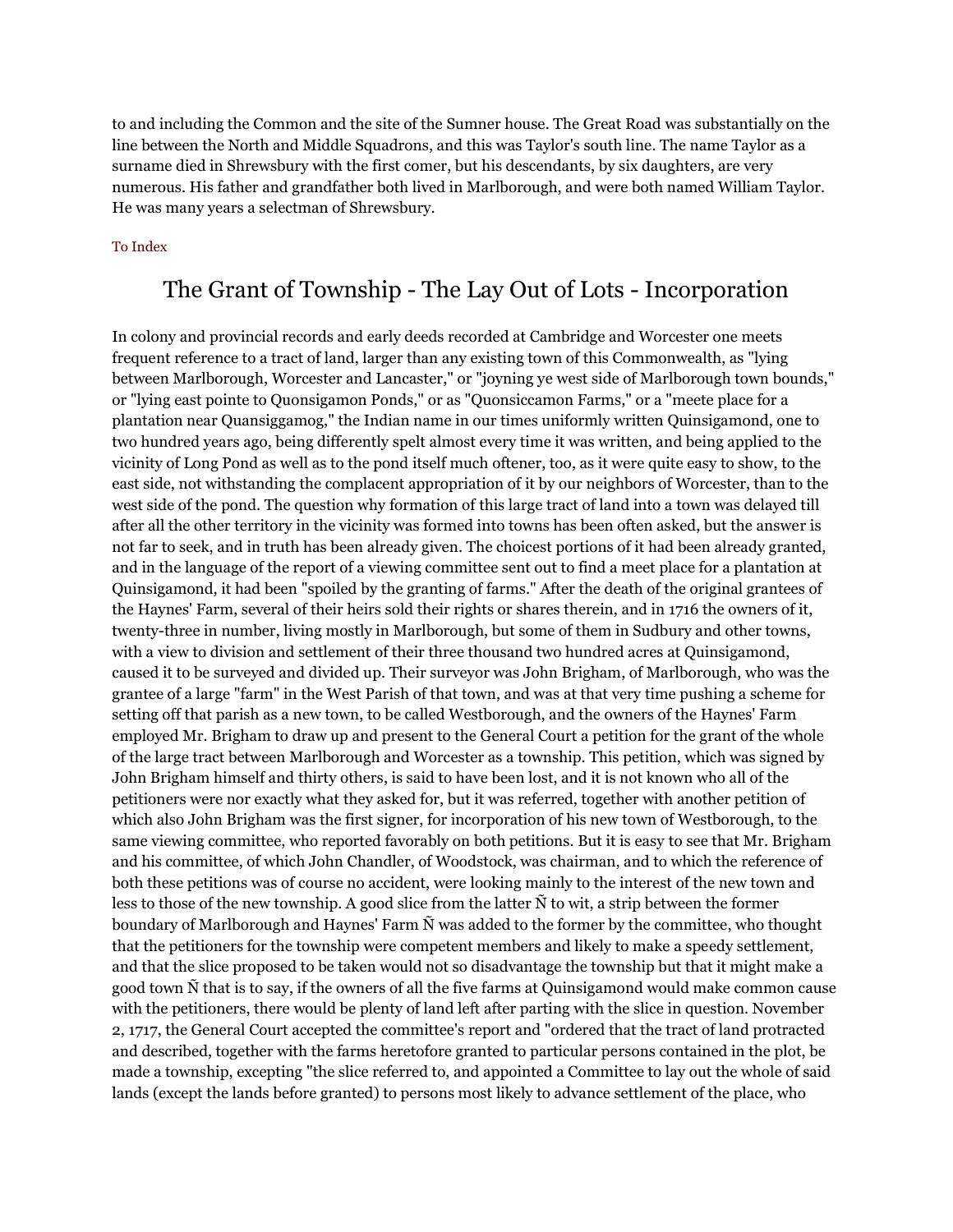to and including the Common and the site of the Sumner house. The Great Road was substantially on the line between the North and Middle Squadrons, and this was Taylor's south line. The name Taylor as a surname died in Shrewsbury with the first comer, but his descendants, by six daughters, are very numerous. His father and grandfather both lived in Marlborough, and were both named William Taylor. He was many years a selectman of Shrewsbury.

To Index

## The Grant of Township - The Lay Out of Lots - Incorporation

In colony and provincial records and early deeds recorded at Cambridge and Worcester one meets frequent reference to a tract of land, larger than any existing town of this Commonwealth, as "lying between Marlborough, Worcester and Lancaster," or "joyning ye west side of Marlborough town bounds," or "lying east pointe to Quonsigamon Ponds," or as "Quonsiccamon Farms," or a "meete place for a plantation near Quansiggamog," the Indian name in our times uniformly written Quinsigamond, one to two hundred years ago, being differently spelt almost every time it was written, and being applied to the vicinity of Long Pond as well as to the pond itself much oftener, too, as it were quite easy to show, to the east side, not withstanding the complacent appropriation of it by our neighbors of Worcester, than to the west side of the pond. The question why formation of this large tract of land into a town was delayed till after all the other territory in the vicinity was formed into towns has been often asked, but the answer is not far to seek, and in truth has been already given. The choicest portions of it had been already granted, and in the language of the report of a viewing committee sent out to find a meet place for a plantation at Quinsigamond, it had been "spoiled by the granting of farms." After the death of the original grantees of the Haynes' Farm, several of their heirs sold their rights or shares therein, and in 1716 the owners of it, twenty-three in number, living mostly in Marlborough, but some of them in Sudbury and other towns, with a view to division and settlement of their three thousand two hundred acres at Quinsigamond, caused it to be surveyed and divided up. Their surveyor was John Brigham, of Marlborough, who was the grantee of a large "farm" in the West Parish of that town, and was at that very time pushing a scheme for setting off that parish as a new town, to be called Westborough, and the owners of the Haynes' Farm employed Mr. Brigham to draw up and present to the General Court a petition for the grant of the whole of the large tract between Marlborough and Worcester as a township. This petition, which was signed by John Brigham himself and thirty others, is said to have been lost, and it is not known who all of the petitioners were nor exactly what they asked for, but it was referred, together with another petition of which also John Brigham was the first signer, for incorporation of his new town of Westborough, to the same viewing committee, who reported favorably on both petitions. But it is easy to see that Mr. Brigham and his committee, of which John Chandler, of Woodstock, was chairman, and to which the reference of both these petitions was of course no accident, were looking mainly to the interest of the new town and less to those of the new township. A good slice from the latter Ñ to wit, a strip between the former boundary of Marlborough and Haynes' Farm Ñ was added to the former by the committee, who thought that the petitioners for the township were competent members and likely to make a speedy settlement, and that the slice proposed to be taken would not so disadvantage the township but that it might make a good town Ñ that is to say, if the owners of all the five farms at Quinsigamond would make common cause with the petitioners, there would be plenty of land left after parting with the slice in question. November 2, 1717, the General Court accepted the committee's report and "ordered that the tract of land protracted and described, together with the farms heretofore granted to particular persons contained in the plot, be made a township, excepting "the slice referred to, and appointed a Committee to lay out the whole of said lands (except the lands before granted) to persons most likely to advance settlement of the place, who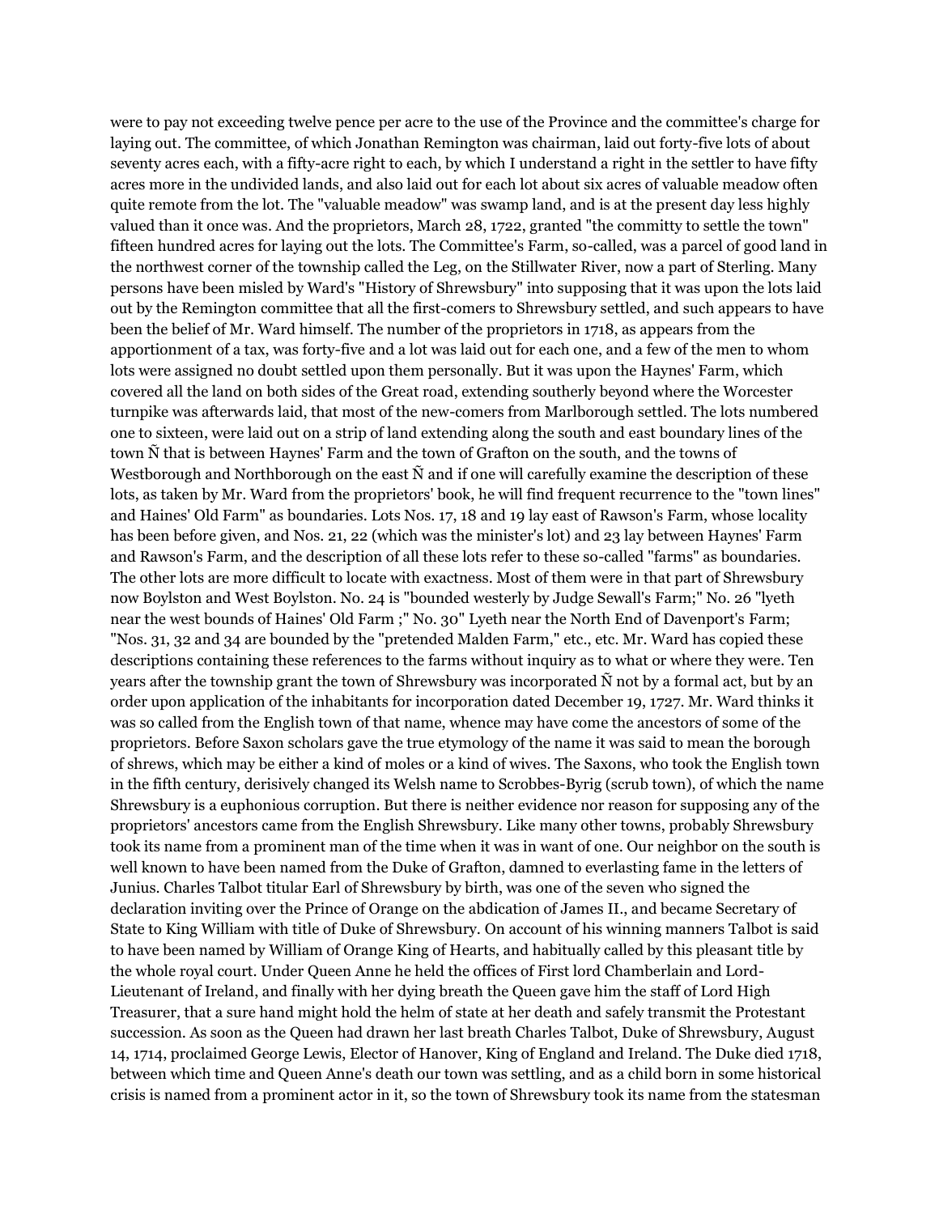were to pay not exceeding twelve pence per acre to the use of the Province and the committee's charge for laying out. The committee, of which Jonathan Remington was chairman, laid out forty-five lots of about seventy acres each, with a fifty-acre right to each, by which I understand a right in the settler to have fifty acres more in the undivided lands, and also laid out for each lot about six acres of valuable meadow often quite remote from the lot. The "valuable meadow" was swamp land, and is at the present day less highly valued than it once was. And the proprietors, March 28, 1722, granted "the committy to settle the town" fifteen hundred acres for laying out the lots. The Committee's Farm, so-called, was a parcel of good land in the northwest corner of the township called the Leg, on the Stillwater River, now a part of Sterling. Many persons have been misled by Ward's "History of Shrewsbury" into supposing that it was upon the lots laid out by the Remington committee that all the first-comers to Shrewsbury settled, and such appears to have been the belief of Mr. Ward himself. The number of the proprietors in 1718, as appears from the apportionment of a tax, was forty-five and a lot was laid out for each one, and a few of the men to whom lots were assigned no doubt settled upon them personally. But it was upon the Haynes' Farm, which covered all the land on both sides of the Great road, extending southerly beyond where the Worcester turnpike was afterwards laid, that most of the new-comers from Marlborough settled. The lots numbered one to sixteen, were laid out on a strip of land extending along the south and east boundary lines of the town Ñ that is between Haynes' Farm and the town of Grafton on the south, and the towns of Westborough and Northborough on the east Ñ and if one will carefully examine the description of these lots, as taken by Mr. Ward from the proprietors' book, he will find frequent recurrence to the "town lines" and Haines' Old Farm" as boundaries. Lots Nos. 17, 18 and 19 lay east of Rawson's Farm, whose locality has been before given, and Nos. 21, 22 (which was the minister's lot) and 23 lay between Haynes' Farm and Rawson's Farm, and the description of all these lots refer to these so-called "farms" as boundaries. The other lots are more difficult to locate with exactness. Most of them were in that part of Shrewsbury now Boylston and West Boylston. No. 24 is "bounded westerly by Judge Sewall's Farm;" No. 26 "lyeth near the west bounds of Haines' Old Farm ;" No. 30" Lyeth near the North End of Davenport's Farm; "Nos. 31, 32 and 34 are bounded by the "pretended Malden Farm," etc., etc. Mr. Ward has copied these descriptions containing these references to the farms without inquiry as to what or where they were. Ten years after the township grant the town of Shrewsbury was incorporated Ñ not by a formal act, but by an order upon application of the inhabitants for incorporation dated December 19, 1727. Mr. Ward thinks it was so called from the English town of that name, whence may have come the ancestors of some of the proprietors. Before Saxon scholars gave the true etymology of the name it was said to mean the borough of shrews, which may be either a kind of moles or a kind of wives. The Saxons, who took the English town in the fifth century, derisively changed its Welsh name to Scrobbes-Byrig (scrub town), of which the name Shrewsbury is a euphonious corruption. But there is neither evidence nor reason for supposing any of the proprietors' ancestors came from the English Shrewsbury. Like many other towns, probably Shrewsbury took its name from a prominent man of the time when it was in want of one. Our neighbor on the south is well known to have been named from the Duke of Grafton, damned to everlasting fame in the letters of Junius. Charles Talbot titular Earl of Shrewsbury by birth, was one of the seven who signed the declaration inviting over the Prince of Orange on the abdication of James II., and became Secretary of State to King William with title of Duke of Shrewsbury. On account of his winning manners Talbot is said to have been named by William of Orange King of Hearts, and habitually called by this pleasant title by the whole royal court. Under Queen Anne he held the offices of First lord Chamberlain and Lord-Lieutenant of Ireland, and finally with her dying breath the Queen gave him the staff of Lord High Treasurer, that a sure hand might hold the helm of state at her death and safely transmit the Protestant succession. As soon as the Queen had drawn her last breath Charles Talbot, Duke of Shrewsbury, August 14, 1714, proclaimed George Lewis, Elector of Hanover, King of England and Ireland. The Duke died 1718, between which time and Queen Anne's death our town was settling, and as a child born in some historical crisis is named from a prominent actor in it, so the town of Shrewsbury took its name from the statesman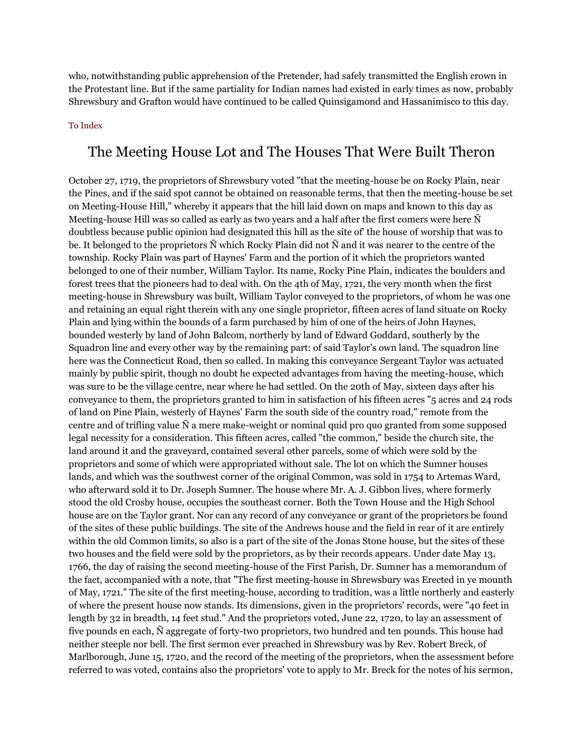who, notwithstanding public apprehension of the Pretender, had safely transmitted the English crown in the Protestant line. But if the same partiality for Indian names had existed in early times as now, probably Shrewsbury and Grafton would have continued to be called Quinsigamond and Hassanimisco to this day.

To Index

## The Meeting House Lot and The Houses That Were Built Theron

October 27, 1719, the proprietors of Shrewsbury voted "that the meeting-house be on Rocky Plain, near the Pines, and if the said spot cannot be obtained on reasonable terms, that then the meeting-house be set on Meeting-House Hill," whereby it appears that the hill laid down on maps and known to this day as Meeting-house Hill was so called as early as two years and a half after the first comers were here Ñ doubtless because public opinion had designated this hill as the site of' the house of worship that was to be. It belonged to the proprietors Ñ which Rocky Plain did not Ñ and it was nearer to the centre of the township. Rocky Plain was part of Haynes' Farm and the portion of it which the proprietors wanted belonged to one of their number, William Taylor. Its name, Rocky Pine Plain, indicates the boulders and forest trees that the pioneers had to deal with. On the 4th of May, 1721, the very month when the first meeting-house in Shrewsbury was built, William Taylor conveyed to the proprietors, of whom he was one and retaining an equal right therein with any one single proprietor, fifteen acres of land situate on Rocky Plain and lying within the bounds of a farm purchased by him of one of the heirs of John Haynes, bounded westerly by land of John Balcom, northerly by land of Edward Goddard, southerly by the Squadron line and every other way by the remaining part: of said Taylor's own land. The squadron line here was the Connecticut Road, then so called. In making this conveyance Sergeant Taylor was actuated mainly by public spirit, though no doubt he expected advantages from having the meeting-house, which was sure to be the village centre, near where he had settled. On the 20th of May, sixteen days after his conveyance to them, the proprietors granted to him in satisfaction of his fifteen acres "5 acres and 24 rods of land on Pine Plain, westerly of Haynes' Farm the south side of the country road," remote from the centre and of trifling value Ñ a mere make-weight or nominal quid pro quo granted from some supposed legal necessity for a consideration. This fifteen acres, called "the common," beside the church site, the land around it and the graveyard, contained several other parcels, some of which were sold by the proprietors and some of which were appropriated without sale. The lot on which the Sumner houses lands, and which was the southwest corner of the original Common, was sold in 1754 to Artemas Ward, who afterward sold it to Dr. Joseph Sumner. The house where Mr. A. J. Gibbon lives, where formerly stood the old Crosby house, occupies the southeast corner. Both the Town House and the High School house are on the Taylor grant. Nor can any record of any conveyance or grant of the proprietors be found of the sites of these public buildings. The site of the Andrews house and the field in rear of it are entirely within the old Common limits, so also is a part of the site of the Jonas Stone house, but the sites of these two houses and the field were sold by the proprietors, as by their records appears. Under date May 13, 1766, the day of raising the second meeting-house of the First Parish, Dr. Sumner has a memorandum of the fact, accompanied with a note, that "The first meeting-house in Shrewsbury was Erected in ye mounth of May, 1721." The site of the first meeting-house, according to tradition, was a little northerly and easterly of where the present house now stands. Its dimensions, given in the proprietors' records, were "40 feet in length by 32 in breadth, 14 feet stud." And the proprietors voted, June 22, 1720, to lay an assessment of five pounds en each, Ñ aggregate of forty-two proprietors, two hundred and ten pounds. This house had neither steeple nor bell. The first sermon ever preached in Shrewsbury was by Rev. Robert Breck, of Marlborough, June 15, 1720, and the record of the meeting of the proprietors, when the assessment before referred to was voted, contains also the proprietors' vote to apply to Mr. Breck for the notes of his sermon,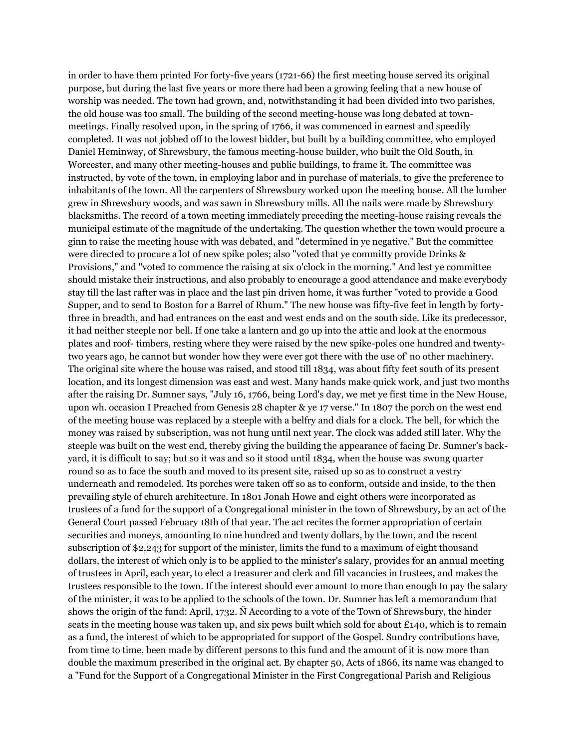in order to have them printed For forty-five years (1721-66) the first meeting house served its original purpose, but during the last five years or more there had been a growing feeling that a new house of worship was needed. The town had grown, and, notwithstanding it had been divided into two parishes, the old house was too small. The building of the second meeting-house was long debated at town-meetings. Finally resolved upon, in the spring of 1766, it was commenced in earnest and speedily completed. It was not jobbed off to the lowest bidder, but built by a building committee, who employed Daniel Heminway, of Shrewsbury, the famous meeting-house builder, who built the Old South, in Worcester, and many other meeting-houses and public buildings, to frame it. The committee was instructed, by vote of the town, in employing labor and in purchase of materials, to give the preference to inhabitants of the town. All the carpenters of Shrewsbury worked upon the meeting house. All the lumber grew in Shrewsbury woods, and was sawn in Shrewsbury mills. All the nails were made by Shrewsbury blacksmiths. The record of a town meeting immediately preceding the meeting-house raising reveals the municipal estimate of the magnitude of the undertaking. The question whether the town would procure a ginn to raise the meeting house with was debated, and "determined in ye negative." But the committee were directed to procure a lot of new spike poles; also "voted that ye committy provide Drinks & Provisions," and "voted to commence the raising at six o'clock in the morning." And lest ye committee should mistake their instructions, and also probably to encourage a good attendance and make everybody stay till the last rafter was in place and the last pin driven home, it was further "voted to provide a Good Supper, and to send to Boston for a Barrel of Rhum." The new house was fifty-five feet in length by forty-three in breadth, and had entrances on the east and west ends and on the south side. Like its predecessor, it had neither steeple nor bell. If one take a lantern and go up into the attic and look at the enormous plates and roof- timbers, resting where they were raised by the new spike-poles one hundred and twenty-two years ago, he cannot but wonder how they were ever got there with the use of' no other machinery. The original site where the house was raised, and stood till 1834, was about fifty feet south of its present location, and its longest dimension was east and west. Many hands make quick work, and just two months after the raising Dr. Sumner says, "July 16, 1766, being Lord's day, we met ye first time in the New House, upon wh. occasion I Preached from Genesis 28 chapter & ye 17 verse." In 1807 the porch on the west end of the meeting house was replaced by a steeple with a belfry and dials for a clock. The bell, for which the money was raised by subscription, was not hung until next year. The clock was added still later. Why the steeple was built on the west end, thereby giving the building the appearance of facing Dr. Sumner's back-yard, it is difficult to say; but so it was and so it stood until 1834, when the house was swung quarter round so as to face the south and moved to its present site, raised up so as to construct a vestry underneath and remodeled. Its porches were taken off so as to conform, outside and inside, to the then prevailing style of church architecture. In 1801 Jonah Howe and eight others were incorporated as trustees of a fund for the support of a Congregational minister in the town of Shrewsbury, by an act of the General Court passed February 18th of that year. The act recites the former appropriation of certain securities and moneys, amounting to nine hundred and twenty dollars, by the town, and the recent subscription of $2,243 for support of the minister, limits the fund to a maximum of eight thousand dollars, the interest of which only is to be applied to the minister's salary, provides for an annual meeting of trustees in April, each year, to elect a treasurer and clerk and fill vacancies in trustees, and makes the trustees responsible to the town. If the interest should ever amount to more than enough to pay the salary of the minister, it was to be applied to the schools of the town. Dr. Sumner has left a memorandum that shows the origin of the fund: April, 1732. Ñ According to a vote of the Town of Shrewsbury, the hinder seats in the meeting house was taken up, and six pews built which sold for about £140, which is to remain as a fund, the interest of which to be appropriated for support of the Gospel. Sundry contributions have, from time to time, been made by different persons to this fund and the amount of it is now more than double the maximum prescribed in the original act. By chapter 50, Acts of 1866, its name was changed to a "Fund for the Support of a Congregational Minister in the First Congregational Parish and Religious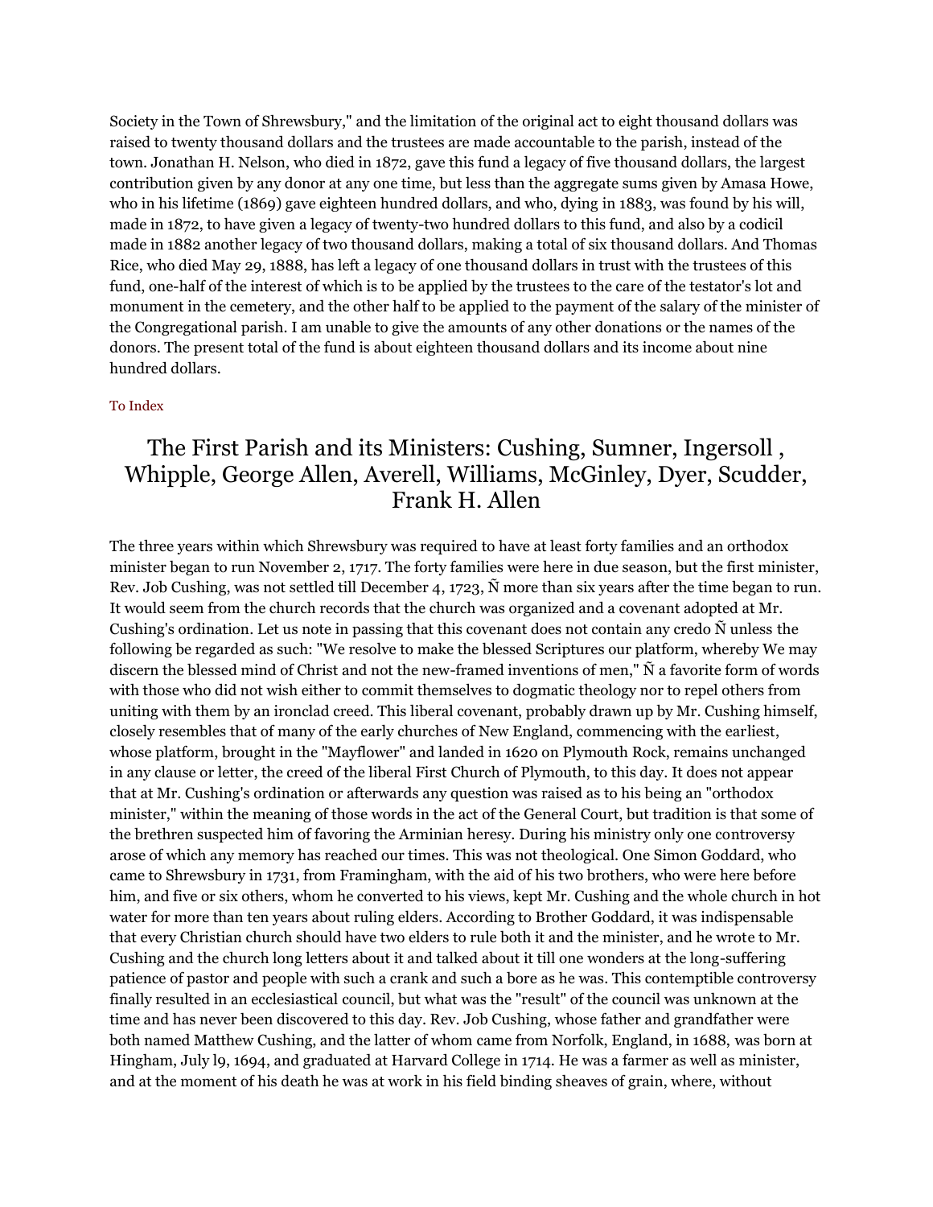Society in the Town of Shrewsbury," and the limitation of the original act to eight thousand dollars was raised to twenty thousand dollars and the trustees are made accountable to the parish, instead of the town. Jonathan H. Nelson, who died in 1872, gave this fund a legacy of five thousand dollars, the largest contribution given by any donor at any one time, but less than the aggregate sums given by Amasa Howe, who in his lifetime (1869) gave eighteen hundred dollars, and who, dying in 1883, was found by his will, made in 1872, to have given a legacy of twenty-two hundred dollars to this fund, and also by a codicil made in 1882 another legacy of two thousand dollars, making a total of six thousand dollars. And Thomas Rice, who died May 29, 1888, has left a legacy of one thousand dollars in trust with the trustees of this fund, one-half of the interest of which is to be applied by the trustees to the care of the testator's lot and monument in the cemetery, and the other half to be applied to the payment of the salary of the minister of the Congregational parish. I am unable to give the amounts of any other donations or the names of the donors. The present total of the fund is about eighteen thousand dollars and its income about nine hundred dollars.

To Index

# The First Parish and its Ministers: Cushing, Sumner, Ingersoll , Whipple, George Allen, Averell, Williams, McGinley, Dyer, Scudder, Frank H. Allen

The three years within which Shrewsbury was required to have at least forty families and an orthodox minister began to run November 2, 1717. The forty families were here in due season, but the first minister, Rev. Job Cushing, was not settled till December 4, 1723, Ñ more than six years after the time began to run. It would seem from the church records that the church was organized and a covenant adopted at Mr. Cushing's ordination. Let us note in passing that this covenant does not contain any credo Ñ unless the following be regarded as such: "We resolve to make the blessed Scriptures our platform, whereby We may discern the blessed mind of Christ and not the new-framed inventions of men," Ñ a favorite form of words with those who did not wish either to commit themselves to dogmatic theology nor to repel others from uniting with them by an ironclad creed. This liberal covenant, probably drawn up by Mr. Cushing himself, closely resembles that of many of the early churches of New England, commencing with the earliest, whose platform, brought in the "Mayflower" and landed in 1620 on Plymouth Rock, remains unchanged in any clause or letter, the creed of the liberal First Church of Plymouth, to this day. It does not appear that at Mr. Cushing's ordination or afterwards any question was raised as to his being an "orthodox minister," within the meaning of those words in the act of the General Court, but tradition is that some of the brethren suspected him of favoring the Arminian heresy. During his ministry only one controversy arose of which any memory has reached our times. This was not theological. One Simon Goddard, who came to Shrewsbury in 1731, from Framingham, with the aid of his two brothers, who were here before him, and five or six others, whom he converted to his views, kept Mr. Cushing and the whole church in hot water for more than ten years about ruling elders. According to Brother Goddard, it was indispensable that every Christian church should have two elders to rule both it and the minister, and he wrote to Mr. Cushing and the church long letters about it and talked about it till one wonders at the long-suffering patience of pastor and people with such a crank and such a bore as he was. This contemptible controversy finally resulted in an ecclesiastical council, but what was the "result" of the council was unknown at the time and has never been discovered to this day. Rev. Job Cushing, whose father and grandfather were both named Matthew Cushing, and the latter of whom came from Norfolk, England, in 1688, was born at Hingham, July l9, 1694, and graduated at Harvard College in 1714. He was a farmer as well as minister, and at the moment of his death he was at work in his field binding sheaves of grain, where, without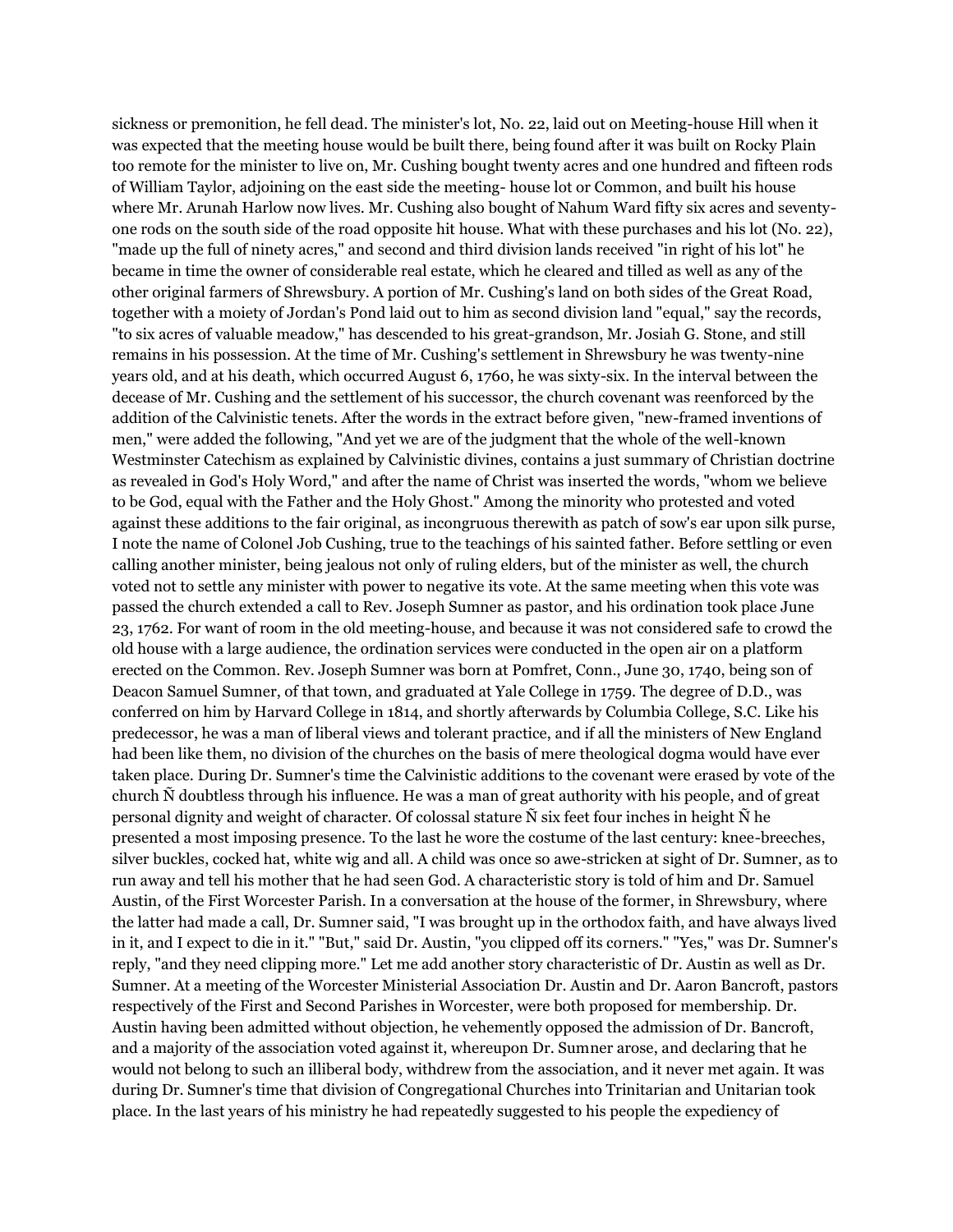sickness or premonition, he fell dead. The minister's lot, No. 22, laid out on Meeting-house Hill when it was expected that the meeting house would be built there, being found after it was built on Rocky Plain too remote for the minister to live on, Mr. Cushing bought twenty acres and one hundred and fifteen rods of William Taylor, adjoining on the east side the meeting- house lot or Common, and built his house where Mr. Arunah Harlow now lives. Mr. Cushing also bought of Nahum Ward fifty six acres and seventy-one rods on the south side of the road opposite hit house. What with these purchases and his lot (No. 22), "made up the full of ninety acres," and second and third division lands received "in right of his lot" he became in time the owner of considerable real estate, which he cleared and tilled as well as any of the other original farmers of Shrewsbury. A portion of Mr. Cushing's land on both sides of the Great Road, together with a moiety of Jordan's Pond laid out to him as second division land "equal," say the records, "to six acres of valuable meadow," has descended to his great-grandson, Mr. Josiah G. Stone, and still remains in his possession. At the time of Mr. Cushing's settlement in Shrewsbury he was twenty-nine years old, and at his death, which occurred August 6, 1760, he was sixty-six. In the interval between the decease of Mr. Cushing and the settlement of his successor, the church covenant was reenforced by the addition of the Calvinistic tenets. After the words in the extract before given, "new-framed inventions of men," were added the following, "And yet we are of the judgment that the whole of the well-known Westminster Catechism as explained by Calvinistic divines, contains a just summary of Christian doctrine as revealed in God's Holy Word," and after the name of Christ was inserted the words, "whom we believe to be God, equal with the Father and the Holy Ghost." Among the minority who protested and voted against these additions to the fair original, as incongruous therewith as patch of sow's ear upon silk purse, I note the name of Colonel Job Cushing, true to the teachings of his sainted father. Before settling or even calling another minister, being jealous not only of ruling elders, but of the minister as well, the church voted not to settle any minister with power to negative its vote. At the same meeting when this vote was passed the church extended a call to Rev. Joseph Sumner as pastor, and his ordination took place June 23, 1762. For want of room in the old meeting-house, and because it was not considered safe to crowd the old house with a large audience, the ordination services were conducted in the open air on a platform erected on the Common. Rev. Joseph Sumner was born at Pomfret, Conn., June 30, 1740, being son of Deacon Samuel Sumner, of that town, and graduated at Yale College in 1759. The degree of D.D., was conferred on him by Harvard College in 1814, and shortly afterwards by Columbia College, S.C. Like his predecessor, he was a man of liberal views and tolerant practice, and if all the ministers of New England had been like them, no division of the churches on the basis of mere theological dogma would have ever taken place. During Dr. Sumner's time the Calvinistic additions to the covenant were erased by vote of the church Ñ doubtless through his influence. He was a man of great authority with his people, and of great personal dignity and weight of character. Of colossal stature Ñ six feet four inches in height Ñ he presented a most imposing presence. To the last he wore the costume of the last century: knee-breeches, silver buckles, cocked hat, white wig and all. A child was once so awe-stricken at sight of Dr. Sumner, as to run away and tell his mother that he had seen God. A characteristic story is told of him and Dr. Samuel Austin, of the First Worcester Parish. In a conversation at the house of the former, in Shrewsbury, where the latter had made a call, Dr. Sumner said, "I was brought up in the orthodox faith, and have always lived in it, and I expect to die in it." "But," said Dr. Austin, "you clipped off its corners." "Yes," was Dr. Sumner's reply, "and they need clipping more." Let me add another story characteristic of Dr. Austin as well as Dr. Sumner. At a meeting of the Worcester Ministerial Association Dr. Austin and Dr. Aaron Bancroft, pastors respectively of the First and Second Parishes in Worcester, were both proposed for membership. Dr. Austin having been admitted without objection, he vehemently opposed the admission of Dr. Bancroft, and a majority of the association voted against it, whereupon Dr. Sumner arose, and declaring that he would not belong to such an illiberal body, withdrew from the association, and it never met again. It was during Dr. Sumner's time that division of Congregational Churches into Trinitarian and Unitarian took place. In the last years of his ministry he had repeatedly suggested to his people the expediency of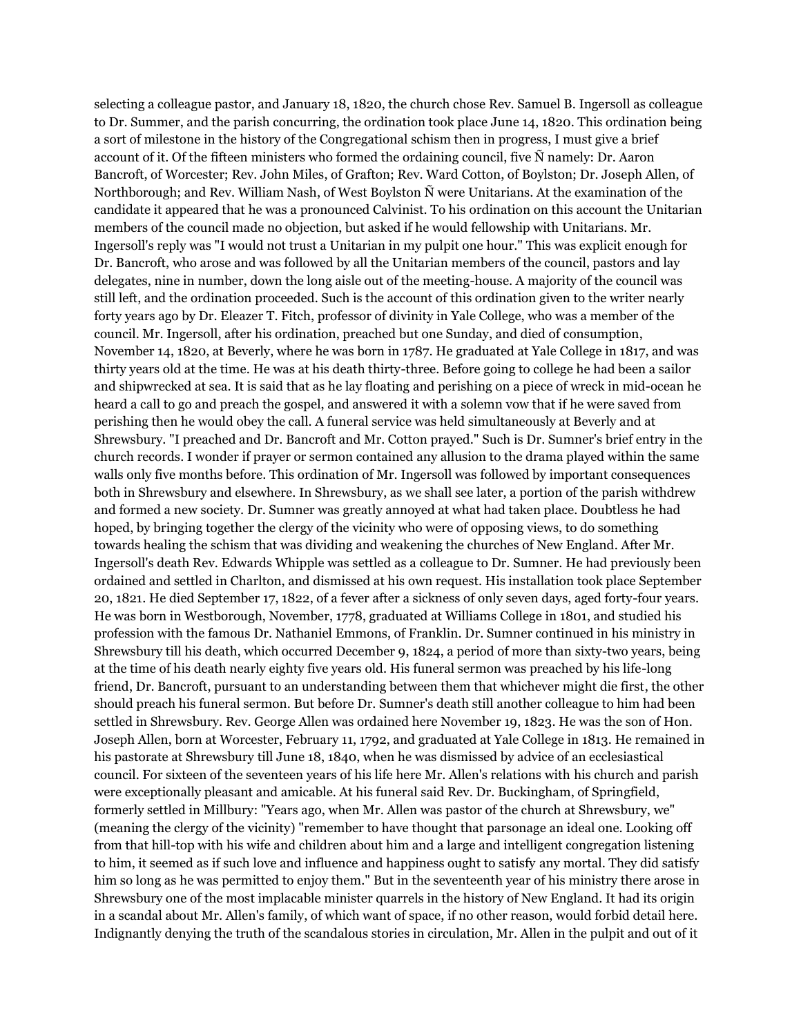selecting a colleague pastor, and January 18, 1820, the church chose Rev. Samuel B. Ingersoll as colleague to Dr. Summer, and the parish concurring, the ordination took place June 14, 1820. This ordination being a sort of milestone in the history of the Congregational schism then in progress, I must give a brief account of it. Of the fifteen ministers who formed the ordaining council, five Ñ namely: Dr. Aaron Bancroft, of Worcester; Rev. John Miles, of Grafton; Rev. Ward Cotton, of Boylston; Dr. Joseph Allen, of Northborough; and Rev. William Nash, of West Boylston Ñ were Unitarians. At the examination of the candidate it appeared that he was a pronounced Calvinist. To his ordination on this account the Unitarian members of the council made no objection, but asked if he would fellowship with Unitarians. Mr. Ingersoll's reply was "I would not trust a Unitarian in my pulpit one hour." This was explicit enough for Dr. Bancroft, who arose and was followed by all the Unitarian members of the council, pastors and lay delegates, nine in number, down the long aisle out of the meeting-house. A majority of the council was still left, and the ordination proceeded. Such is the account of this ordination given to the writer nearly forty years ago by Dr. Eleazer T. Fitch, professor of divinity in Yale College, who was a member of the council. Mr. Ingersoll, after his ordination, preached but one Sunday, and died of consumption, November 14, 1820, at Beverly, where he was born in 1787. He graduated at Yale College in 1817, and was thirty years old at the time. He was at his death thirty-three. Before going to college he had been a sailor and shipwrecked at sea. It is said that as he lay floating and perishing on a piece of wreck in mid-ocean he heard a call to go and preach the gospel, and answered it with a solemn vow that if he were saved from perishing then he would obey the call. A funeral service was held simultaneously at Beverly and at Shrewsbury. "I preached and Dr. Bancroft and Mr. Cotton prayed." Such is Dr. Sumner's brief entry in the church records. I wonder if prayer or sermon contained any allusion to the drama played within the same walls only five months before. This ordination of Mr. Ingersoll was followed by important consequences both in Shrewsbury and elsewhere. In Shrewsbury, as we shall see later, a portion of the parish withdrew and formed a new society. Dr. Sumner was greatly annoyed at what had taken place. Doubtless he had hoped, by bringing together the clergy of the vicinity who were of opposing views, to do something towards healing the schism that was dividing and weakening the churches of New England. After Mr. Ingersoll's death Rev. Edwards Whipple was settled as a colleague to Dr. Sumner. He had previously been ordained and settled in Charlton, and dismissed at his own request. His installation took place September 20, 1821. He died September 17, 1822, of a fever after a sickness of only seven days, aged forty-four years. He was born in Westborough, November, 1778, graduated at Williams College in 1801, and studied his profession with the famous Dr. Nathaniel Emmons, of Franklin. Dr. Sumner continued in his ministry in Shrewsbury till his death, which occurred December 9, 1824, a period of more than sixty-two years, being at the time of his death nearly eighty five years old. His funeral sermon was preached by his life-long friend, Dr. Bancroft, pursuant to an understanding between them that whichever might die first, the other should preach his funeral sermon. But before Dr. Sumner's death still another colleague to him had been settled in Shrewsbury. Rev. George Allen was ordained here November 19, 1823. He was the son of Hon. Joseph Allen, born at Worcester, February 11, 1792, and graduated at Yale College in 1813. He remained in his pastorate at Shrewsbury till June 18, 1840, when he was dismissed by advice of an ecclesiastical council. For sixteen of the seventeen years of his life here Mr. Allen's relations with his church and parish were exceptionally pleasant and amicable. At his funeral said Rev. Dr. Buckingham, of Springfield, formerly settled in Millbury: "Years ago, when Mr. Allen was pastor of the church at Shrewsbury, we" (meaning the clergy of the vicinity) "remember to have thought that parsonage an ideal one. Looking off from that hill-top with his wife and children about him and a large and intelligent congregation listening to him, it seemed as if such love and influence and happiness ought to satisfy any mortal. They did satisfy him so long as he was permitted to enjoy them." But in the seventeenth year of his ministry there arose in Shrewsbury one of the most implacable minister quarrels in the history of New England. It had its origin in a scandal about Mr. Allen's family, of which want of space, if no other reason, would forbid detail here. Indignantly denying the truth of the scandalous stories in circulation, Mr. Allen in the pulpit and out of it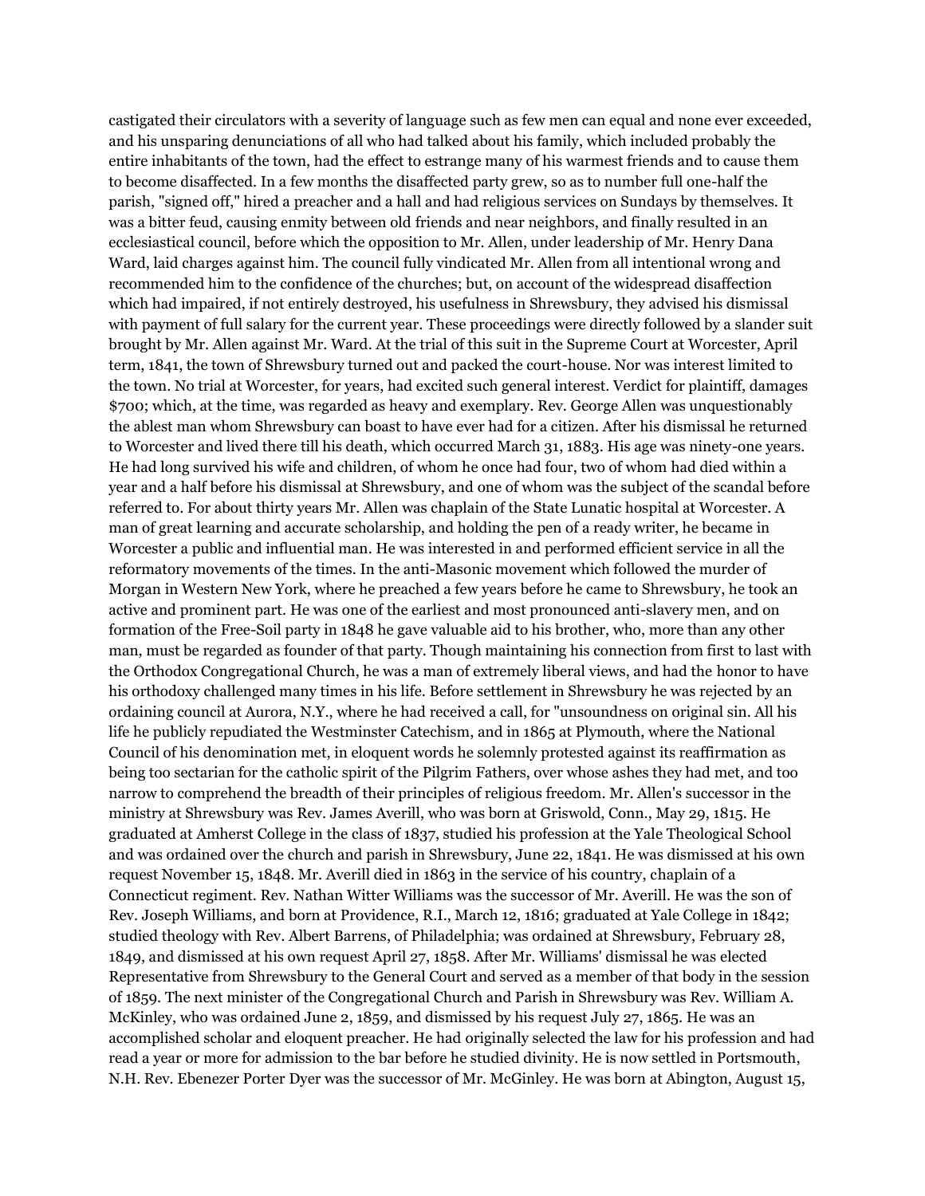castigated their circulators with a severity of language such as few men can equal and none ever exceeded, and his unsparing denunciations of all who had talked about his family, which included probably the entire inhabitants of the town, had the effect to estrange many of his warmest friends and to cause them to become disaffected. In a few months the disaffected party grew, so as to number full one-half the parish, "signed off," hired a preacher and a hall and had religious services on Sundays by themselves. It was a bitter feud, causing enmity between old friends and near neighbors, and finally resulted in an ecclesiastical council, before which the opposition to Mr. Allen, under leadership of Mr. Henry Dana Ward, laid charges against him. The council fully vindicated Mr. Allen from all intentional wrong and recommended him to the confidence of the churches; but, on account of the widespread disaffection which had impaired, if not entirely destroyed, his usefulness in Shrewsbury, they advised his dismissal with payment of full salary for the current year. These proceedings were directly followed by a slander suit brought by Mr. Allen against Mr. Ward. At the trial of this suit in the Supreme Court at Worcester, April term, 1841, the town of Shrewsbury turned out and packed the court-house. Nor was interest limited to the town. No trial at Worcester, for years, had excited such general interest. Verdict for plaintiff, damages $700; which, at the time, was regarded as heavy and exemplary. Rev. George Allen was unquestionably the ablest man whom Shrewsbury can boast to have ever had for a citizen. After his dismissal he returned to Worcester and lived there till his death, which occurred March 31, 1883. His age was ninety-one years. He had long survived his wife and children, of whom he once had four, two of whom had died within a year and a half before his dismissal at Shrewsbury, and one of whom was the subject of the scandal before referred to. For about thirty years Mr. Allen was chaplain of the State Lunatic hospital at Worcester. A man of great learning and accurate scholarship, and holding the pen of a ready writer, he became in Worcester a public and influential man. He was interested in and performed efficient service in all the reformatory movements of the times. In the anti-Masonic movement which followed the murder of Morgan in Western New York, where he preached a few years before he came to Shrewsbury, he took an active and prominent part. He was one of the earliest and most pronounced anti-slavery men, and on formation of the Free-Soil party in 1848 he gave valuable aid to his brother, who, more than any other man, must be regarded as founder of that party. Though maintaining his connection from first to last with the Orthodox Congregational Church, he was a man of extremely liberal views, and had the honor to have his orthodoxy challenged many times in his life. Before settlement in Shrewsbury he was rejected by an ordaining council at Aurora, N.Y., where he had received a call, for "unsoundness on original sin. All his life he publicly repudiated the Westminster Catechism, and in 1865 at Plymouth, where the National Council of his denomination met, in eloquent words he solemnly protested against its reaffirmation as being too sectarian for the catholic spirit of the Pilgrim Fathers, over whose ashes they had met, and too narrow to comprehend the breadth of their principles of religious freedom. Mr. Allen's successor in the ministry at Shrewsbury was Rev. James Averill, who was born at Griswold, Conn., May 29, 1815. He graduated at Amherst College in the class of 1837, studied his profession at the Yale Theological School and was ordained over the church and parish in Shrewsbury, June 22, 1841. He was dismissed at his own request November 15, 1848. Mr. Averill died in 1863 in the service of his country, chaplain of a Connecticut regiment. Rev. Nathan Witter Williams was the successor of Mr. Averill. He was the son of Rev. Joseph Williams, and born at Providence, R.I., March 12, 1816; graduated at Yale College in 1842; studied theology with Rev. Albert Barrens, of Philadelphia; was ordained at Shrewsbury, February 28, 1849, and dismissed at his own request April 27, 1858. After Mr. Williams' dismissal he was elected Representative from Shrewsbury to the General Court and served as a member of that body in the session of 1859. The next minister of the Congregational Church and Parish in Shrewsbury was Rev. William A. McKinley, who was ordained June 2, 1859, and dismissed by his request July 27, 1865. He was an accomplished scholar and eloquent preacher. He had originally selected the law for his profession and had read a year or more for admission to the bar before he studied divinity. He is now settled in Portsmouth, N.H. Rev. Ebenezer Porter Dyer was the successor of Mr. McGinley. He was born at Abington, August 15,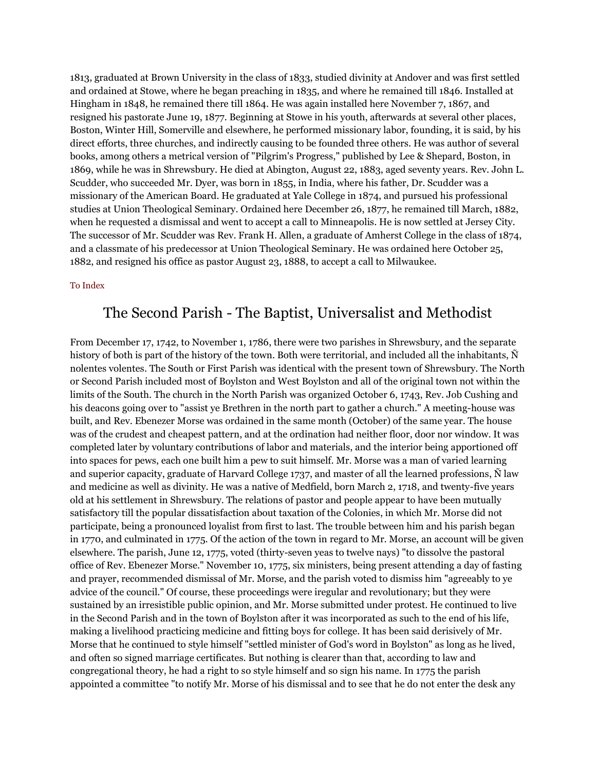1813, graduated at Brown University in the class of 1833, studied divinity at Andover and was first settled and ordained at Stowe, where he began preaching in 1835, and where he remained till 1846. Installed at Hingham in 1848, he remained there till 1864. He was again installed here November 7, 1867, and resigned his pastorate June 19, 1877. Beginning at Stowe in his youth, afterwards at several other places, Boston, Winter Hill, Somerville and elsewhere, he performed missionary labor, founding, it is said, by his direct efforts, three churches, and indirectly causing to be founded three others. He was author of several books, among others a metrical version of "Pilgrim's Progress," published by Lee & Shepard, Boston, in 1869, while he was in Shrewsbury. He died at Abington, August 22, 1883, aged seventy years. Rev. John L. Scudder, who succeeded Mr. Dyer, was born in 1855, in India, where his father, Dr. Scudder was a missionary of the American Board. He graduated at Yale College in 1874, and pursued his professional studies at Union Theological Seminary. Ordained here December 26, 1877, he remained till March, 1882, when he requested a dismissal and went to accept a call to Minneapolis. He is now settled at Jersey City. The successor of Mr. Scudder was Rev. Frank H. Allen, a graduate of Amherst College in the class of 1874, and a classmate of his predecessor at Union Theological Seminary. He was ordained here October 25, 1882, and resigned his office as pastor August 23, 1888, to accept a call to Milwaukee.

To Index

## The Second Parish - The Baptist, Universalist and Methodist

From December 17, 1742, to November 1, 1786, there were two parishes in Shrewsbury, and the separate history of both is part of the history of the town. Both were territorial, and included all the inhabitants, Ñ nolentes volentes. The South or First Parish was identical with the present town of Shrewsbury. The North or Second Parish included most of Boylston and West Boylston and all of the original town not within the limits of the South. The church in the North Parish was organized October 6, 1743, Rev. Job Cushing and his deacons going over to "assist ye Brethren in the north part to gather a church." A meeting-house was built, and Rev. Ebenezer Morse was ordained in the same month (October) of the same year. The house was of the crudest and cheapest pattern, and at the ordination had neither floor, door nor window. It was completed later by voluntary contributions of labor and materials, and the interior being apportioned off into spaces for pews, each one built him a pew to suit himself. Mr. Morse was a man of varied learning and superior capacity, graduate of Harvard College 1737, and master of all the learned professions, Ñ law and medicine as well as divinity. He was a native of Medfield, born March 2, 1718, and twenty-five years old at his settlement in Shrewsbury. The relations of pastor and people appear to have been mutually satisfactory till the popular dissatisfaction about taxation of the Colonies, in which Mr. Morse did not participate, being a pronounced loyalist from first to last. The trouble between him and his parish began in 1770, and culminated in 1775. Of the action of the town in regard to Mr. Morse, an account will be given elsewhere. The parish, June 12, 1775, voted (thirty-seven yeas to twelve nays) "to dissolve the pastoral office of Rev. Ebenezer Morse." November 10, 1775, six ministers, being present attending a day of fasting and prayer, recommended dismissal of Mr. Morse, and the parish voted to dismiss him "agreeably to ye advice of the council." Of course, these proceedings were iregular and revolutionary; but they were sustained by an irresistible public opinion, and Mr. Morse submitted under protest. He continued to live in the Second Parish and in the town of Boylston after it was incorporated as such to the end of his life, making a livelihood practicing medicine and fitting boys for college. It has been said derisively of Mr. Morse that he continued to style himself "settled minister of God's word in Boylston" as long as he lived, and often so signed marriage certificates. But nothing is clearer than that, according to law and congregational theory, he had a right to so style himself and so sign his name. In 1775 the parish appointed a committee "to notify Mr. Morse of his dismissal and to see that he do not enter the desk any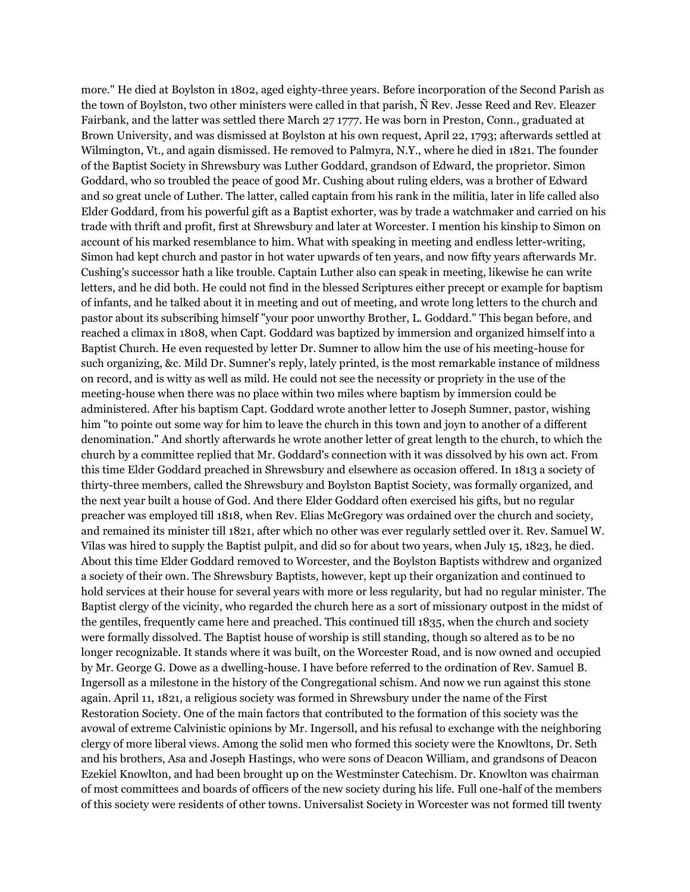more." He died at Boylston in 1802, aged eighty-three years. Before incorporation of the Second Parish as the town of Boylston, two other ministers were called in that parish, Ñ Rev. Jesse Reed and Rev. Eleazer Fairbank, and the latter was settled there March 27 1777. He was born in Preston, Conn., graduated at Brown University, and was dismissed at Boylston at his own request, April 22, 1793; afterwards settled at Wilmington, Vt., and again dismissed. He removed to Palmyra, N.Y., where he died in 1821. The founder of the Baptist Society in Shrewsbury was Luther Goddard, grandson of Edward, the proprietor. Simon Goddard, who so troubled the peace of good Mr. Cushing about ruling elders, was a brother of Edward and so great uncle of Luther. The latter, called captain from his rank in the militia, later in life called also Elder Goddard, from his powerful gift as a Baptist exhorter, was by trade a watchmaker and carried on his trade with thrift and profit, first at Shrewsbury and later at Worcester. I mention his kinship to Simon on account of his marked resemblance to him. What with speaking in meeting and endless letter-writing, Simon had kept church and pastor in hot water upwards of ten years, and now fifty years afterwards Mr. Cushing's successor hath a like trouble. Captain Luther also can speak in meeting, likewise he can write letters, and he did both. He could not find in the blessed Scriptures either precept or example for baptism of infants, and he talked about it in meeting and out of meeting, and wrote long letters to the church and pastor about its subscribing himself "your poor unworthy Brother, L. Goddard." This began before, and reached a climax in 1808, when Capt. Goddard was baptized by immersion and organized himself into a Baptist Church. He even requested by letter Dr. Sumner to allow him the use of his meeting-house for such organizing, &c. Mild Dr. Sumner's reply, lately printed, is the most remarkable instance of mildness on record, and is witty as well as mild. He could not see the necessity or propriety in the use of the meeting-house when there was no place within two miles where baptism by immersion could be administered. After his baptism Capt. Goddard wrote another letter to Joseph Sumner, pastor, wishing him "to pointe out some way for him to leave the church in this town and joyn to another of a different denomination." And shortly afterwards he wrote another letter of great length to the church, to which the church by a committee replied that Mr. Goddard's connection with it was dissolved by his own act. From this time Elder Goddard preached in Shrewsbury and elsewhere as occasion offered. In 1813 a society of thirty-three members, called the Shrewsbury and Boylston Baptist Society, was formally organized, and the next year built a house of God. And there Elder Goddard often exercised his gifts, but no regular preacher was employed till 1818, when Rev. Elias McGregory was ordained over the church and society, and remained its minister till 1821, after which no other was ever regularly settled over it. Rev. Samuel W. Vilas was hired to supply the Baptist pulpit, and did so for about two years, when July 15, 1823, he died. About this time Elder Goddard removed to Worcester, and the Boylston Baptists withdrew and organized a society of their own. The Shrewsbury Baptists, however, kept up their organization and continued to hold services at their house for several years with more or less regularity, but had no regular minister. The Baptist clergy of the vicinity, who regarded the church here as a sort of missionary outpost in the midst of the gentiles, frequently came here and preached. This continued till 1835, when the church and society were formally dissolved. The Baptist house of worship is still standing, though so altered as to be no longer recognizable. It stands where it was built, on the Worcester Road, and is now owned and occupied by Mr. George G. Dowe as a dwelling-house. I have before referred to the ordination of Rev. Samuel B. Ingersoll as a milestone in the history of the Congregational schism. And now we run against this stone again. April 11, 1821, a religious society was formed in Shrewsbury under the name of the First Restoration Society. One of the main factors that contributed to the formation of this society was the avowal of extreme Calvinistic opinions by Mr. Ingersoll, and his refusal to exchange with the neighboring clergy of more liberal views. Among the solid men who formed this society were the Knowltons, Dr. Seth and his brothers, Asa and Joseph Hastings, who were sons of Deacon William, and grandsons of Deacon Ezekiel Knowlton, and had been brought up on the Westminster Catechism. Dr. Knowlton was chairman of most committees and boards of officers of the new society during his life. Full one-half of the members of this society were residents of other towns. Universalist Society in Worcester was not formed till twenty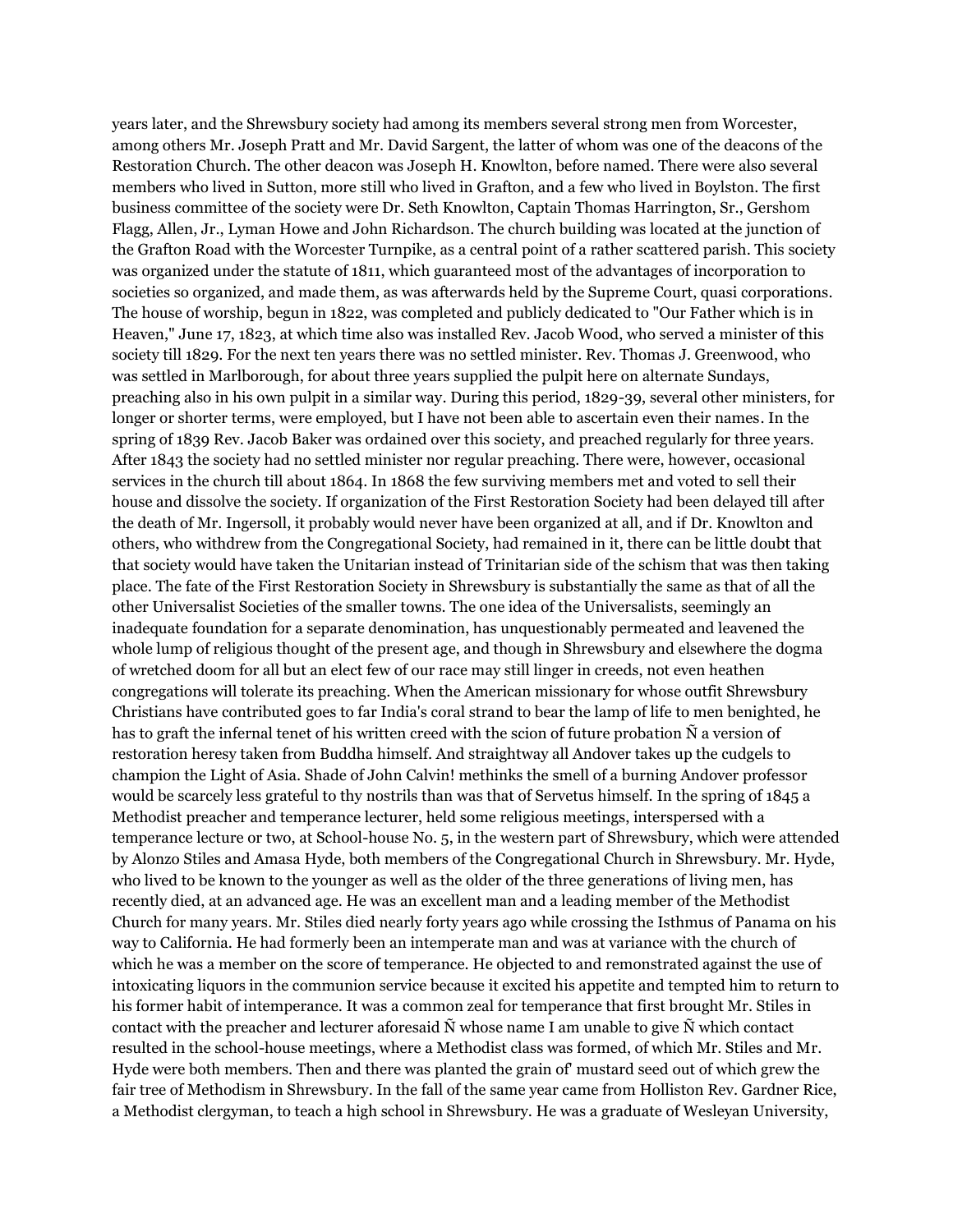years later, and the Shrewsbury society had among its members several strong men from Worcester, among others Mr. Joseph Pratt and Mr. David Sargent, the latter of whom was one of the deacons of the Restoration Church. The other deacon was Joseph H. Knowlton, before named. There were also several members who lived in Sutton, more still who lived in Grafton, and a few who lived in Boylston. The first business committee of the society were Dr. Seth Knowlton, Captain Thomas Harrington, Sr., Gershom Flagg, Allen, Jr., Lyman Howe and John Richardson. The church building was located at the junction of the Grafton Road with the Worcester Turnpike, as a central point of a rather scattered parish. This society was organized under the statute of 1811, which guaranteed most of the advantages of incorporation to societies so organized, and made them, as was afterwards held by the Supreme Court, quasi corporations. The house of worship, begun in 1822, was completed and publicly dedicated to "Our Father which is in Heaven," June 17, 1823, at which time also was installed Rev. Jacob Wood, who served a minister of this society till 1829. For the next ten years there was no settled minister. Rev. Thomas J. Greenwood, who was settled in Marlborough, for about three years supplied the pulpit here on alternate Sundays, preaching also in his own pulpit in a similar way. During this period, 1829-39, several other ministers, for longer or shorter terms, were employed, but I have not been able to ascertain even their names. In the spring of 1839 Rev. Jacob Baker was ordained over this society, and preached regularly for three years. After 1843 the society had no settled minister nor regular preaching. There were, however, occasional services in the church till about 1864. In 1868 the few surviving members met and voted to sell their house and dissolve the society. If organization of the First Restoration Society had been delayed till after the death of Mr. Ingersoll, it probably would never have been organized at all, and if Dr. Knowlton and others, who withdrew from the Congregational Society, had remained in it, there can be little doubt that that society would have taken the Unitarian instead of Trinitarian side of the schism that was then taking place. The fate of the First Restoration Society in Shrewsbury is substantially the same as that of all the other Universalist Societies of the smaller towns. The one idea of the Universalists, seemingly an inadequate foundation for a separate denomination, has unquestionably permeated and leavened the whole lump of religious thought of the present age, and though in Shrewsbury and elsewhere the dogma of wretched doom for all but an elect few of our race may still linger in creeds, not even heathen congregations will tolerate its preaching. When the American missionary for whose outfit Shrewsbury Christians have contributed goes to far India's coral strand to bear the lamp of life to men benighted, he has to graft the infernal tenet of his written creed with the scion of future probation Ñ a version of restoration heresy taken from Buddha himself. And straightway all Andover takes up the cudgels to champion the Light of Asia. Shade of John Calvin! methinks the smell of a burning Andover professor would be scarcely less grateful to thy nostrils than was that of Servetus himself. In the spring of 1845 a Methodist preacher and temperance lecturer, held some religious meetings, interspersed with a temperance lecture or two, at School-house No. 5, in the western part of Shrewsbury, which were attended by Alonzo Stiles and Amasa Hyde, both members of the Congregational Church in Shrewsbury. Mr. Hyde, who lived to be known to the younger as well as the older of the three generations of living men, has recently died, at an advanced age. He was an excellent man and a leading member of the Methodist Church for many years. Mr. Stiles died nearly forty years ago while crossing the Isthmus of Panama on his way to California. He had formerly been an intemperate man and was at variance with the church of which he was a member on the score of temperance. He objected to and remonstrated against the use of intoxicating liquors in the communion service because it excited his appetite and tempted him to return to his former habit of intemperance. It was a common zeal for temperance that first brought Mr. Stiles in contact with the preacher and lecturer aforesaid Ñ whose name I am unable to give Ñ which contact resulted in the school-house meetings, where a Methodist class was formed, of which Mr. Stiles and Mr. Hyde were both members. Then and there was planted the grain of' mustard seed out of which grew the fair tree of Methodism in Shrewsbury. In the fall of the same year came from Holliston Rev. Gardner Rice, a Methodist clergyman, to teach a high school in Shrewsbury. He was a graduate of Wesleyan University,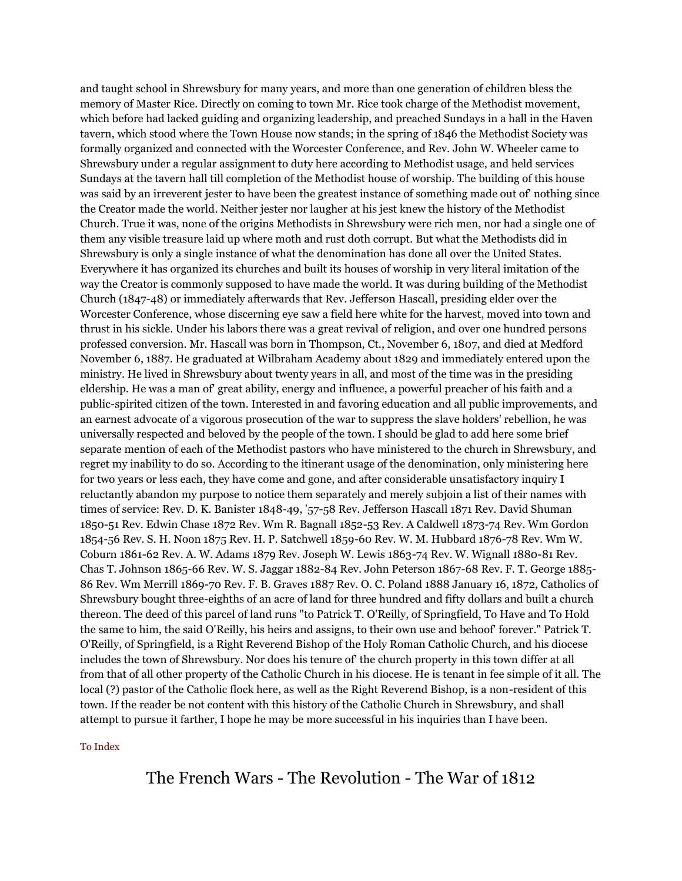and taught school in Shrewsbury for many years, and more than one generation of children bless the memory of Master Rice. Directly on coming to town Mr. Rice took charge of the Methodist movement, which before had lacked guiding and organizing leadership, and preached Sundays in a hall in the Haven tavern, which stood where the Town House now stands; in the spring of 1846 the Methodist Society was formally organized and connected with the Worcester Conference, and Rev. John W. Wheeler came to Shrewsbury under a regular assignment to duty here according to Methodist usage, and held services Sundays at the tavern hall till completion of the Methodist house of worship. The building of this house was said by an irreverent jester to have been the greatest instance of something made out of' nothing since the Creator made the world. Neither jester nor laugher at his jest knew the history of the Methodist Church. True it was, none of the origins Methodists in Shrewsbury were rich men, nor had a single one of them any visible treasure laid up where moth and rust doth corrupt. But what the Methodists did in Shrewsbury is only a single instance of what the denomination has done all over the United States. Everywhere it has organized its churches and built its houses of worship in very literal imitation of the way the Creator is commonly supposed to have made the world. It was during building of the Methodist Church (1847-48) or immediately afterwards that Rev. Jefferson Hascall, presiding elder over the Worcester Conference, whose discerning eye saw a field here white for the harvest, moved into town and thrust in his sickle. Under his labors there was a great revival of religion, and over one hundred persons professed conversion. Mr. Hascall was born in Thompson, Ct., November 6, 1807, and died at Medford November 6, 1887. He graduated at Wilbraham Academy about 1829 and immediately entered upon the ministry. He lived in Shrewsbury about twenty years in all, and most of the time was in the presiding eldership. He was a man of' great ability, energy and influence, a powerful preacher of his faith and a public-spirited citizen of the town. Interested in and favoring education and all public improvements, and an earnest advocate of a vigorous prosecution of the war to suppress the slave holders' rebellion, he was universally respected and beloved by the people of the town. I should be glad to add here some brief separate mention of each of the Methodist pastors who have ministered to the church in Shrewsbury, and regret my inability to do so. According to the itinerant usage of the denomination, only ministering here for two years or less each, they have come and gone, and after considerable unsatisfactory inquiry I reluctantly abandon my purpose to notice them separately and merely subjoin a list of their names with times of service: Rev. D. K. Banister 1848-49, '57-58 Rev. Jefferson Hascall 1871 Rev. David Shuman 1850-51 Rev. Edwin Chase 1872 Rev. Wm R. Bagnall 1852-53 Rev. A Caldwell 1873-74 Rev. Wm Gordon 1854-56 Rev. S. H. Noon 1875 Rev. H. P. Satchwell 1859-60 Rev. W. M. Hubbard 1876-78 Rev. Wm W. Coburn 1861-62 Rev. A. W. Adams 1879 Rev. Joseph W. Lewis 1863-74 Rev. W. Wignall 1880-81 Rev. Chas T. Johnson 1865-66 Rev. W. S. Jaggar 1882-84 Rev. John Peterson 1867-68 Rev. F. T. George 1885-86 Rev. Wm Merrill 1869-70 Rev. F. B. Graves 1887 Rev. O. C. Poland 1888 January 16, 1872, Catholics of Shrewsbury bought three-eighths of an acre of land for three hundred and fifty dollars and built a church thereon. The deed of this parcel of land runs "to Patrick T. O'Reilly, of Springfield, To Have and To Hold the same to him, the said O'Reilly, his heirs and assigns, to their own use and behoof' forever." Patrick T. O'Reilly, of Springfield, is a Right Reverend Bishop of the Holy Roman Catholic Church, and his diocese includes the town of Shrewsbury. Nor does his tenure of' the church property in this town differ at all from that of all other property of the Catholic Church in his diocese. He is tenant in fee simple of it all. The local (?) pastor of the Catholic flock here, as well as the Right Reverend Bishop, is a non-resident of this town. If the reader be not content with this history of the Catholic Church in Shrewsbury, and shall attempt to pursue it farther, I hope he may be more successful in his inquiries than I have been.

To Index

## The French Wars - The Revolution - The War of 1812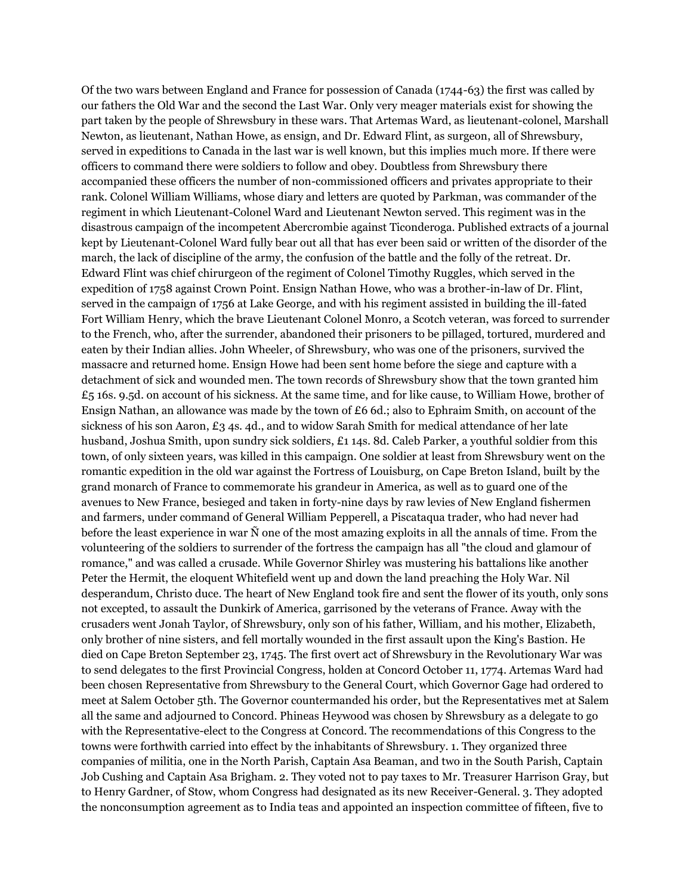Of the two wars between England and France for possession of Canada (1744-63) the first was called by our fathers the Old War and the second the Last War. Only very meager materials exist for showing the part taken by the people of Shrewsbury in these wars. That Artemas Ward, as lieutenant-colonel, Marshall Newton, as lieutenant, Nathan Howe, as ensign, and Dr. Edward Flint, as surgeon, all of Shrewsbury, served in expeditions to Canada in the last war is well known, but this implies much more. If there were officers to command there were soldiers to follow and obey. Doubtless from Shrewsbury there accompanied these officers the number of non-commissioned officers and privates appropriate to their rank. Colonel William Williams, whose diary and letters are quoted by Parkman, was commander of the regiment in which Lieutenant-Colonel Ward and Lieutenant Newton served. This regiment was in the disastrous campaign of the incompetent Abercrombie against Ticonderoga. Published extracts of a journal kept by Lieutenant-Colonel Ward fully bear out all that has ever been said or written of the disorder of the march, the lack of discipline of the army, the confusion of the battle and the folly of the retreat. Dr. Edward Flint was chief chirurgeon of the regiment of Colonel Timothy Ruggles, which served in the expedition of 1758 against Crown Point. Ensign Nathan Howe, who was a brother-in-law of Dr. Flint, served in the campaign of 1756 at Lake George, and with his regiment assisted in building the ill-fated Fort William Henry, which the brave Lieutenant Colonel Monro, a Scotch veteran, was forced to surrender to the French, who, after the surrender, abandoned their prisoners to be pillaged, tortured, murdered and eaten by their Indian allies. John Wheeler, of Shrewsbury, who was one of the prisoners, survived the massacre and returned home. Ensign Howe had been sent home before the siege and capture with a detachment of sick and wounded men. The town records of Shrewsbury show that the town granted him £5 16s. 9.5d. on account of his sickness. At the same time, and for like cause, to William Howe, brother of Ensign Nathan, an allowance was made by the town of £6 6d.; also to Ephraim Smith, on account of the sickness of his son Aaron, £3 4s. 4d., and to widow Sarah Smith for medical attendance of her late husband, Joshua Smith, upon sundry sick soldiers, £1 14s. 8d. Caleb Parker, a youthful soldier from this town, of only sixteen years, was killed in this campaign. One soldier at least from Shrewsbury went on the romantic expedition in the old war against the Fortress of Louisburg, on Cape Breton Island, built by the grand monarch of France to commemorate his grandeur in America, as well as to guard one of the avenues to New France, besieged and taken in forty-nine days by raw levies of New England fishermen and farmers, under command of General William Pepperell, a Piscataqua trader, who had never had before the least experience in war Ñ one of the most amazing exploits in all the annals of time. From the volunteering of the soldiers to surrender of the fortress the campaign has all "the cloud and glamour of romance," and was called a crusade. While Governor Shirley was mustering his battalions like another Peter the Hermit, the eloquent Whitefield went up and down the land preaching the Holy War. Nil desperandum, Christo duce. The heart of New England took fire and sent the flower of its youth, only sons not excepted, to assault the Dunkirk of America, garrisoned by the veterans of France. Away with the crusaders went Jonah Taylor, of Shrewsbury, only son of his father, William, and his mother, Elizabeth, only brother of nine sisters, and fell mortally wounded in the first assault upon the King's Bastion. He died on Cape Breton September 23, 1745. The first overt act of Shrewsbury in the Revolutionary War was to send delegates to the first Provincial Congress, holden at Concord October 11, 1774. Artemas Ward had been chosen Representative from Shrewsbury to the General Court, which Governor Gage had ordered to meet at Salem October 5th. The Governor countermanded his order, but the Representatives met at Salem all the same and adjourned to Concord. Phineas Heywood was chosen by Shrewsbury as a delegate to go with the Representative-elect to the Congress at Concord. The recommendations of this Congress to the towns were forthwith carried into effect by the inhabitants of Shrewsbury. 1. They organized three companies of militia, one in the North Parish, Captain Asa Beaman, and two in the South Parish, Captain Job Cushing and Captain Asa Brigham. 2. They voted not to pay taxes to Mr. Treasurer Harrison Gray, but to Henry Gardner, of Stow, whom Congress had designated as its new Receiver-General. 3. They adopted the nonconsumption agreement as to India teas and appointed an inspection committee of fifteen, five to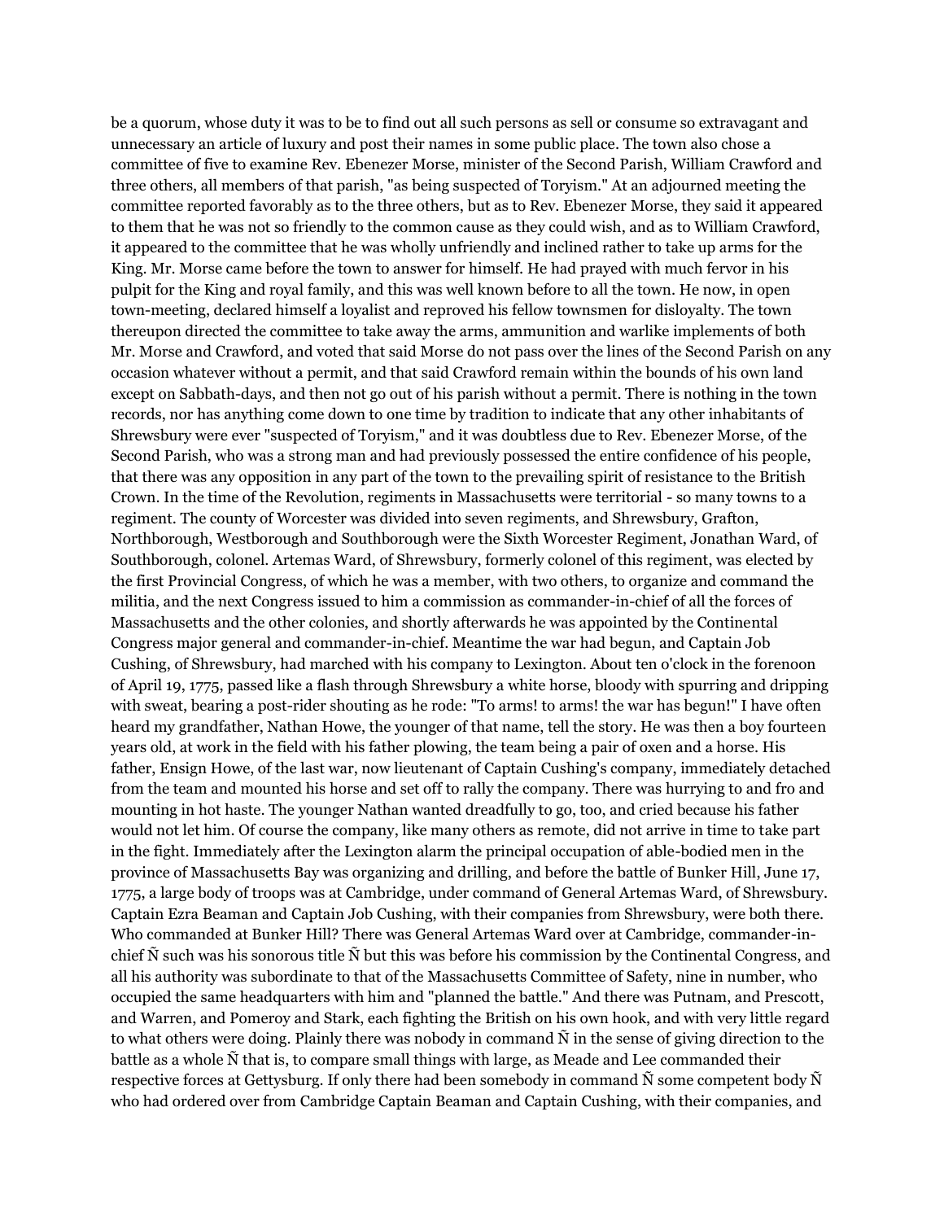be a quorum, whose duty it was to be to find out all such persons as sell or consume so extravagant and unnecessary an article of luxury and post their names in some public place. The town also chose a committee of five to examine Rev. Ebenezer Morse, minister of the Second Parish, William Crawford and three others, all members of that parish, "as being suspected of Toryism." At an adjourned meeting the committee reported favorably as to the three others, but as to Rev. Ebenezer Morse, they said it appeared to them that he was not so friendly to the common cause as they could wish, and as to William Crawford, it appeared to the committee that he was wholly unfriendly and inclined rather to take up arms for the King. Mr. Morse came before the town to answer for himself. He had prayed with much fervor in his pulpit for the King and royal family, and this was well known before to all the town. He now, in open town-meeting, declared himself a loyalist and reproved his fellow townsmen for disloyalty. The town thereupon directed the committee to take away the arms, ammunition and warlike implements of both Mr. Morse and Crawford, and voted that said Morse do not pass over the lines of the Second Parish on any occasion whatever without a permit, and that said Crawford remain within the bounds of his own land except on Sabbath-days, and then not go out of his parish without a permit. There is nothing in the town records, nor has anything come down to one time by tradition to indicate that any other inhabitants of Shrewsbury were ever "suspected of Toryism," and it was doubtless due to Rev. Ebenezer Morse, of the Second Parish, who was a strong man and had previously possessed the entire confidence of his people, that there was any opposition in any part of the town to the prevailing spirit of resistance to the British Crown. In the time of the Revolution, regiments in Massachusetts were territorial - so many towns to a regiment. The county of Worcester was divided into seven regiments, and Shrewsbury, Grafton, Northborough, Westborough and Southborough were the Sixth Worcester Regiment, Jonathan Ward, of Southborough, colonel. Artemas Ward, of Shrewsbury, formerly colonel of this regiment, was elected by the first Provincial Congress, of which he was a member, with two others, to organize and command the militia, and the next Congress issued to him a commission as commander-in-chief of all the forces of Massachusetts and the other colonies, and shortly afterwards he was appointed by the Continental Congress major general and commander-in-chief. Meantime the war had begun, and Captain Job Cushing, of Shrewsbury, had marched with his company to Lexington. About ten o'clock in the forenoon of April 19, 1775, passed like a flash through Shrewsbury a white horse, bloody with spurring and dripping with sweat, bearing a post-rider shouting as he rode: "To arms! to arms! the war has begun!" I have often heard my grandfather, Nathan Howe, the younger of that name, tell the story. He was then a boy fourteen years old, at work in the field with his father plowing, the team being a pair of oxen and a horse. His father, Ensign Howe, of the last war, now lieutenant of Captain Cushing's company, immediately detached from the team and mounted his horse and set off to rally the company. There was hurrying to and fro and mounting in hot haste. The younger Nathan wanted dreadfully to go, too, and cried because his father would not let him. Of course the company, like many others as remote, did not arrive in time to take part in the fight. Immediately after the Lexington alarm the principal occupation of able-bodied men in the province of Massachusetts Bay was organizing and drilling, and before the battle of Bunker Hill, June 17, 1775, a large body of troops was at Cambridge, under command of General Artemas Ward, of Shrewsbury. Captain Ezra Beaman and Captain Job Cushing, with their companies from Shrewsbury, were both there. Who commanded at Bunker Hill? There was General Artemas Ward over at Cambridge, commander-in-chief Ñ such was his sonorous title Ñ but this was before his commission by the Continental Congress, and all his authority was subordinate to that of the Massachusetts Committee of Safety, nine in number, who occupied the same headquarters with him and "planned the battle." And there was Putnam, and Prescott, and Warren, and Pomeroy and Stark, each fighting the British on his own hook, and with very little regard to what others were doing. Plainly there was nobody in command Ñ in the sense of giving direction to the battle as a whole Ñ that is, to compare small things with large, as Meade and Lee commanded their respective forces at Gettysburg. If only there had been somebody in command Ñ some competent body Ñ who had ordered over from Cambridge Captain Beaman and Captain Cushing, with their companies, and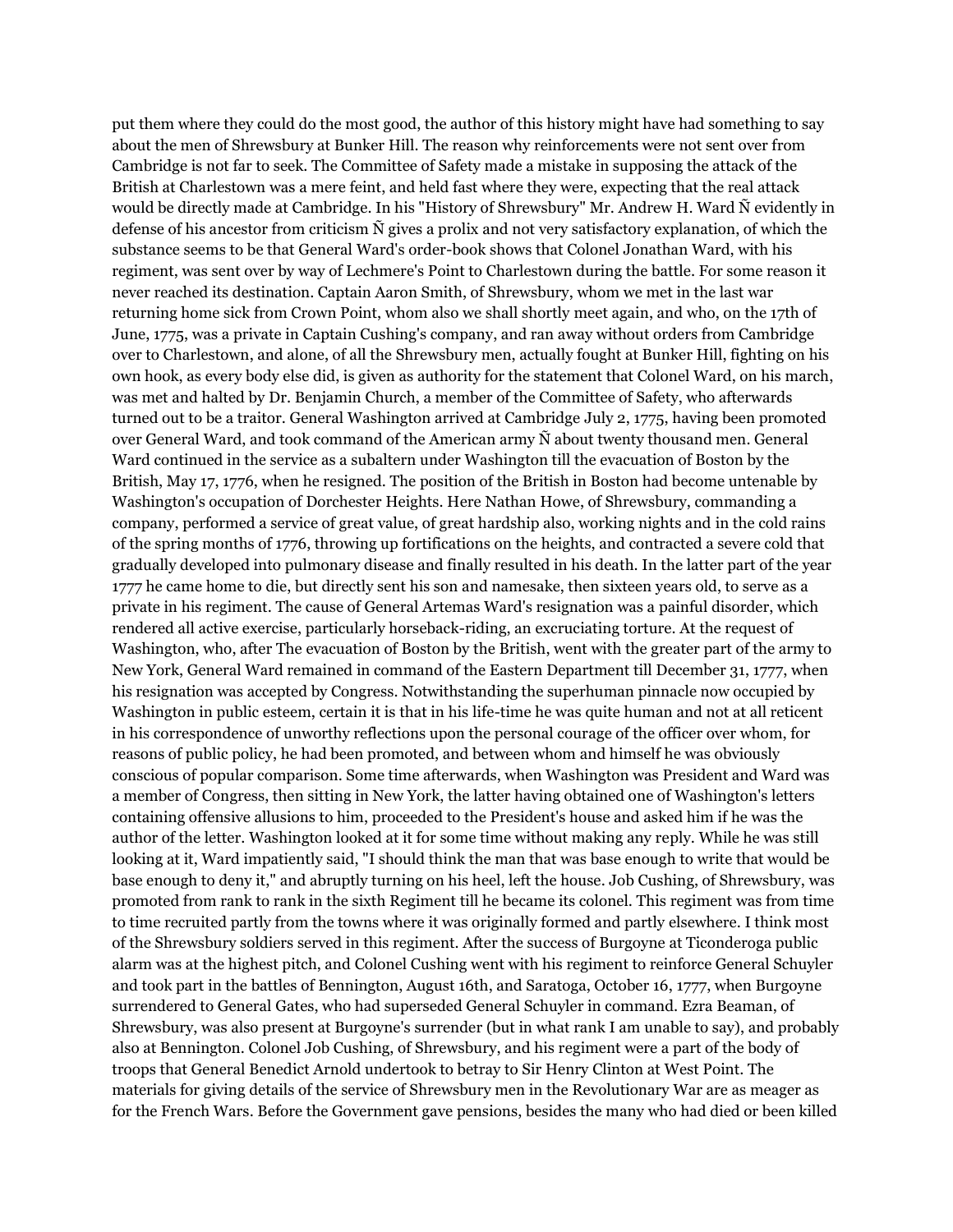put them where they could do the most good, the author of this history might have had something to say about the men of Shrewsbury at Bunker Hill. The reason why reinforcements were not sent over from Cambridge is not far to seek. The Committee of Safety made a mistake in supposing the attack of the British at Charlestown was a mere feint, and held fast where they were, expecting that the real attack would be directly made at Cambridge. In his "History of Shrewsbury" Mr. Andrew H. Ward Ñ evidently in defense of his ancestor from criticism Ñ gives a prolix and not very satisfactory explanation, of which the substance seems to be that General Ward's order-book shows that Colonel Jonathan Ward, with his regiment, was sent over by way of Lechmere's Point to Charlestown during the battle. For some reason it never reached its destination. Captain Aaron Smith, of Shrewsbury, whom we met in the last war returning home sick from Crown Point, whom also we shall shortly meet again, and who, on the 17th of June, 1775, was a private in Captain Cushing's company, and ran away without orders from Cambridge over to Charlestown, and alone, of all the Shrewsbury men, actually fought at Bunker Hill, fighting on his own hook, as every body else did, is given as authority for the statement that Colonel Ward, on his march, was met and halted by Dr. Benjamin Church, a member of the Committee of Safety, who afterwards turned out to be a traitor. General Washington arrived at Cambridge July 2, 1775, having been promoted over General Ward, and took command of the American army Ñ about twenty thousand men. General Ward continued in the service as a subaltern under Washington till the evacuation of Boston by the British, May 17, 1776, when he resigned. The position of the British in Boston had become untenable by Washington's occupation of Dorchester Heights. Here Nathan Howe, of Shrewsbury, commanding a company, performed a service of great value, of great hardship also, working nights and in the cold rains of the spring months of 1776, throwing up fortifications on the heights, and contracted a severe cold that gradually developed into pulmonary disease and finally resulted in his death. In the latter part of the year 1777 he came home to die, but directly sent his son and namesake, then sixteen years old, to serve as a private in his regiment. The cause of General Artemas Ward's resignation was a painful disorder, which rendered all active exercise, particularly horseback-riding, an excruciating torture. At the request of Washington, who, after The evacuation of Boston by the British, went with the greater part of the army to New York, General Ward remained in command of the Eastern Department till December 31, 1777, when his resignation was accepted by Congress. Notwithstanding the superhuman pinnacle now occupied by Washington in public esteem, certain it is that in his life-time he was quite human and not at all reticent in his correspondence of unworthy reflections upon the personal courage of the officer over whom, for reasons of public policy, he had been promoted, and between whom and himself he was obviously conscious of popular comparison. Some time afterwards, when Washington was President and Ward was a member of Congress, then sitting in New York, the latter having obtained one of Washington's letters containing offensive allusions to him, proceeded to the President's house and asked him if he was the author of the letter. Washington looked at it for some time without making any reply. While he was still looking at it, Ward impatiently said, "I should think the man that was base enough to write that would be base enough to deny it," and abruptly turning on his heel, left the house. Job Cushing, of Shrewsbury, was promoted from rank to rank in the sixth Regiment till he became its colonel. This regiment was from time to time recruited partly from the towns where it was originally formed and partly elsewhere. I think most of the Shrewsbury soldiers served in this regiment. After the success of Burgoyne at Ticonderoga public alarm was at the highest pitch, and Colonel Cushing went with his regiment to reinforce General Schuyler and took part in the battles of Bennington, August 16th, and Saratoga, October 16, 1777, when Burgoyne surrendered to General Gates, who had superseded General Schuyler in command. Ezra Beaman, of Shrewsbury, was also present at Burgoyne's surrender (but in what rank I am unable to say), and probably also at Bennington. Colonel Job Cushing, of Shrewsbury, and his regiment were a part of the body of troops that General Benedict Arnold undertook to betray to Sir Henry Clinton at West Point. The materials for giving details of the service of Shrewsbury men in the Revolutionary War are as meager as for the French Wars. Before the Government gave pensions, besides the many who had died or been killed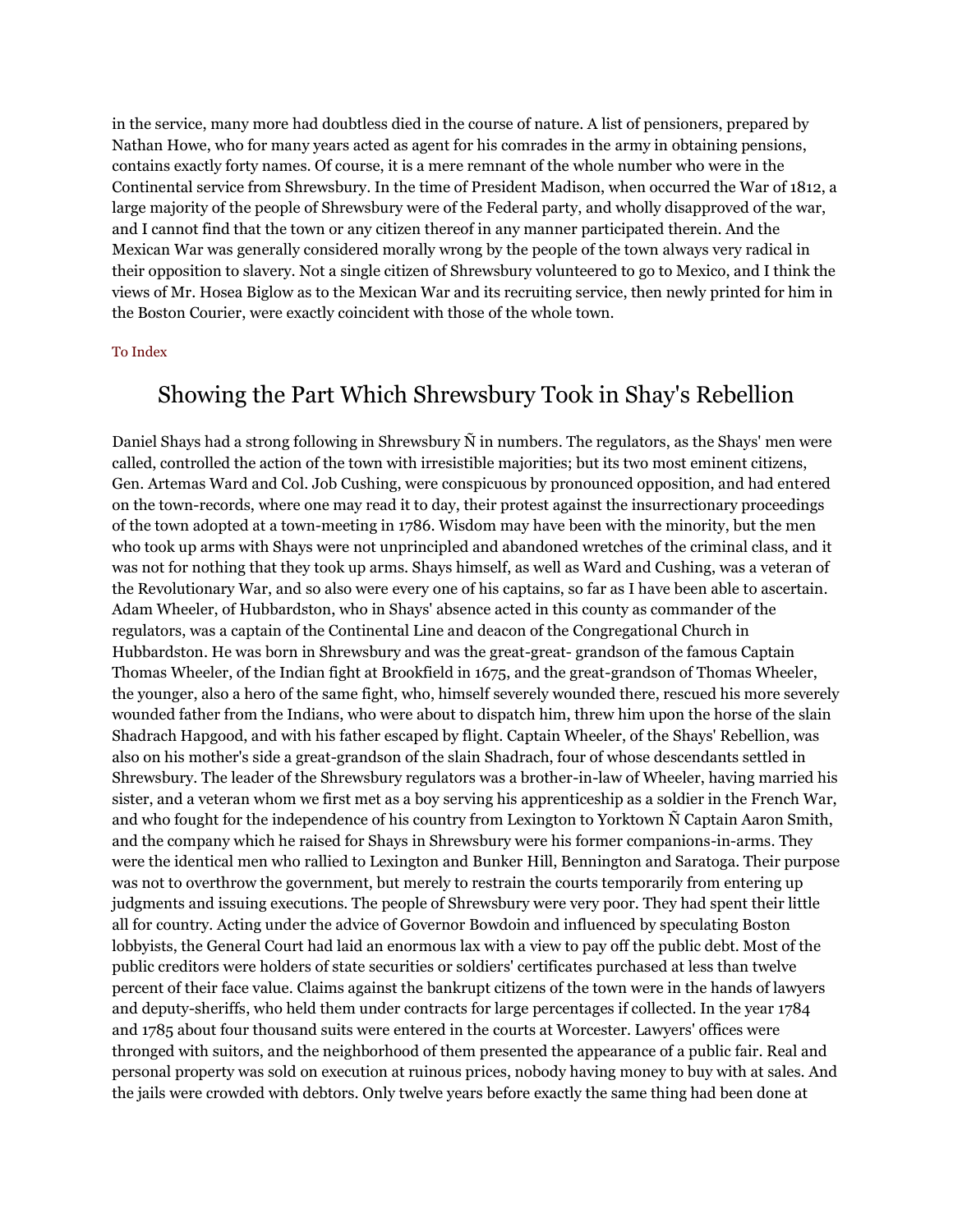in the service, many more had doubtless died in the course of nature. A list of pensioners, prepared by Nathan Howe, who for many years acted as agent for his comrades in the army in obtaining pensions, contains exactly forty names. Of course, it is a mere remnant of the whole number who were in the Continental service from Shrewsbury. In the time of President Madison, when occurred the War of 1812, a large majority of the people of Shrewsbury were of the Federal party, and wholly disapproved of the war, and I cannot find that the town or any citizen thereof in any manner participated therein. And the Mexican War was generally considered morally wrong by the people of the town always very radical in their opposition to slavery. Not a single citizen of Shrewsbury volunteered to go to Mexico, and I think the views of Mr. Hosea Biglow as to the Mexican War and its recruiting service, then newly printed for him in the Boston Courier, were exactly coincident with those of the whole town.

To Index

## Showing the Part Which Shrewsbury Took in Shay's Rebellion

Daniel Shays had a strong following in Shrewsbury Ñ in numbers. The regulators, as the Shays' men were called, controlled the action of the town with irresistible majorities; but its two most eminent citizens, Gen. Artemas Ward and Col. Job Cushing, were conspicuous by pronounced opposition, and had entered on the town-records, where one may read it to day, their protest against the insurrectionary proceedings of the town adopted at a town-meeting in 1786. Wisdom may have been with the minority, but the men who took up arms with Shays were not unprincipled and abandoned wretches of the criminal class, and it was not for nothing that they took up arms. Shays himself, as well as Ward and Cushing, was a veteran of the Revolutionary War, and so also were every one of his captains, so far as I have been able to ascertain. Adam Wheeler, of Hubbardston, who in Shays' absence acted in this county as commander of the regulators, was a captain of the Continental Line and deacon of the Congregational Church in Hubbardston. He was born in Shrewsbury and was the great-great- grandson of the famous Captain Thomas Wheeler, of the Indian fight at Brookfield in 1675, and the great-grandson of Thomas Wheeler, the younger, also a hero of the same fight, who, himself severely wounded there, rescued his more severely wounded father from the Indians, who were about to dispatch him, threw him upon the horse of the slain Shadrach Hapgood, and with his father escaped by flight. Captain Wheeler, of the Shays' Rebellion, was also on his mother's side a great-grandson of the slain Shadrach, four of whose descendants settled in Shrewsbury. The leader of the Shrewsbury regulators was a brother-in-law of Wheeler, having married his sister, and a veteran whom we first met as a boy serving his apprenticeship as a soldier in the French War, and who fought for the independence of his country from Lexington to Yorktown Ñ Captain Aaron Smith, and the company which he raised for Shays in Shrewsbury were his former companions-in-arms. They were the identical men who rallied to Lexington and Bunker Hill, Bennington and Saratoga. Their purpose was not to overthrow the government, but merely to restrain the courts temporarily from entering up judgments and issuing executions. The people of Shrewsbury were very poor. They had spent their little all for country. Acting under the advice of Governor Bowdoin and influenced by speculating Boston lobbyists, the General Court had laid an enormous lax with a view to pay off the public debt. Most of the public creditors were holders of state securities or soldiers' certificates purchased at less than twelve percent of their face value. Claims against the bankrupt citizens of the town were in the hands of lawyers and deputy-sheriffs, who held them under contracts for large percentages if collected. In the year 1784 and 1785 about four thousand suits were entered in the courts at Worcester. Lawyers' offices were thronged with suitors, and the neighborhood of them presented the appearance of a public fair. Real and personal property was sold on execution at ruinous prices, nobody having money to buy with at sales. And the jails were crowded with debtors. Only twelve years before exactly the same thing had been done at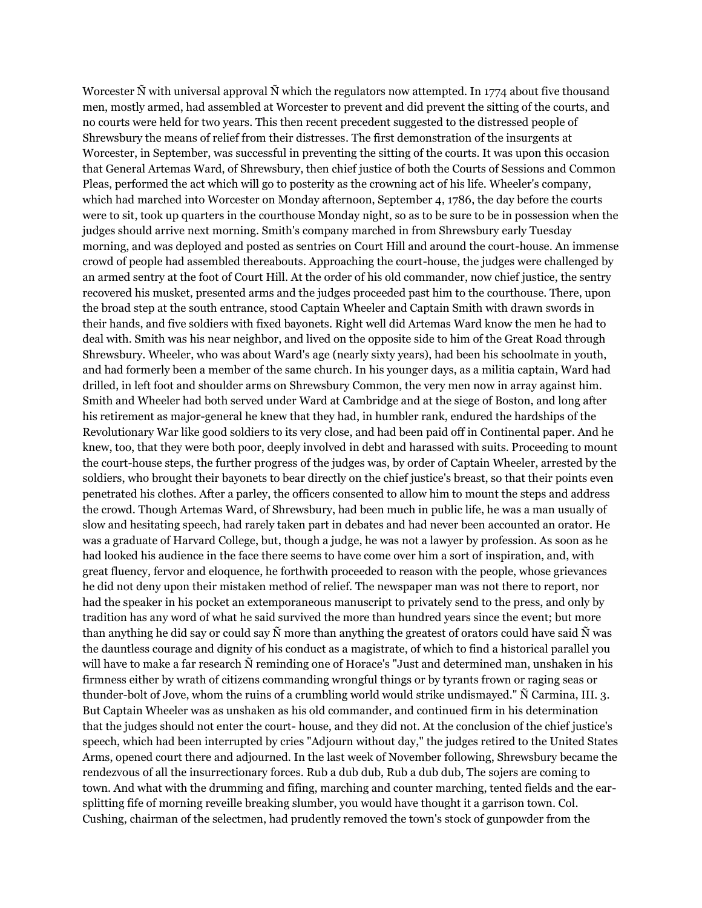Worcester Ñ with universal approval Ñ which the regulators now attempted. In 1774 about five thousand men, mostly armed, had assembled at Worcester to prevent and did prevent the sitting of the courts, and no courts were held for two years. This then recent precedent suggested to the distressed people of Shrewsbury the means of relief from their distresses. The first demonstration of the insurgents at Worcester, in September, was successful in preventing the sitting of the courts. It was upon this occasion that General Artemas Ward, of Shrewsbury, then chief justice of both the Courts of Sessions and Common Pleas, performed the act which will go to posterity as the crowning act of his life. Wheeler's company, which had marched into Worcester on Monday afternoon, September 4, 1786, the day before the courts were to sit, took up quarters in the courthouse Monday night, so as to be sure to be in possession when the judges should arrive next morning. Smith's company marched in from Shrewsbury early Tuesday morning, and was deployed and posted as sentries on Court Hill and around the court-house. An immense crowd of people had assembled thereabouts. Approaching the court-house, the judges were challenged by an armed sentry at the foot of Court Hill. At the order of his old commander, now chief justice, the sentry recovered his musket, presented arms and the judges proceeded past him to the courthouse. There, upon the broad step at the south entrance, stood Captain Wheeler and Captain Smith with drawn swords in their hands, and five soldiers with fixed bayonets. Right well did Artemas Ward know the men he had to deal with. Smith was his near neighbor, and lived on the opposite side to him of the Great Road through Shrewsbury. Wheeler, who was about Ward's age (nearly sixty years), had been his schoolmate in youth, and had formerly been a member of the same church. In his younger days, as a militia captain, Ward had drilled, in left foot and shoulder arms on Shrewsbury Common, the very men now in array against him. Smith and Wheeler had both served under Ward at Cambridge and at the siege of Boston, and long after his retirement as major-general he knew that they had, in humbler rank, endured the hardships of the Revolutionary War like good soldiers to its very close, and had been paid off in Continental paper. And he knew, too, that they were both poor, deeply involved in debt and harassed with suits. Proceeding to mount the court-house steps, the further progress of the judges was, by order of Captain Wheeler, arrested by the soldiers, who brought their bayonets to bear directly on the chief justice's breast, so that their points even penetrated his clothes. After a parley, the officers consented to allow him to mount the steps and address the crowd. Though Artemas Ward, of Shrewsbury, had been much in public life, he was a man usually of slow and hesitating speech, had rarely taken part in debates and had never been accounted an orator. He was a graduate of Harvard College, but, though a judge, he was not a lawyer by profession. As soon as he had looked his audience in the face there seems to have come over him a sort of inspiration, and, with great fluency, fervor and eloquence, he forthwith proceeded to reason with the people, whose grievances he did not deny upon their mistaken method of relief. The newspaper man was not there to report, nor had the speaker in his pocket an extemporaneous manuscript to privately send to the press, and only by tradition has any word of what he said survived the more than hundred years since the event; but more than anything he did say or could say Ñ more than anything the greatest of orators could have said Ñ was the dauntless courage and dignity of his conduct as a magistrate, of which to find a historical parallel you will have to make a far research Ñ reminding one of Horace's "Just and determined man, unshaken in his firmness either by wrath of citizens commanding wrongful things or by tyrants frown or raging seas or thunder-bolt of Jove, whom the ruins of a crumbling world would strike undismayed." Ñ Carmina, III. 3. But Captain Wheeler was as unshaken as his old commander, and continued firm in his determination that the judges should not enter the court- house, and they did not. At the conclusion of the chief justice's speech, which had been interrupted by cries "Adjourn without day," the judges retired to the United States Arms, opened court there and adjourned. In the last week of November following, Shrewsbury became the rendezvous of all the insurrectionary forces. Rub a dub dub, Rub a dub dub, The sojers are coming to town. And what with the drumming and fifing, marching and counter marching, tented fields and the ear-splitting fife of morning reveille breaking slumber, you would have thought it a garrison town. Col. Cushing, chairman of the selectmen, had prudently removed the town's stock of gunpowder from the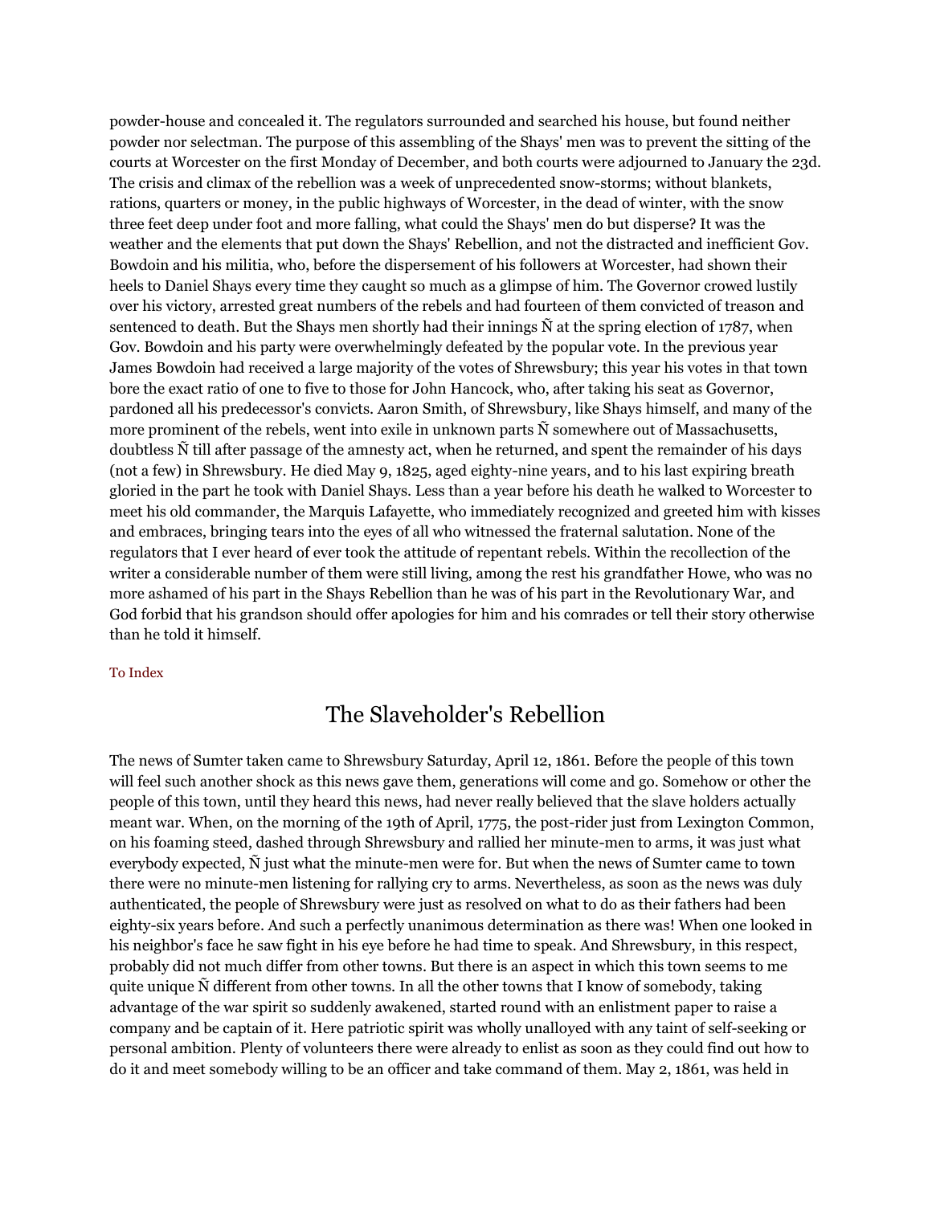powder-house and concealed it. The regulators surrounded and searched his house, but found neither powder nor selectman. The purpose of this assembling of the Shays' men was to prevent the sitting of the courts at Worcester on the first Monday of December, and both courts were adjourned to January the 23d. The crisis and climax of the rebellion was a week of unprecedented snow-storms; without blankets, rations, quarters or money, in the public highways of Worcester, in the dead of winter, with the snow three feet deep under foot and more falling, what could the Shays' men do but disperse? It was the weather and the elements that put down the Shays' Rebellion, and not the distracted and inefficient Gov. Bowdoin and his militia, who, before the dispersement of his followers at Worcester, had shown their heels to Daniel Shays every time they caught so much as a glimpse of him. The Governor crowed lustily over his victory, arrested great numbers of the rebels and had fourteen of them convicted of treason and sentenced to death. But the Shays men shortly had their innings Ñ at the spring election of 1787, when Gov. Bowdoin and his party were overwhelmingly defeated by the popular vote. In the previous year James Bowdoin had received a large majority of the votes of Shrewsbury; this year his votes in that town bore the exact ratio of one to five to those for John Hancock, who, after taking his seat as Governor, pardoned all his predecessor's convicts. Aaron Smith, of Shrewsbury, like Shays himself, and many of the more prominent of the rebels, went into exile in unknown parts Ñ somewhere out of Massachusetts, doubtless Ñ till after passage of the amnesty act, when he returned, and spent the remainder of his days (not a few) in Shrewsbury. He died May 9, 1825, aged eighty-nine years, and to his last expiring breath gloried in the part he took with Daniel Shays. Less than a year before his death he walked to Worcester to meet his old commander, the Marquis Lafayette, who immediately recognized and greeted him with kisses and embraces, bringing tears into the eyes of all who witnessed the fraternal salutation. None of the regulators that I ever heard of ever took the attitude of repentant rebels. Within the recollection of the writer a considerable number of them were still living, among the rest his grandfather Howe, who was no more ashamed of his part in the Shays Rebellion than he was of his part in the Revolutionary War, and God forbid that his grandson should offer apologies for him and his comrades or tell their story otherwise than he told it himself.

To Index

## The Slaveholder's Rebellion

The news of Sumter taken came to Shrewsbury Saturday, April 12, 1861. Before the people of this town will feel such another shock as this news gave them, generations will come and go. Somehow or other the people of this town, until they heard this news, had never really believed that the slave holders actually meant war. When, on the morning of the 19th of April, 1775, the post-rider just from Lexington Common, on his foaming steed, dashed through Shrewsbury and rallied her minute-men to arms, it was just what everybody expected, Ñ just what the minute-men were for. But when the news of Sumter came to town there were no minute-men listening for rallying cry to arms. Nevertheless, as soon as the news was duly authenticated, the people of Shrewsbury were just as resolved on what to do as their fathers had been eighty-six years before. And such a perfectly unanimous determination as there was! When one looked in his neighbor's face he saw fight in his eye before he had time to speak. And Shrewsbury, in this respect, probably did not much differ from other towns. But there is an aspect in which this town seems to me quite unique Ñ different from other towns. In all the other towns that I know of somebody, taking advantage of the war spirit so suddenly awakened, started round with an enlistment paper to raise a company and be captain of it. Here patriotic spirit was wholly unalloyed with any taint of self-seeking or personal ambition. Plenty of volunteers there were already to enlist as soon as they could find out how to do it and meet somebody willing to be an officer and take command of them. May 2, 1861, was held in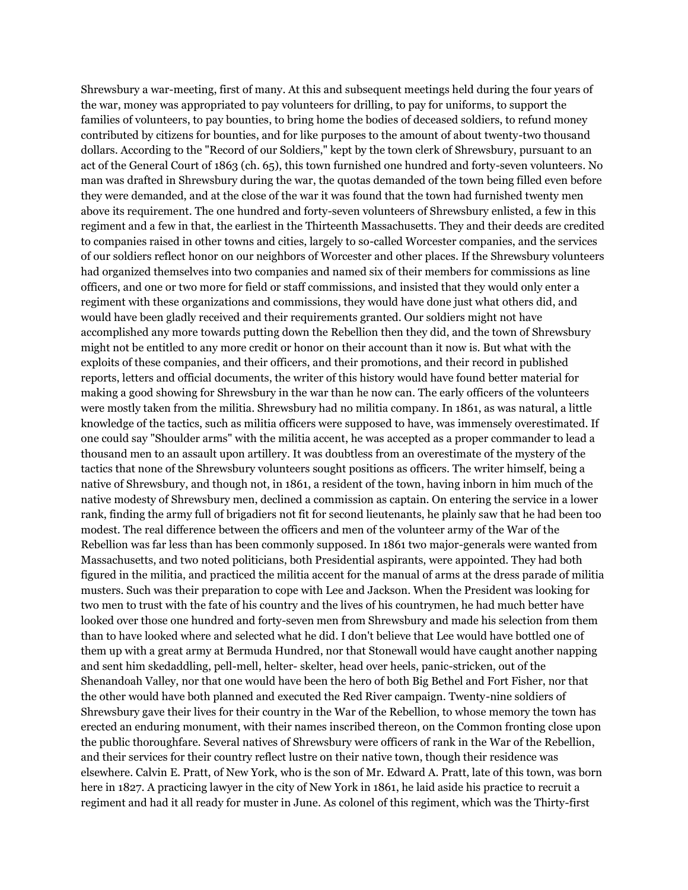Shrewsbury a war-meeting, first of many. At this and subsequent meetings held during the four years of the war, money was appropriated to pay volunteers for drilling, to pay for uniforms, to support the families of volunteers, to pay bounties, to bring home the bodies of deceased soldiers, to refund money contributed by citizens for bounties, and for like purposes to the amount of about twenty-two thousand dollars. According to the "Record of our Soldiers," kept by the town clerk of Shrewsbury, pursuant to an act of the General Court of 1863 (ch. 65), this town furnished one hundred and forty-seven volunteers. No man was drafted in Shrewsbury during the war, the quotas demanded of the town being filled even before they were demanded, and at the close of the war it was found that the town had furnished twenty men above its requirement. The one hundred and forty-seven volunteers of Shrewsbury enlisted, a few in this regiment and a few in that, the earliest in the Thirteenth Massachusetts. They and their deeds are credited to companies raised in other towns and cities, largely to so-called Worcester companies, and the services of our soldiers reflect honor on our neighbors of Worcester and other places. If the Shrewsbury volunteers had organized themselves into two companies and named six of their members for commissions as line officers, and one or two more for field or staff commissions, and insisted that they would only enter a regiment with these organizations and commissions, they would have done just what others did, and would have been gladly received and their requirements granted. Our soldiers might not have accomplished any more towards putting down the Rebellion then they did, and the town of Shrewsbury might not be entitled to any more credit or honor on their account than it now is. But what with the exploits of these companies, and their officers, and their promotions, and their record in published reports, letters and official documents, the writer of this history would have found better material for making a good showing for Shrewsbury in the war than he now can. The early officers of the volunteers were mostly taken from the militia. Shrewsbury had no militia company. In 1861, as was natural, a little knowledge of the tactics, such as militia officers were supposed to have, was immensely overestimated. If one could say "Shoulder arms" with the militia accent, he was accepted as a proper commander to lead a thousand men to an assault upon artillery. It was doubtless from an overestimate of the mystery of the tactics that none of the Shrewsbury volunteers sought positions as officers. The writer himself, being a native of Shrewsbury, and though not, in 1861, a resident of the town, having inborn in him much of the native modesty of Shrewsbury men, declined a commission as captain. On entering the service in a lower rank, finding the army full of brigadiers not fit for second lieutenants, he plainly saw that he had been too modest. The real difference between the officers and men of the volunteer army of the War of the Rebellion was far less than has been commonly supposed. In 1861 two major-generals were wanted from Massachusetts, and two noted politicians, both Presidential aspirants, were appointed. They had both figured in the militia, and practiced the militia accent for the manual of arms at the dress parade of militia musters. Such was their preparation to cope with Lee and Jackson. When the President was looking for two men to trust with the fate of his country and the lives of his countrymen, he had much better have looked over those one hundred and forty-seven men from Shrewsbury and made his selection from them than to have looked where and selected what he did. I don't believe that Lee would have bottled one of them up with a great army at Bermuda Hundred, nor that Stonewall would have caught another napping and sent him skedaddling, pell-mell, helter- skelter, head over heels, panic-stricken, out of the Shenandoah Valley, nor that one would have been the hero of both Big Bethel and Fort Fisher, nor that the other would have both planned and executed the Red River campaign. Twenty-nine soldiers of Shrewsbury gave their lives for their country in the War of the Rebellion, to whose memory the town has erected an enduring monument, with their names inscribed thereon, on the Common fronting close upon the public thoroughfare. Several natives of Shrewsbury were officers of rank in the War of the Rebellion, and their services for their country reflect lustre on their native town, though their residence was elsewhere. Calvin E. Pratt, of New York, who is the son of Mr. Edward A. Pratt, late of this town, was born here in 1827. A practicing lawyer in the city of New York in 1861, he laid aside his practice to recruit a regiment and had it all ready for muster in June. As colonel of this regiment, which was the Thirty-first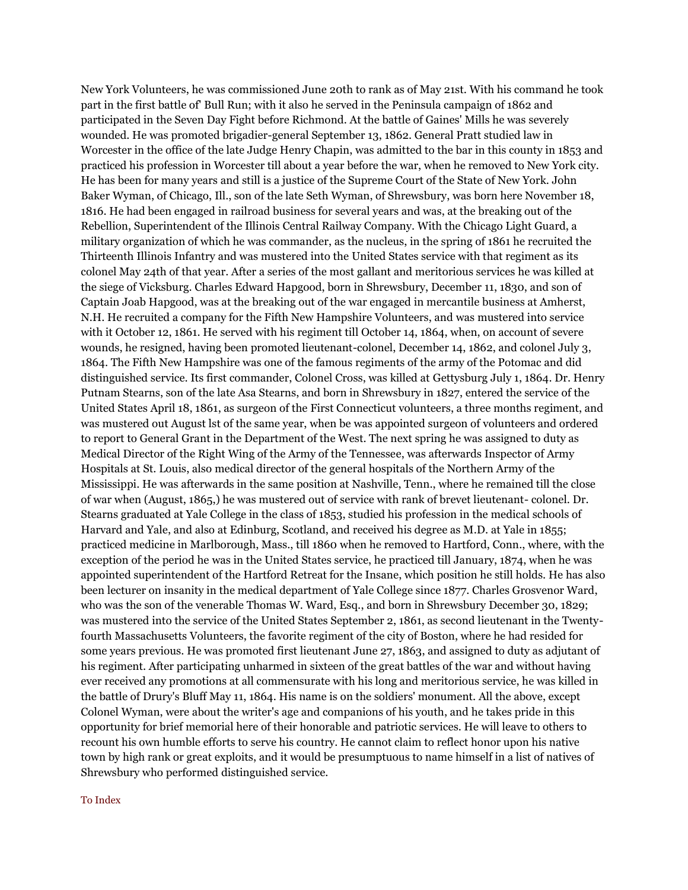New York Volunteers, he was commissioned June 20th to rank as of May 21st. With his command he took part in the first battle of' Bull Run; with it also he served in the Peninsula campaign of 1862 and participated in the Seven Day Fight before Richmond. At the battle of Gaines' Mills he was severely wounded. He was promoted brigadier-general September 13, 1862. General Pratt studied law in Worcester in the office of the late Judge Henry Chapin, was admitted to the bar in this county in 1853 and practiced his profession in Worcester till about a year before the war, when he removed to New York city. He has been for many years and still is a justice of the Supreme Court of the State of New York. John Baker Wyman, of Chicago, Ill., son of the late Seth Wyman, of Shrewsbury, was born here November 18, 1816. He had been engaged in railroad business for several years and was, at the breaking out of the Rebellion, Superintendent of the Illinois Central Railway Company. With the Chicago Light Guard, a military organization of which he was commander, as the nucleus, in the spring of 1861 he recruited the Thirteenth Illinois Infantry and was mustered into the United States service with that regiment as its colonel May 24th of that year. After a series of the most gallant and meritorious services he was killed at the siege of Vicksburg. Charles Edward Hapgood, born in Shrewsbury, December 11, 1830, and son of Captain Joab Hapgood, was at the breaking out of the war engaged in mercantile business at Amherst, N.H. He recruited a company for the Fifth New Hampshire Volunteers, and was mustered into service with it October 12, 1861. He served with his regiment till October 14, 1864, when, on account of severe wounds, he resigned, having been promoted lieutenant-colonel, December 14, 1862, and colonel July 3, 1864. The Fifth New Hampshire was one of the famous regiments of the army of the Potomac and did distinguished service. Its first commander, Colonel Cross, was killed at Gettysburg July 1, 1864. Dr. Henry Putnam Stearns, son of the late Asa Stearns, and born in Shrewsbury in 1827, entered the service of the United States April 18, 1861, as surgeon of the First Connecticut volunteers, a three months regiment, and was mustered out August lst of the same year, when be was appointed surgeon of volunteers and ordered to report to General Grant in the Department of the West. The next spring he was assigned to duty as Medical Director of the Right Wing of the Army of the Tennessee, was afterwards Inspector of Army Hospitals at St. Louis, also medical director of the general hospitals of the Northern Army of the Mississippi. He was afterwards in the same position at Nashville, Tenn., where he remained till the close of war when (August, 1865,) he was mustered out of service with rank of brevet lieutenant- colonel. Dr. Stearns graduated at Yale College in the class of 1853, studied his profession in the medical schools of Harvard and Yale, and also at Edinburg, Scotland, and received his degree as M.D. at Yale in 1855; practiced medicine in Marlborough, Mass., till 1860 when he removed to Hartford, Conn., where, with the exception of the period he was in the United States service, he practiced till January, 1874, when he was appointed superintendent of the Hartford Retreat for the Insane, which position he still holds. He has also been lecturer on insanity in the medical department of Yale College since 1877. Charles Grosvenor Ward, who was the son of the venerable Thomas W. Ward, Esq., and born in Shrewsbury December 30, 1829; was mustered into the service of the United States September 2, 1861, as second lieutenant in the Twenty-fourth Massachusetts Volunteers, the favorite regiment of the city of Boston, where he had resided for some years previous. He was promoted first lieutenant June 27, 1863, and assigned to duty as adjutant of his regiment. After participating unharmed in sixteen of the great battles of the war and without having ever received any promotions at all commensurate with his long and meritorious service, he was killed in the battle of Drury's Bluff May 11, 1864. His name is on the soldiers' monument. All the above, except Colonel Wyman, were about the writer's age and companions of his youth, and he takes pride in this opportunity for brief memorial here of their honorable and patriotic services. He will leave to others to recount his own humble efforts to serve his country. He cannot claim to reflect honor upon his native town by high rank or great exploits, and it would be presumptuous to name himself in a list of natives of Shrewsbury who performed distinguished service.

To Index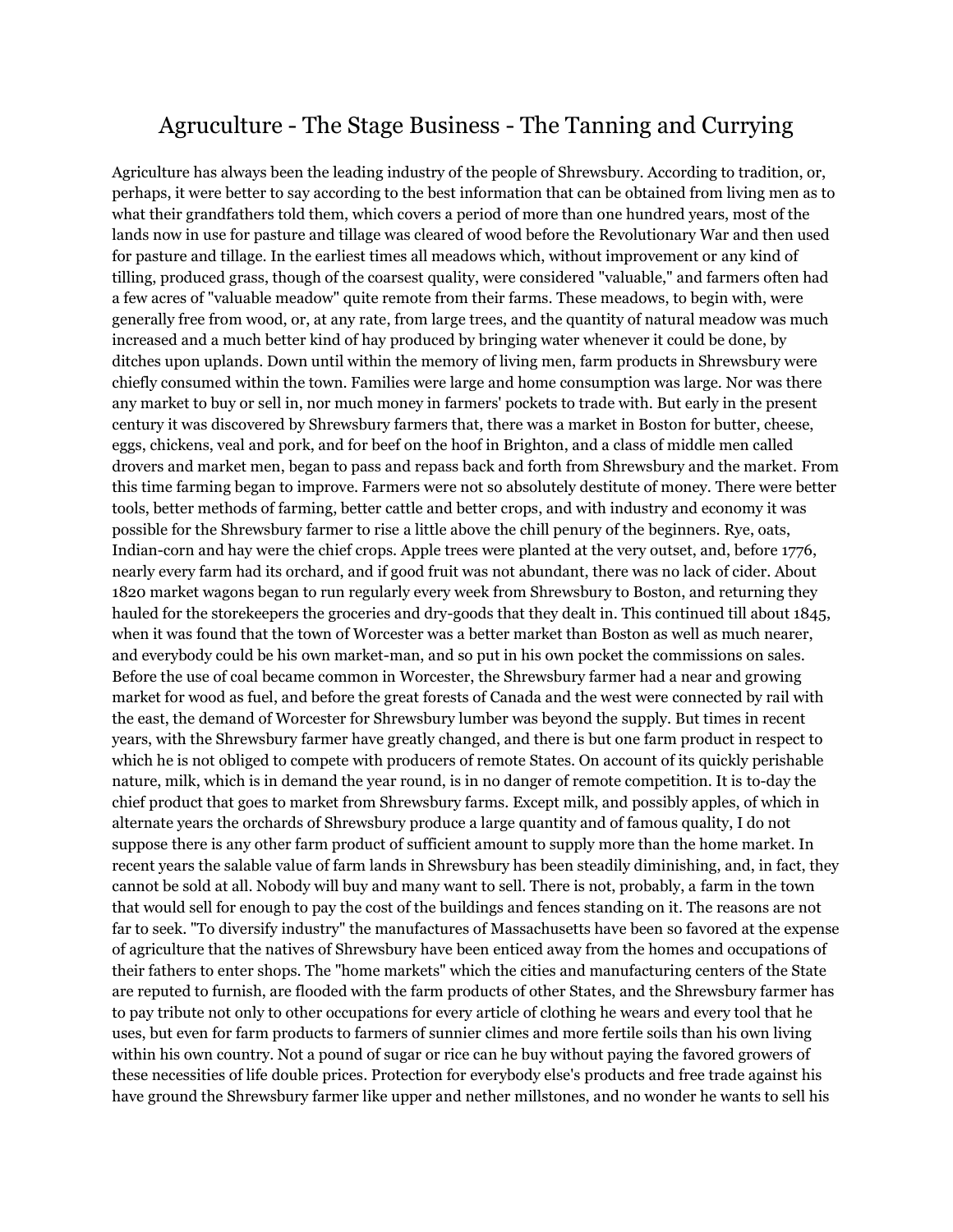# Agruculture - The Stage Business - The Tanning and Currying

Agriculture has always been the leading industry of the people of Shrewsbury. According to tradition, or, perhaps, it were better to say according to the best information that can be obtained from living men as to what their grandfathers told them, which covers a period of more than one hundred years, most of the lands now in use for pasture and tillage was cleared of wood before the Revolutionary War and then used for pasture and tillage. In the earliest times all meadows which, without improvement or any kind of tilling, produced grass, though of the coarsest quality, were considered "valuable," and farmers often had a few acres of "valuable meadow" quite remote from their farms. These meadows, to begin with, were generally free from wood, or, at any rate, from large trees, and the quantity of natural meadow was much increased and a much better kind of hay produced by bringing water whenever it could be done, by ditches upon uplands. Down until within the memory of living men, farm products in Shrewsbury were chiefly consumed within the town. Families were large and home consumption was large. Nor was there any market to buy or sell in, nor much money in farmers' pockets to trade with. But early in the present century it was discovered by Shrewsbury farmers that, there was a market in Boston for butter, cheese, eggs, chickens, veal and pork, and for beef on the hoof in Brighton, and a class of middle men called drovers and market men, began to pass and repass back and forth from Shrewsbury and the market. From this time farming began to improve. Farmers were not so absolutely destitute of money. There were better tools, better methods of farming, better cattle and better crops, and with industry and economy it was possible for the Shrewsbury farmer to rise a little above the chill penury of the beginners. Rye, oats, Indian-corn and hay were the chief crops. Apple trees were planted at the very outset, and, before 1776, nearly every farm had its orchard, and if good fruit was not abundant, there was no lack of cider. About 1820 market wagons began to run regularly every week from Shrewsbury to Boston, and returning they hauled for the storekeepers the groceries and dry-goods that they dealt in. This continued till about 1845, when it was found that the town of Worcester was a better market than Boston as well as much nearer, and everybody could be his own market-man, and so put in his own pocket the commissions on sales. Before the use of coal became common in Worcester, the Shrewsbury farmer had a near and growing market for wood as fuel, and before the great forests of Canada and the west were connected by rail with the east, the demand of Worcester for Shrewsbury lumber was beyond the supply. But times in recent years, with the Shrewsbury farmer have greatly changed, and there is but one farm product in respect to which he is not obliged to compete with producers of remote States. On account of its quickly perishable nature, milk, which is in demand the year round, is in no danger of remote competition. It is to-day the chief product that goes to market from Shrewsbury farms. Except milk, and possibly apples, of which in alternate years the orchards of Shrewsbury produce a large quantity and of famous quality, I do not suppose there is any other farm product of sufficient amount to supply more than the home market. In recent years the salable value of farm lands in Shrewsbury has been steadily diminishing, and, in fact, they cannot be sold at all. Nobody will buy and many want to sell. There is not, probably, a farm in the town that would sell for enough to pay the cost of the buildings and fences standing on it. The reasons are not far to seek. "To diversify industry" the manufactures of Massachusetts have been so favored at the expense of agriculture that the natives of Shrewsbury have been enticed away from the homes and occupations of their fathers to enter shops. The "home markets" which the cities and manufacturing centers of the State are reputed to furnish, are flooded with the farm products of other States, and the Shrewsbury farmer has to pay tribute not only to other occupations for every article of clothing he wears and every tool that he uses, but even for farm products to farmers of sunnier climes and more fertile soils than his own living within his own country. Not a pound of sugar or rice can he buy without paying the favored growers of these necessities of life double prices. Protection for everybody else's products and free trade against his have ground the Shrewsbury farmer like upper and nether millstones, and no wonder he wants to sell his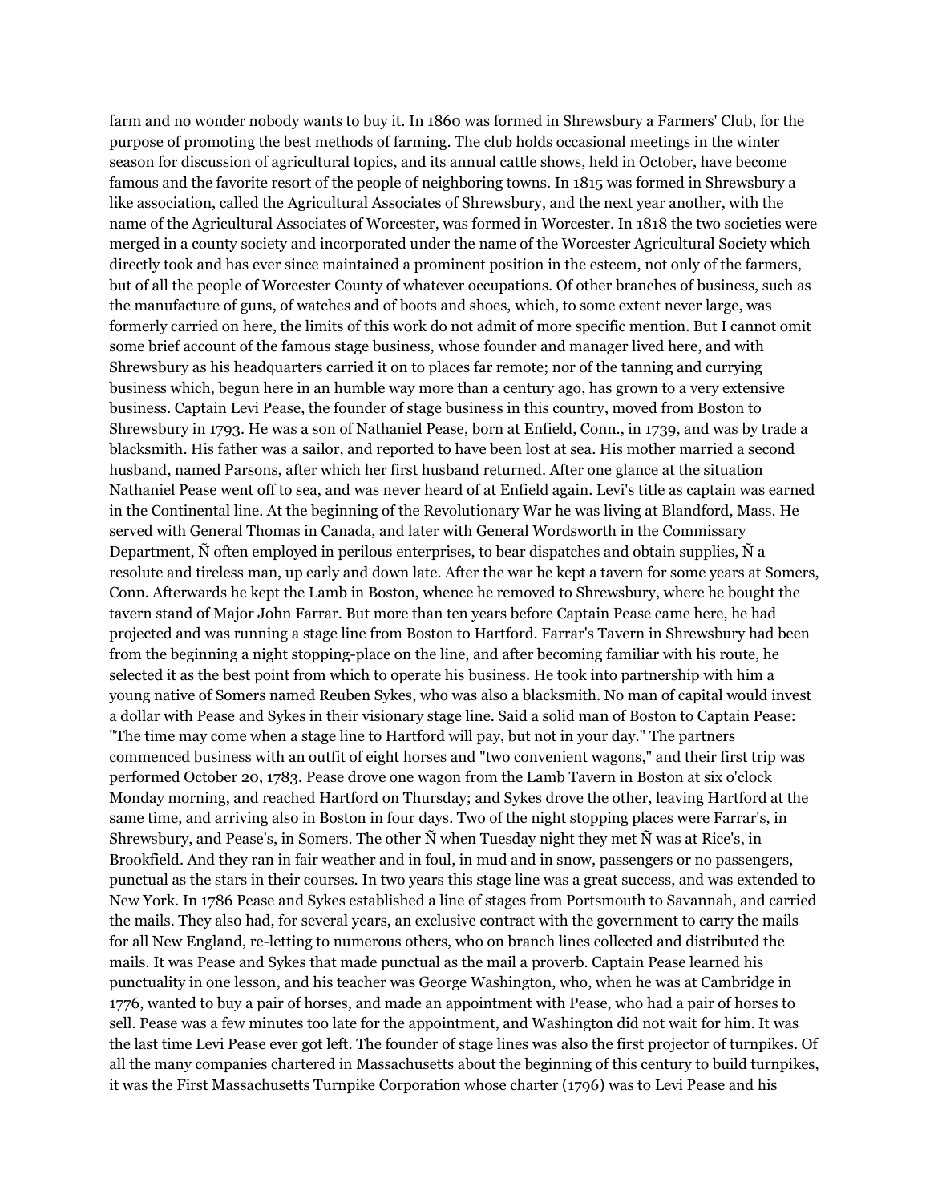farm and no wonder nobody wants to buy it. In 1860 was formed in Shrewsbury a Farmers' Club, for the purpose of promoting the best methods of farming. The club holds occasional meetings in the winter season for discussion of agricultural topics, and its annual cattle shows, held in October, have become famous and the favorite resort of the people of neighboring towns. In 1815 was formed in Shrewsbury a like association, called the Agricultural Associates of Shrewsbury, and the next year another, with the name of the Agricultural Associates of Worcester, was formed in Worcester. In 1818 the two societies were merged in a county society and incorporated under the name of the Worcester Agricultural Society which directly took and has ever since maintained a prominent position in the esteem, not only of the farmers, but of all the people of Worcester County of whatever occupations. Of other branches of business, such as the manufacture of guns, of watches and of boots and shoes, which, to some extent never large, was formerly carried on here, the limits of this work do not admit of more specific mention. But I cannot omit some brief account of the famous stage business, whose founder and manager lived here, and with Shrewsbury as his headquarters carried it on to places far remote; nor of the tanning and currying business which, begun here in an humble way more than a century ago, has grown to a very extensive business. Captain Levi Pease, the founder of stage business in this country, moved from Boston to Shrewsbury in 1793. He was a son of Nathaniel Pease, born at Enfield, Conn., in 1739, and was by trade a blacksmith. His father was a sailor, and reported to have been lost at sea. His mother married a second husband, named Parsons, after which her first husband returned. After one glance at the situation Nathaniel Pease went off to sea, and was never heard of at Enfield again. Levi's title as captain was earned in the Continental line. At the beginning of the Revolutionary War he was living at Blandford, Mass. He served with General Thomas in Canada, and later with General Wordsworth in the Commissary Department, Ñ often employed in perilous enterprises, to bear dispatches and obtain supplies, Ñ a resolute and tireless man, up early and down late. After the war he kept a tavern for some years at Somers, Conn. Afterwards he kept the Lamb in Boston, whence he removed to Shrewsbury, where he bought the tavern stand of Major John Farrar. But more than ten years before Captain Pease came here, he had projected and was running a stage line from Boston to Hartford. Farrar's Tavern in Shrewsbury had been from the beginning a night stopping-place on the line, and after becoming familiar with his route, he selected it as the best point from which to operate his business. He took into partnership with him a young native of Somers named Reuben Sykes, who was also a blacksmith. No man of capital would invest a dollar with Pease and Sykes in their visionary stage line. Said a solid man of Boston to Captain Pease: "The time may come when a stage line to Hartford will pay, but not in your day." The partners commenced business with an outfit of eight horses and "two convenient wagons," and their first trip was performed October 20, 1783. Pease drove one wagon from the Lamb Tavern in Boston at six o'clock Monday morning, and reached Hartford on Thursday; and Sykes drove the other, leaving Hartford at the same time, and arriving also in Boston in four days. Two of the night stopping places were Farrar's, in Shrewsbury, and Pease's, in Somers. The other Ñ when Tuesday night they met Ñ was at Rice's, in Brookfield. And they ran in fair weather and in foul, in mud and in snow, passengers or no passengers, punctual as the stars in their courses. In two years this stage line was a great success, and was extended to New York. In 1786 Pease and Sykes established a line of stages from Portsmouth to Savannah, and carried the mails. They also had, for several years, an exclusive contract with the government to carry the mails for all New England, re-letting to numerous others, who on branch lines collected and distributed the mails. It was Pease and Sykes that made punctual as the mail a proverb. Captain Pease learned his punctuality in one lesson, and his teacher was George Washington, who, when he was at Cambridge in 1776, wanted to buy a pair of horses, and made an appointment with Pease, who had a pair of horses to sell. Pease was a few minutes too late for the appointment, and Washington did not wait for him. It was the last time Levi Pease ever got left. The founder of stage lines was also the first projector of turnpikes. Of all the many companies chartered in Massachusetts about the beginning of this century to build turnpikes, it was the First Massachusetts Turnpike Corporation whose charter (1796) was to Levi Pease and his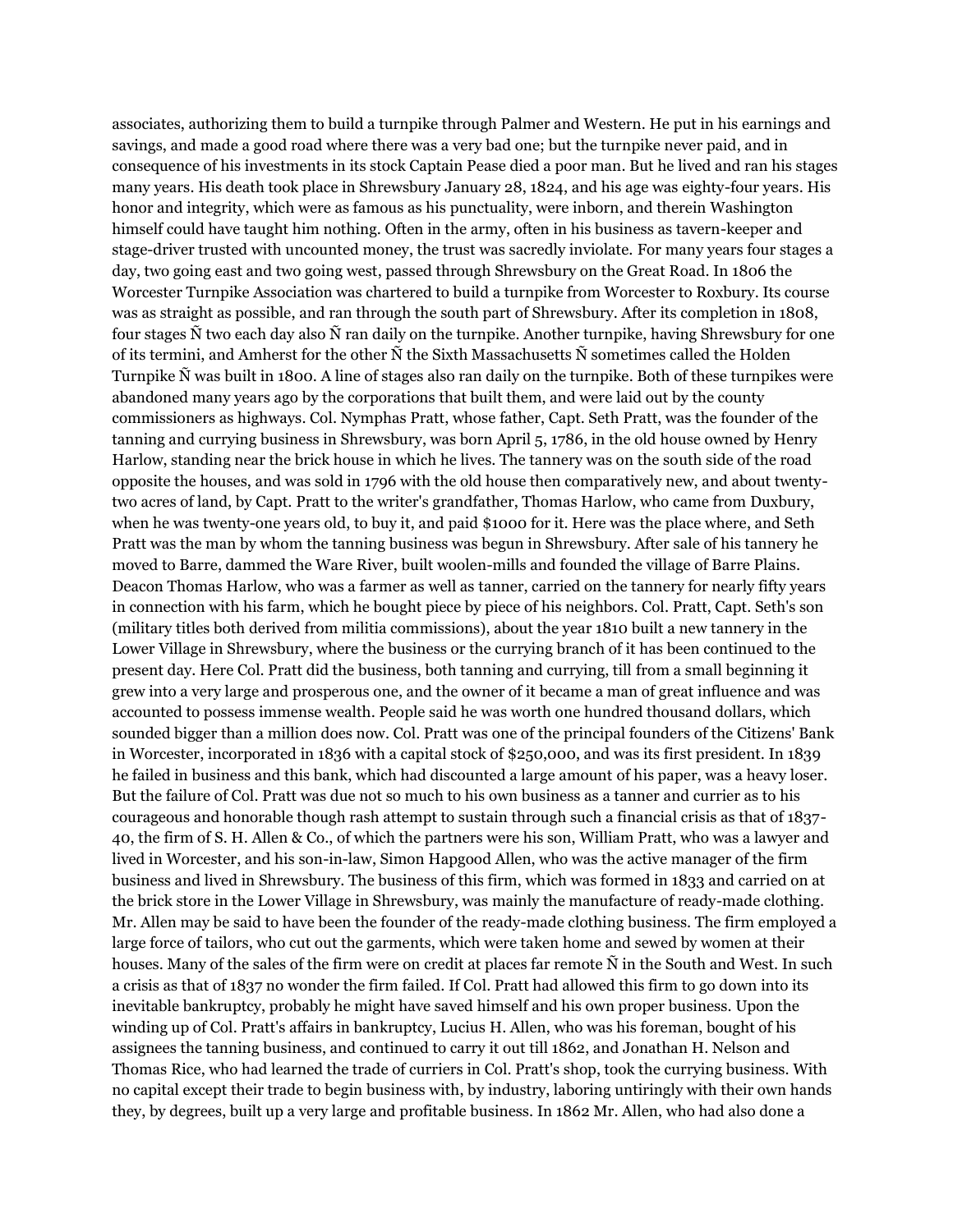associates, authorizing them to build a turnpike through Palmer and Western. He put in his earnings and savings, and made a good road where there was a very bad one; but the turnpike never paid, and in consequence of his investments in its stock Captain Pease died a poor man. But he lived and ran his stages many years. His death took place in Shrewsbury January 28, 1824, and his age was eighty-four years. His honor and integrity, which were as famous as his punctuality, were inborn, and therein Washington himself could have taught him nothing. Often in the army, often in his business as tavern-keeper and stage-driver trusted with uncounted money, the trust was sacredly inviolate. For many years four stages a day, two going east and two going west, passed through Shrewsbury on the Great Road. In 1806 the Worcester Turnpike Association was chartered to build a turnpike from Worcester to Roxbury. Its course was as straight as possible, and ran through the south part of Shrewsbury. After its completion in 1808, four stages Ñ two each day also Ñ ran daily on the turnpike. Another turnpike, having Shrewsbury for one of its termini, and Amherst for the other Ñ the Sixth Massachusetts Ñ sometimes called the Holden Turnpike Ñ was built in 1800. A line of stages also ran daily on the turnpike. Both of these turnpikes were abandoned many years ago by the corporations that built them, and were laid out by the county commissioners as highways. Col. Nymphas Pratt, whose father, Capt. Seth Pratt, was the founder of the tanning and currying business in Shrewsbury, was born April 5, 1786, in the old house owned by Henry Harlow, standing near the brick house in which he lives. The tannery was on the south side of the road opposite the houses, and was sold in 1796 with the old house then comparatively new, and about twenty-two acres of land, by Capt. Pratt to the writer's grandfather, Thomas Harlow, who came from Duxbury, when he was twenty-one years old, to buy it, and paid $1000 for it. Here was the place where, and Seth Pratt was the man by whom the tanning business was begun in Shrewsbury. After sale of his tannery he moved to Barre, dammed the Ware River, built woolen-mills and founded the village of Barre Plains. Deacon Thomas Harlow, who was a farmer as well as tanner, carried on the tannery for nearly fifty years in connection with his farm, which he bought piece by piece of his neighbors. Col. Pratt, Capt. Seth's son (military titles both derived from militia commissions), about the year 1810 built a new tannery in the Lower Village in Shrewsbury, where the business or the currying branch of it has been continued to the present day. Here Col. Pratt did the business, both tanning and currying, till from a small beginning it grew into a very large and prosperous one, and the owner of it became a man of great influence and was accounted to possess immense wealth. People said he was worth one hundred thousand dollars, which sounded bigger than a million does now. Col. Pratt was one of the principal founders of the Citizens' Bank in Worcester, incorporated in 1836 with a capital stock of $250,000, and was its first president. In 1839 he failed in business and this bank, which had discounted a large amount of his paper, was a heavy loser. But the failure of Col. Pratt was due not so much to his own business as a tanner and currier as to his courageous and honorable though rash attempt to sustain through such a financial crisis as that of 1837-40, the firm of S. H. Allen & Co., of which the partners were his son, William Pratt, who was a lawyer and lived in Worcester, and his son-in-law, Simon Hapgood Allen, who was the active manager of the firm business and lived in Shrewsbury. The business of this firm, which was formed in 1833 and carried on at the brick store in the Lower Village in Shrewsbury, was mainly the manufacture of ready-made clothing. Mr. Allen may be said to have been the founder of the ready-made clothing business. The firm employed a large force of tailors, who cut out the garments, which were taken home and sewed by women at their houses. Many of the sales of the firm were on credit at places far remote Ñ in the South and West. In such a crisis as that of 1837 no wonder the firm failed. If Col. Pratt had allowed this firm to go down into its inevitable bankruptcy, probably he might have saved himself and his own proper business. Upon the winding up of Col. Pratt's affairs in bankruptcy, Lucius H. Allen, who was his foreman, bought of his assignees the tanning business, and continued to carry it out till 1862, and Jonathan H. Nelson and Thomas Rice, who had learned the trade of curriers in Col. Pratt's shop, took the currying business. With no capital except their trade to begin business with, by industry, laboring untiringly with their own hands they, by degrees, built up a very large and profitable business. In 1862 Mr. Allen, who had also done a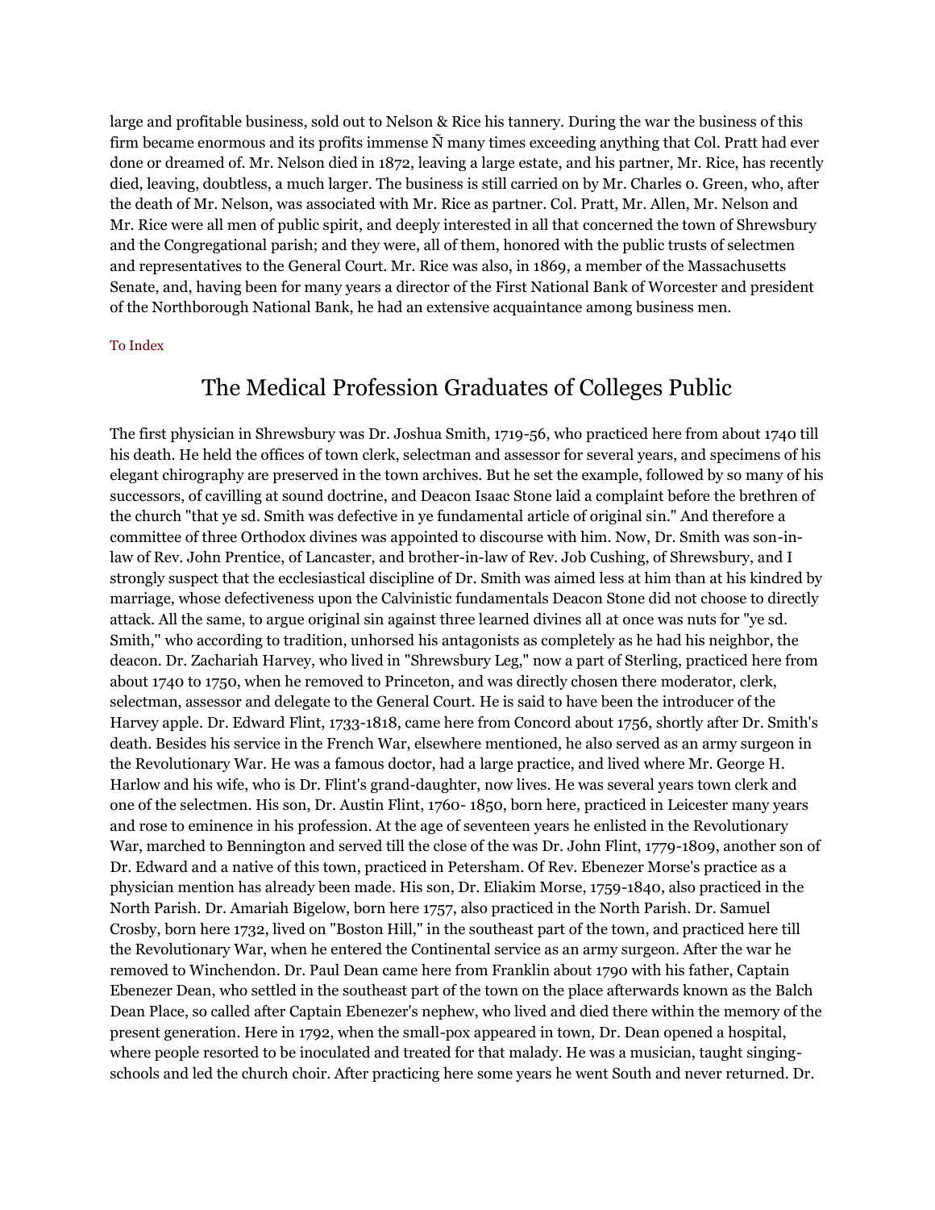large and profitable business, sold out to Nelson & Rice his tannery. During the war the business of this firm became enormous and its profits immense Ñ many times exceeding anything that Col. Pratt had ever done or dreamed of. Mr. Nelson died in 1872, leaving a large estate, and his partner, Mr. Rice, has recently died, leaving, doubtless, a much larger. The business is still carried on by Mr. Charles 0. Green, who, after the death of Mr. Nelson, was associated with Mr. Rice as partner. Col. Pratt, Mr. Allen, Mr. Nelson and Mr. Rice were all men of public spirit, and deeply interested in all that concerned the town of Shrewsbury and the Congregational parish; and they were, all of them, honored with the public trusts of selectmen and representatives to the General Court. Mr. Rice was also, in 1869, a member of the Massachusetts Senate, and, having been for many years a director of the First National Bank of Worcester and president of the Northborough National Bank, he had an extensive acquaintance among business men.

To Index

## The Medical Profession Graduates of Colleges Public

The first physician in Shrewsbury was Dr. Joshua Smith, 1719-56, who practiced here from about 1740 till his death. He held the offices of town clerk, selectman and assessor for several years, and specimens of his elegant chirography are preserved in the town archives. But he set the example, followed by so many of his successors, of cavilling at sound doctrine, and Deacon Isaac Stone laid a complaint before the brethren of the church "that ye sd. Smith was defective in ye fundamental article of original sin." And therefore a committee of three Orthodox divines was appointed to discourse with him. Now, Dr. Smith was son-in-law of Rev. John Prentice, of Lancaster, and brother-in-law of Rev. Job Cushing, of Shrewsbury, and I strongly suspect that the ecclesiastical discipline of Dr. Smith was aimed less at him than at his kindred by marriage, whose defectiveness upon the Calvinistic fundamentals Deacon Stone did not choose to directly attack. All the same, to argue original sin against three learned divines all at once was nuts for "ye sd. Smith," who according to tradition, unhorsed his antagonists as completely as he had his neighbor, the deacon. Dr. Zachariah Harvey, who lived in "Shrewsbury Leg," now a part of Sterling, practiced here from about 1740 to 1750, when he removed to Princeton, and was directly chosen there moderator, clerk, selectman, assessor and delegate to the General Court. He is said to have been the introducer of the Harvey apple. Dr. Edward Flint, 1733-1818, came here from Concord about 1756, shortly after Dr. Smith's death. Besides his service in the French War, elsewhere mentioned, he also served as an army surgeon in the Revolutionary War. He was a famous doctor, had a large practice, and lived where Mr. George H. Harlow and his wife, who is Dr. Flint's grand-daughter, now lives. He was several years town clerk and one of the selectmen. His son, Dr. Austin Flint, 1760- 1850, born here, practiced in Leicester many years and rose to eminence in his profession. At the age of seventeen years he enlisted in the Revolutionary War, marched to Bennington and served till the close of the was Dr. John Flint, 1779-1809, another son of Dr. Edward and a native of this town, practiced in Petersham. Of Rev. Ebenezer Morse's practice as a physician mention has already been made. His son, Dr. Eliakim Morse, 1759-1840, also practiced in the North Parish. Dr. Amariah Bigelow, born here 1757, also practiced in the North Parish. Dr. Samuel Crosby, born here 1732, lived on "Boston Hill," in the southeast part of the town, and practiced here till the Revolutionary War, when he entered the Continental service as an army surgeon. After the war he removed to Winchendon. Dr. Paul Dean came here from Franklin about 1790 with his father, Captain Ebenezer Dean, who settled in the southeast part of the town on the place afterwards known as the Balch Dean Place, so called after Captain Ebenezer's nephew, who lived and died there within the memory of the present generation. Here in 1792, when the small-pox appeared in town, Dr. Dean opened a hospital, where people resorted to be inoculated and treated for that malady. He was a musician, taught singing-schools and led the church choir. After practicing here some years he went South and never returned. Dr.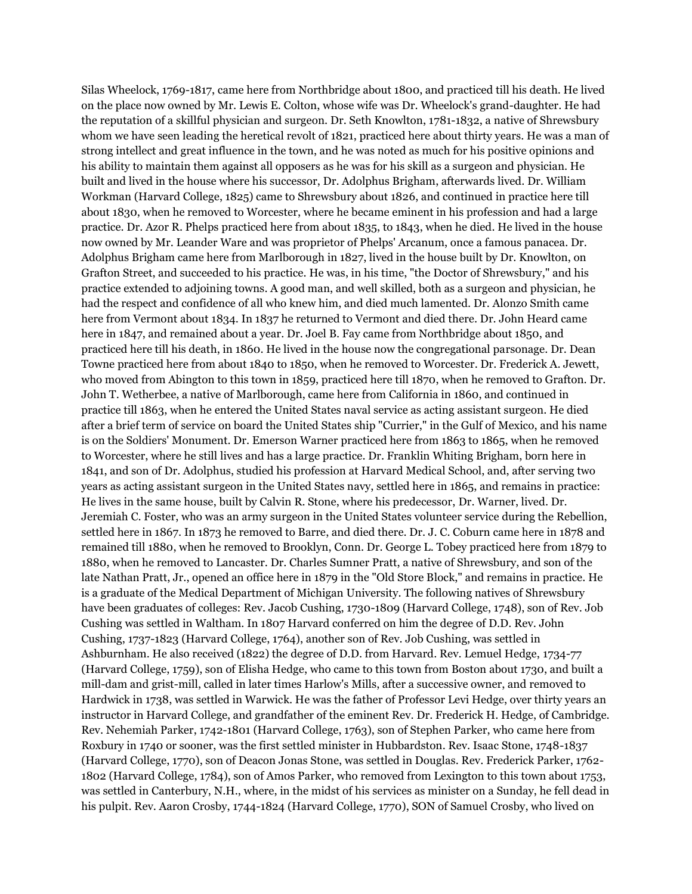Silas Wheelock, 1769-1817, came here from Northbridge about 1800, and practiced till his death. He lived on the place now owned by Mr. Lewis E. Colton, whose wife was Dr. Wheelock's grand-daughter. He had the reputation of a skillful physician and surgeon. Dr. Seth Knowlton, 1781-1832, a native of Shrewsbury whom we have seen leading the heretical revolt of 1821, practiced here about thirty years. He was a man of strong intellect and great influence in the town, and he was noted as much for his positive opinions and his ability to maintain them against all opposers as he was for his skill as a surgeon and physician. He built and lived in the house where his successor, Dr. Adolphus Brigham, afterwards lived. Dr. William Workman (Harvard College, 1825) came to Shrewsbury about 1826, and continued in practice here till about 1830, when he removed to Worcester, where he became eminent in his profession and had a large practice. Dr. Azor R. Phelps practiced here from about 1835, to 1843, when he died. He lived in the house now owned by Mr. Leander Ware and was proprietor of Phelps' Arcanum, once a famous panacea. Dr. Adolphus Brigham came here from Marlborough in 1827, lived in the house built by Dr. Knowlton, on Grafton Street, and succeeded to his practice. He was, in his time, "the Doctor of Shrewsbury," and his practice extended to adjoining towns. A good man, and well skilled, both as a surgeon and physician, he had the respect and confidence of all who knew him, and died much lamented. Dr. Alonzo Smith came here from Vermont about 1834. In 1837 he returned to Vermont and died there. Dr. John Heard came here in 1847, and remained about a year. Dr. Joel B. Fay came from Northbridge about 1850, and practiced here till his death, in 1860. He lived in the house now the congregational parsonage. Dr. Dean Towne practiced here from about 1840 to 1850, when he removed to Worcester. Dr. Frederick A. Jewett, who moved from Abington to this town in 1859, practiced here till 1870, when he removed to Grafton. Dr. John T. Wetherbee, a native of Marlborough, came here from California in 1860, and continued in practice till 1863, when he entered the United States naval service as acting assistant surgeon. He died after a brief term of service on board the United States ship "Currier," in the Gulf of Mexico, and his name is on the Soldiers' Monument. Dr. Emerson Warner practiced here from 1863 to 1865, when he removed to Worcester, where he still lives and has a large practice. Dr. Franklin Whiting Brigham, born here in 1841, and son of Dr. Adolphus, studied his profession at Harvard Medical School, and, after serving two years as acting assistant surgeon in the United States navy, settled here in 1865, and remains in practice: He lives in the same house, built by Calvin R. Stone, where his predecessor, Dr. Warner, lived. Dr. Jeremiah C. Foster, who was an army surgeon in the United States volunteer service during the Rebellion, settled here in 1867. In 1873 he removed to Barre, and died there. Dr. J. C. Coburn came here in 1878 and remained till 1880, when he removed to Brooklyn, Conn. Dr. George L. Tobey practiced here from 1879 to 1880, when he removed to Lancaster. Dr. Charles Sumner Pratt, a native of Shrewsbury, and son of the late Nathan Pratt, Jr., opened an office here in 1879 in the "Old Store Block," and remains in practice. He is a graduate of the Medical Department of Michigan University. The following natives of Shrewsbury have been graduates of colleges: Rev. Jacob Cushing, 1730-1809 (Harvard College, 1748), son of Rev. Job Cushing was settled in Waltham. In 1807 Harvard conferred on him the degree of D.D. Rev. John Cushing, 1737-1823 (Harvard College, 1764), another son of Rev. Job Cushing, was settled in Ashburnham. He also received (1822) the degree of D.D. from Harvard. Rev. Lemuel Hedge, 1734-77 (Harvard College, 1759), son of Elisha Hedge, who came to this town from Boston about 1730, and built a mill-dam and grist-mill, called in later times Harlow's Mills, after a successive owner, and removed to Hardwick in 1738, was settled in Warwick. He was the father of Professor Levi Hedge, over thirty years an instructor in Harvard College, and grandfather of the eminent Rev. Dr. Frederick H. Hedge, of Cambridge. Rev. Nehemiah Parker, 1742-1801 (Harvard College, 1763), son of Stephen Parker, who came here from Roxbury in 1740 or sooner, was the first settled minister in Hubbardston. Rev. Isaac Stone, 1748-1837 (Harvard College, 1770), son of Deacon Jonas Stone, was settled in Douglas. Rev. Frederick Parker, 1762-1802 (Harvard College, 1784), son of Amos Parker, who removed from Lexington to this town about 1753, was settled in Canterbury, N.H., where, in the midst of his services as minister on a Sunday, he fell dead in his pulpit. Rev. Aaron Crosby, 1744-1824 (Harvard College, 1770), SON of Samuel Crosby, who lived on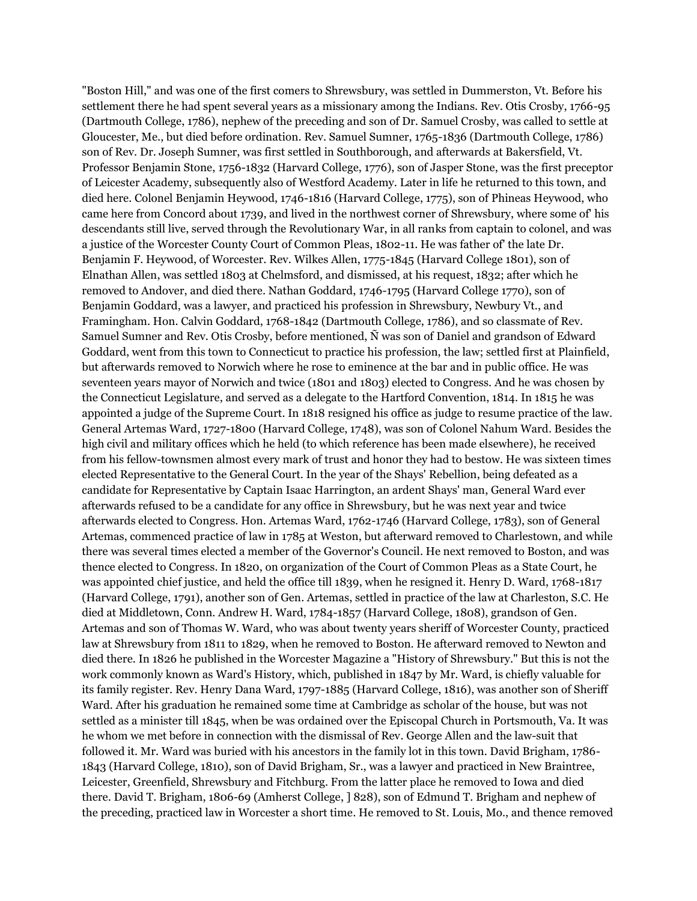"Boston Hill," and was one of the first comers to Shrewsbury, was settled in Dummerston, Vt. Before his settlement there he had spent several years as a missionary among the Indians. Rev. Otis Crosby, 1766-95 (Dartmouth College, 1786), nephew of the preceding and son of Dr. Samuel Crosby, was called to settle at Gloucester, Me., but died before ordination. Rev. Samuel Sumner, 1765-1836 (Dartmouth College, 1786) son of Rev. Dr. Joseph Sumner, was first settled in Southborough, and afterwards at Bakersfield, Vt. Professor Benjamin Stone, 1756-1832 (Harvard College, 1776), son of Jasper Stone, was the first preceptor of Leicester Academy, subsequently also of Westford Academy. Later in life he returned to this town, and died here. Colonel Benjamin Heywood, 1746-1816 (Harvard College, 1775), son of Phineas Heywood, who came here from Concord about 1739, and lived in the northwest corner of Shrewsbury, where some of' his descendants still live, served through the Revolutionary War, in all ranks from captain to colonel, and was a justice of the Worcester County Court of Common Pleas, 1802-11. He was father of' the late Dr. Benjamin F. Heywood, of Worcester. Rev. Wilkes Allen, 1775-1845 (Harvard College 1801), son of Elnathan Allen, was settled 1803 at Chelmsford, and dismissed, at his request, 1832; after which he removed to Andover, and died there. Nathan Goddard, 1746-1795 (Harvard College 1770), son of Benjamin Goddard, was a lawyer, and practiced his profession in Shrewsbury, Newbury Vt., and Framingham. Hon. Calvin Goddard, 1768-1842 (Dartmouth College, 1786), and so classmate of Rev. Samuel Sumner and Rev. Otis Crosby, before mentioned, Ñ was son of Daniel and grandson of Edward Goddard, went from this town to Connecticut to practice his profession, the law; settled first at Plainfield, but afterwards removed to Norwich where he rose to eminence at the bar and in public office. He was seventeen years mayor of Norwich and twice (1801 and 1803) elected to Congress. And he was chosen by the Connecticut Legislature, and served as a delegate to the Hartford Convention, 1814. In 1815 he was appointed a judge of the Supreme Court. In 1818 resigned his office as judge to resume practice of the law. General Artemas Ward, 1727-1800 (Harvard College, 1748), was son of Colonel Nahum Ward. Besides the high civil and military offices which he held (to which reference has been made elsewhere), he received from his fellow-townsmen almost every mark of trust and honor they had to bestow. He was sixteen times elected Representative to the General Court. In the year of the Shays' Rebellion, being defeated as a candidate for Representative by Captain Isaac Harrington, an ardent Shays' man, General Ward ever afterwards refused to be a candidate for any office in Shrewsbury, but he was next year and twice afterwards elected to Congress. Hon. Artemas Ward, 1762-1746 (Harvard College, 1783), son of General Artemas, commenced practice of law in 1785 at Weston, but afterward removed to Charlestown, and while there was several times elected a member of the Governor's Council. He next removed to Boston, and was thence elected to Congress. In 1820, on organization of the Court of Common Pleas as a State Court, he was appointed chief justice, and held the office till 1839, when he resigned it. Henry D. Ward, 1768-1817 (Harvard College, 1791), another son of Gen. Artemas, settled in practice of the law at Charleston, S.C. He died at Middletown, Conn. Andrew H. Ward, 1784-1857 (Harvard College, 1808), grandson of Gen. Artemas and son of Thomas W. Ward, who was about twenty years sheriff of Worcester County, practiced law at Shrewsbury from 1811 to 1829, when he removed to Boston. He afterward removed to Newton and died there. In 1826 he published in the Worcester Magazine a "History of Shrewsbury." But this is not the work commonly known as Ward's History, which, published in 1847 by Mr. Ward, is chiefly valuable for its family register. Rev. Henry Dana Ward, 1797-1885 (Harvard College, 1816), was another son of Sheriff Ward. After his graduation he remained some time at Cambridge as scholar of the house, but was not settled as a minister till 1845, when be was ordained over the Episcopal Church in Portsmouth, Va. It was he whom we met before in connection with the dismissal of Rev. George Allen and the law-suit that followed it. Mr. Ward was buried with his ancestors in the family lot in this town. David Brigham, 1786-1843 (Harvard College, 1810), son of David Brigham, Sr., was a lawyer and practiced in New Braintree, Leicester, Greenfield, Shrewsbury and Fitchburg. From the latter place he removed to Iowa and died there. David T. Brigham, 1806-69 (Amherst College, ] 828), son of Edmund T. Brigham and nephew of the preceding, practiced law in Worcester a short time. He removed to St. Louis, Mo., and thence removed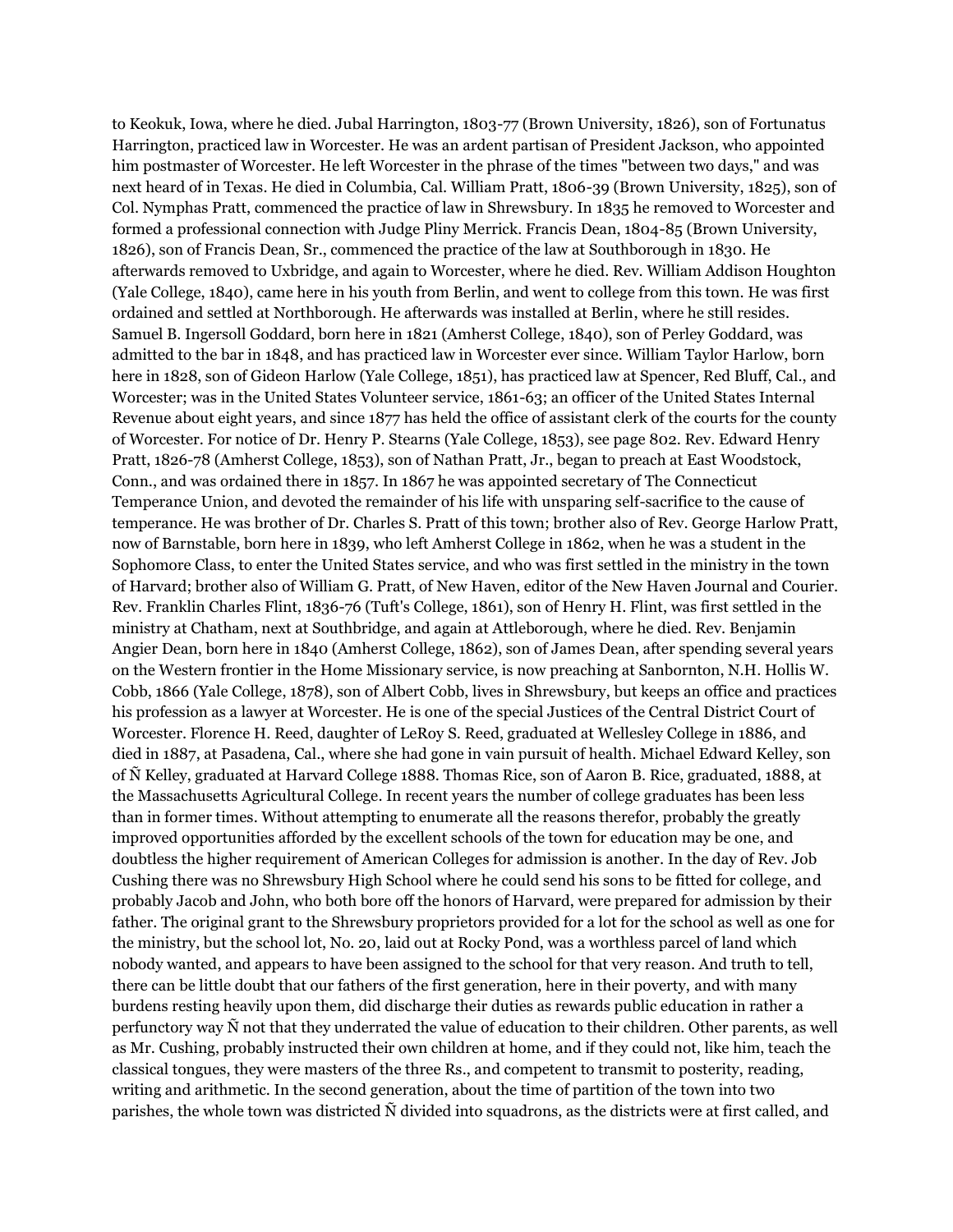to Keokuk, Iowa, where he died. Jubal Harrington, 1803-77 (Brown University, 1826), son of Fortunatus Harrington, practiced law in Worcester. He was an ardent partisan of President Jackson, who appointed him postmaster of Worcester. He left Worcester in the phrase of the times "between two days," and was next heard of in Texas. He died in Columbia, Cal. William Pratt, 1806-39 (Brown University, 1825), son of Col. Nymphas Pratt, commenced the practice of law in Shrewsbury. In 1835 he removed to Worcester and formed a professional connection with Judge Pliny Merrick. Francis Dean, 1804-85 (Brown University, 1826), son of Francis Dean, Sr., commenced the practice of the law at Southborough in 1830. He afterwards removed to Uxbridge, and again to Worcester, where he died. Rev. William Addison Houghton (Yale College, 1840), came here in his youth from Berlin, and went to college from this town. He was first ordained and settled at Northborough. He afterwards was installed at Berlin, where he still resides. Samuel B. Ingersoll Goddard, born here in 1821 (Amherst College, 1840), son of Perley Goddard, was admitted to the bar in 1848, and has practiced law in Worcester ever since. William Taylor Harlow, born here in 1828, son of Gideon Harlow (Yale College, 1851), has practiced law at Spencer, Red Bluff, Cal., and Worcester; was in the United States Volunteer service, 1861-63; an officer of the United States Internal Revenue about eight years, and since 1877 has held the office of assistant clerk of the courts for the county of Worcester. For notice of Dr. Henry P. Stearns (Yale College, 1853), see page 802. Rev. Edward Henry Pratt, 1826-78 (Amherst College, 1853), son of Nathan Pratt, Jr., began to preach at East Woodstock, Conn., and was ordained there in 1857. In 1867 he was appointed secretary of The Connecticut Temperance Union, and devoted the remainder of his life with unsparing self-sacrifice to the cause of temperance. He was brother of Dr. Charles S. Pratt of this town; brother also of Rev. George Harlow Pratt, now of Barnstable, born here in 1839, who left Amherst College in 1862, when he was a student in the Sophomore Class, to enter the United States service, and who was first settled in the ministry in the town of Harvard; brother also of William G. Pratt, of New Haven, editor of the New Haven Journal and Courier. Rev. Franklin Charles Flint, 1836-76 (Tuft's College, 1861), son of Henry H. Flint, was first settled in the ministry at Chatham, next at Southbridge, and again at Attleborough, where he died. Rev. Benjamin Angier Dean, born here in 1840 (Amherst College, 1862), son of James Dean, after spending several years on the Western frontier in the Home Missionary service, is now preaching at Sanbornton, N.H. Hollis W. Cobb, 1866 (Yale College, 1878), son of Albert Cobb, lives in Shrewsbury, but keeps an office and practices his profession as a lawyer at Worcester. He is one of the special Justices of the Central District Court of Worcester. Florence H. Reed, daughter of LeRoy S. Reed, graduated at Wellesley College in 1886, and died in 1887, at Pasadena, Cal., where she had gone in vain pursuit of health. Michael Edward Kelley, son of Ñ Kelley, graduated at Harvard College 1888. Thomas Rice, son of Aaron B. Rice, graduated, 1888, at the Massachusetts Agricultural College. In recent years the number of college graduates has been less than in former times. Without attempting to enumerate all the reasons therefor, probably the greatly improved opportunities afforded by the excellent schools of the town for education may be one, and doubtless the higher requirement of American Colleges for admission is another. In the day of Rev. Job Cushing there was no Shrewsbury High School where he could send his sons to be fitted for college, and probably Jacob and John, who both bore off the honors of Harvard, were prepared for admission by their father. The original grant to the Shrewsbury proprietors provided for a lot for the school as well as one for the ministry, but the school lot, No. 20, laid out at Rocky Pond, was a worthless parcel of land which nobody wanted, and appears to have been assigned to the school for that very reason. And truth to tell, there can be little doubt that our fathers of the first generation, here in their poverty, and with many burdens resting heavily upon them, did discharge their duties as rewards public education in rather a perfunctory way Ñ not that they underrated the value of education to their children. Other parents, as well as Mr. Cushing, probably instructed their own children at home, and if they could not, like him, teach the classical tongues, they were masters of the three Rs., and competent to transmit to posterity, reading, writing and arithmetic. In the second generation, about the time of partition of the town into two parishes, the whole town was districted Ñ divided into squadrons, as the districts were at first called, and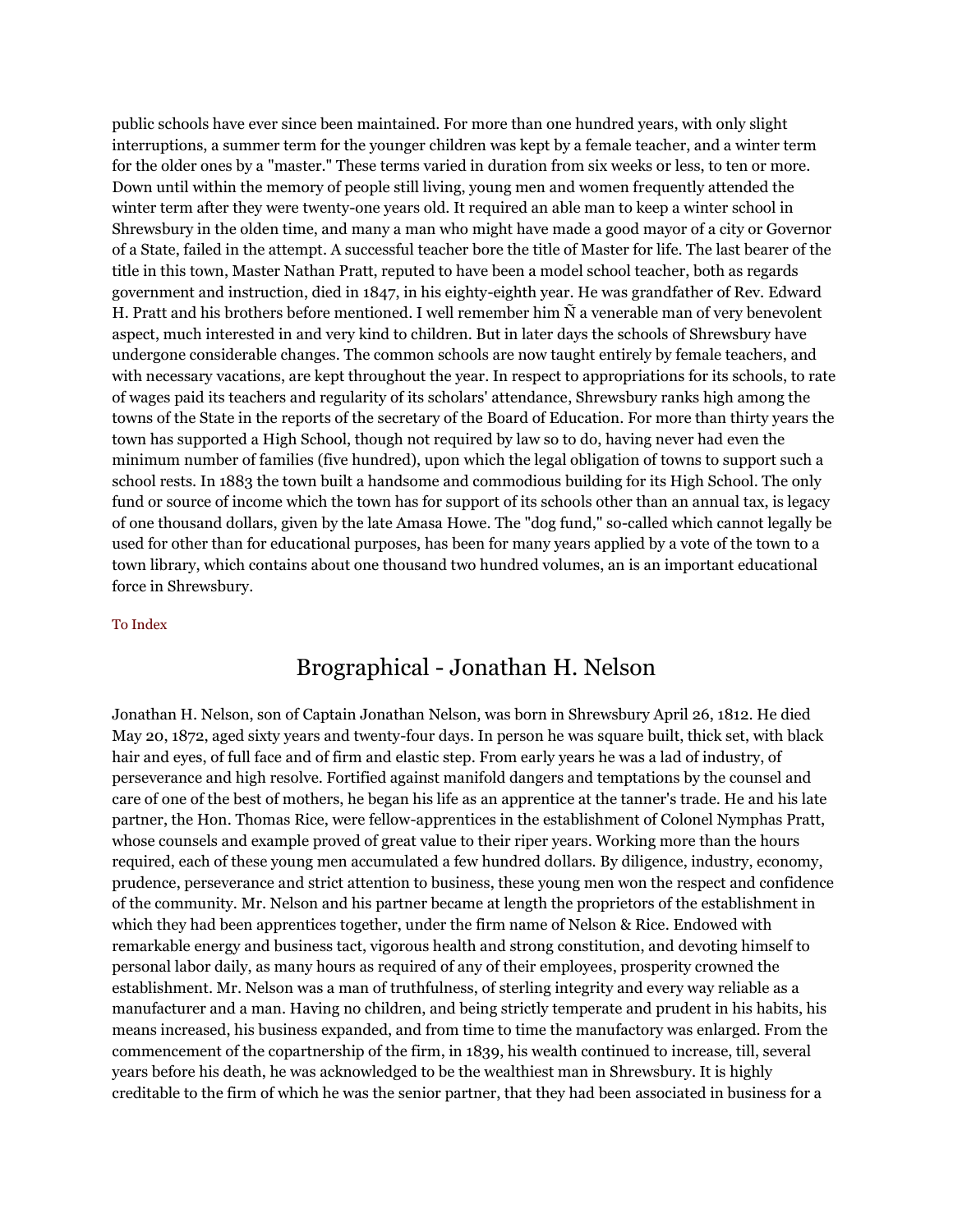public schools have ever since been maintained. For more than one hundred years, with only slight interruptions, a summer term for the younger children was kept by a female teacher, and a winter term for the older ones by a "master." These terms varied in duration from six weeks or less, to ten or more. Down until within the memory of people still living, young men and women frequently attended the winter term after they were twenty-one years old. It required an able man to keep a winter school in Shrewsbury in the olden time, and many a man who might have made a good mayor of a city or Governor of a State, failed in the attempt. A successful teacher bore the title of Master for life. The last bearer of the title in this town, Master Nathan Pratt, reputed to have been a model school teacher, both as regards government and instruction, died in 1847, in his eighty-eighth year. He was grandfather of Rev. Edward H. Pratt and his brothers before mentioned. I well remember him Ñ a venerable man of very benevolent aspect, much interested in and very kind to children. But in later days the schools of Shrewsbury have undergone considerable changes. The common schools are now taught entirely by female teachers, and with necessary vacations, are kept throughout the year. In respect to appropriations for its schools, to rate of wages paid its teachers and regularity of its scholars' attendance, Shrewsbury ranks high among the towns of the State in the reports of the secretary of the Board of Education. For more than thirty years the town has supported a High School, though not required by law so to do, having never had even the minimum number of families (five hundred), upon which the legal obligation of towns to support such a school rests. In 1883 the town built a handsome and commodious building for its High School. The only fund or source of income which the town has for support of its schools other than an annual tax, is legacy of one thousand dollars, given by the late Amasa Howe. The "dog fund," so-called which cannot legally be used for other than for educational purposes, has been for many years applied by a vote of the town to a town library, which contains about one thousand two hundred volumes, an is an important educational force in Shrewsbury.

To Index

## Brographical - Jonathan H. Nelson

Jonathan H. Nelson, son of Captain Jonathan Nelson, was born in Shrewsbury April 26, 1812. He died May 20, 1872, aged sixty years and twenty-four days. In person he was square built, thick set, with black hair and eyes, of full face and of firm and elastic step. From early years he was a lad of industry, of perseverance and high resolve. Fortified against manifold dangers and temptations by the counsel and care of one of the best of mothers, he began his life as an apprentice at the tanner's trade. He and his late partner, the Hon. Thomas Rice, were fellow-apprentices in the establishment of Colonel Nymphas Pratt, whose counsels and example proved of great value to their riper years. Working more than the hours required, each of these young men accumulated a few hundred dollars. By diligence, industry, economy, prudence, perseverance and strict attention to business, these young men won the respect and confidence of the community. Mr. Nelson and his partner became at length the proprietors of the establishment in which they had been apprentices together, under the firm name of Nelson & Rice. Endowed with remarkable energy and business tact, vigorous health and strong constitution, and devoting himself to personal labor daily, as many hours as required of any of their employees, prosperity crowned the establishment. Mr. Nelson was a man of truthfulness, of sterling integrity and every way reliable as a manufacturer and a man. Having no children, and being strictly temperate and prudent in his habits, his means increased, his business expanded, and from time to time the manufactory was enlarged. From the commencement of the copartnership of the firm, in 1839, his wealth continued to increase, till, several years before his death, he was acknowledged to be the wealthiest man in Shrewsbury. It is highly creditable to the firm of which he was the senior partner, that they had been associated in business for a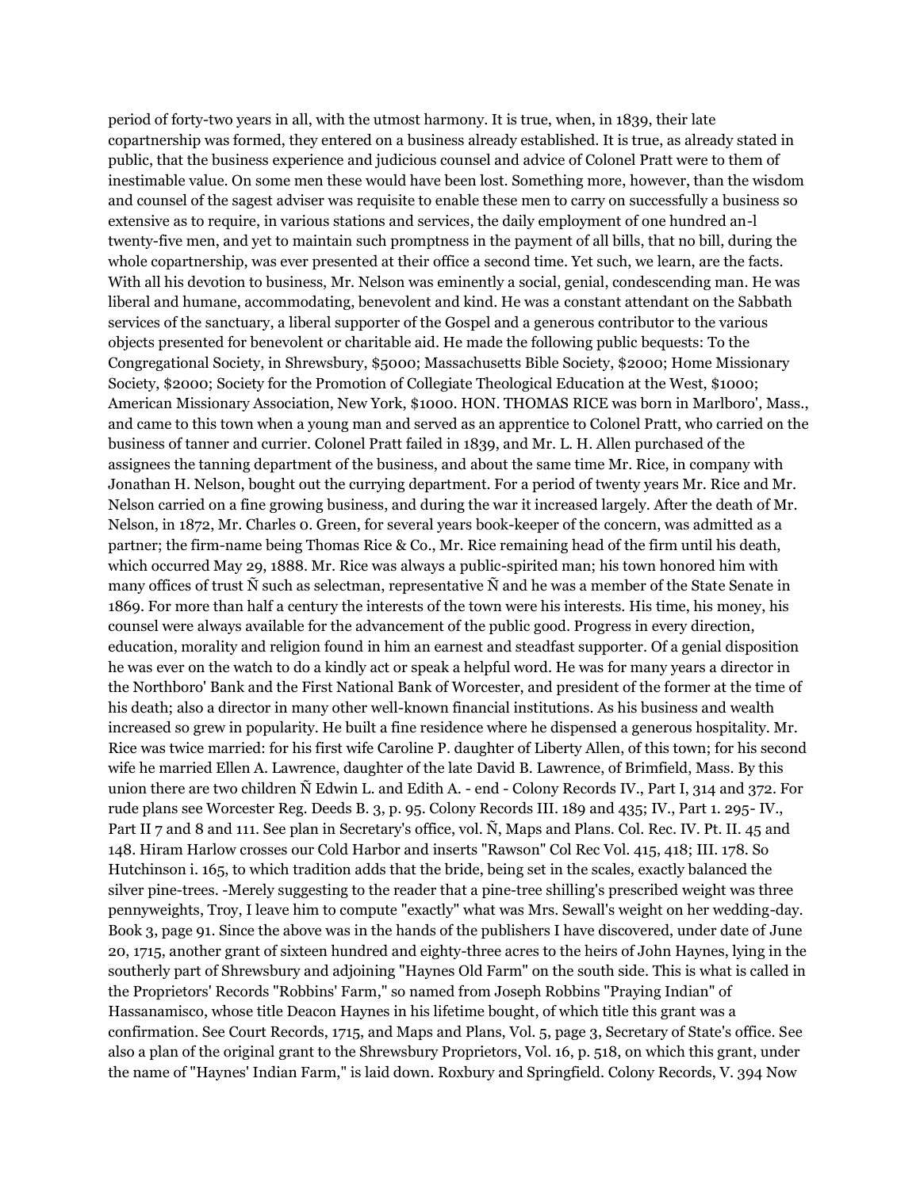period of forty-two years in all, with the utmost harmony. It is true, when, in 1839, their late copartnership was formed, they entered on a business already established. It is true, as already stated in public, that the business experience and judicious counsel and advice of Colonel Pratt were to them of inestimable value. On some men these would have been lost. Something more, however, than the wisdom and counsel of the sagest adviser was requisite to enable these men to carry on successfully a business so extensive as to require, in various stations and services, the daily employment of one hundred an-l twenty-five men, and yet to maintain such promptness in the payment of all bills, that no bill, during the whole copartnership, was ever presented at their office a second time. Yet such, we learn, are the facts. With all his devotion to business, Mr. Nelson was eminently a social, genial, condescending man. He was liberal and humane, accommodating, benevolent and kind. He was a constant attendant on the Sabbath services of the sanctuary, a liberal supporter of the Gospel and a generous contributor to the various objects presented for benevolent or charitable aid. He made the following public bequests: To the Congregational Society, in Shrewsbury, $5000; Massachusetts Bible Society, $2000; Home Missionary Society, $2000; Society for the Promotion of Collegiate Theological Education at the West, $1000; American Missionary Association, New York, $1000. HON. THOMAS RICE was born in Marlboro', Mass., and came to this town when a young man and served as an apprentice to Colonel Pratt, who carried on the business of tanner and currier. Colonel Pratt failed in 1839, and Mr. L. H. Allen purchased of the assignees the tanning department of the business, and about the same time Mr. Rice, in company with Jonathan H. Nelson, bought out the currying department. For a period of twenty years Mr. Rice and Mr. Nelson carried on a fine growing business, and during the war it increased largely. After the death of Mr. Nelson, in 1872, Mr. Charles 0. Green, for several years book-keeper of the concern, was admitted as a partner; the firm-name being Thomas Rice & Co., Mr. Rice remaining head of the firm until his death, which occurred May 29, 1888. Mr. Rice was always a public-spirited man; his town honored him with many offices of trust Ñ such as selectman, representative Ñ and he was a member of the State Senate in 1869. For more than half a century the interests of the town were his interests. His time, his money, his counsel were always available for the advancement of the public good. Progress in every direction, education, morality and religion found in him an earnest and steadfast supporter. Of a genial disposition he was ever on the watch to do a kindly act or speak a helpful word. He was for many years a director in the Northboro' Bank and the First National Bank of Worcester, and president of the former at the time of his death; also a director in many other well-known financial institutions. As his business and wealth increased so grew in popularity. He built a fine residence where he dispensed a generous hospitality. Mr. Rice was twice married: for his first wife Caroline P. daughter of Liberty Allen, of this town; for his second wife he married Ellen A. Lawrence, daughter of the late David B. Lawrence, of Brimfield, Mass. By this union there are two children Ñ Edwin L. and Edith A. - end - Colony Records IV., Part I, 314 and 372. For rude plans see Worcester Reg. Deeds B. 3, p. 95. Colony Records III. 189 and 435; IV., Part 1. 295- IV., Part II 7 and 8 and 111. See plan in Secretary's office, vol. Ñ, Maps and Plans. Col. Rec. IV. Pt. II. 45 and 148. Hiram Harlow crosses our Cold Harbor and inserts "Rawson" Col Rec Vol. 415, 418; III. 178. So Hutchinson i. 165, to which tradition adds that the bride, being set in the scales, exactly balanced the silver pine-trees. -Merely suggesting to the reader that a pine-tree shilling's prescribed weight was three pennyweights, Troy, I leave him to compute "exactly" what was Mrs. Sewall's weight on her wedding-day. Book 3, page 91. Since the above was in the hands of the publishers I have discovered, under date of June 20, 1715, another grant of sixteen hundred and eighty-three acres to the heirs of John Haynes, lying in the southerly part of Shrewsbury and adjoining "Haynes Old Farm" on the south side. This is what is called in the Proprietors' Records "Robbins' Farm," so named from Joseph Robbins "Praying Indian" of Hassanamisco, whose title Deacon Haynes in his lifetime bought, of which title this grant was a confirmation. See Court Records, 1715, and Maps and Plans, Vol. 5, page 3, Secretary of State's office. See also a plan of the original grant to the Shrewsbury Proprietors, Vol. 16, p. 518, on which this grant, under the name of "Haynes' Indian Farm," is laid down. Roxbury and Springfield. Colony Records, V. 394 Now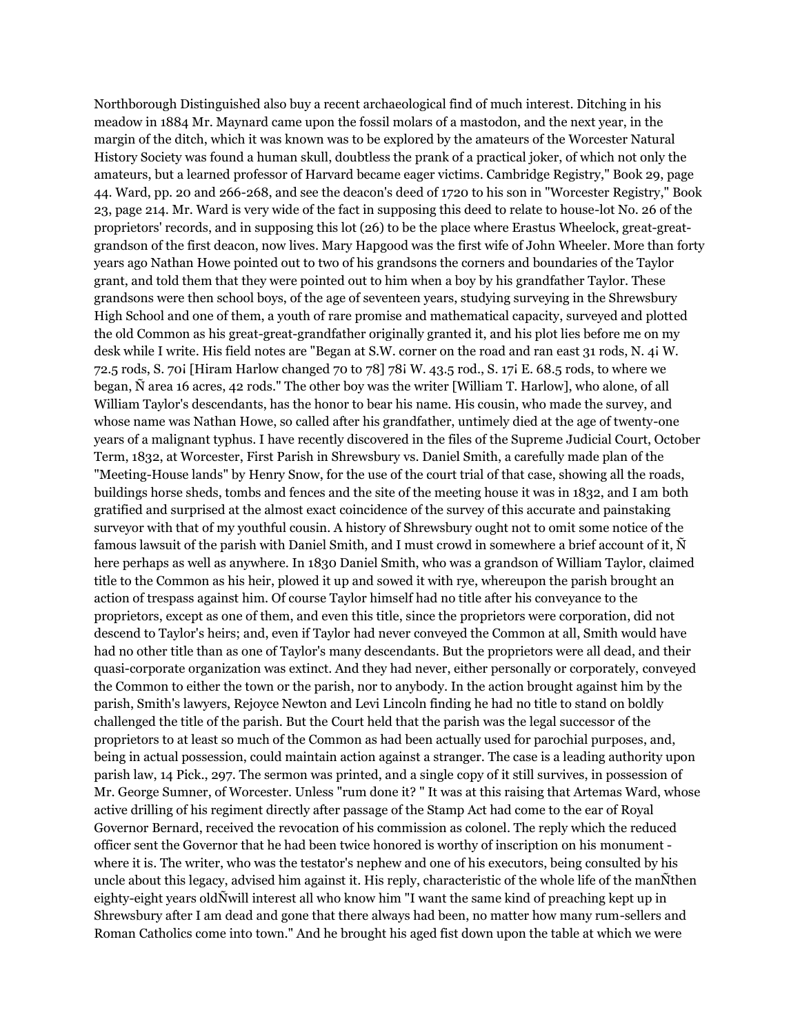Northborough Distinguished also buy a recent archaeological find of much interest. Ditching in his meadow in 1884 Mr. Maynard came upon the fossil molars of a mastodon, and the next year, in the margin of the ditch, which it was known was to be explored by the amateurs of the Worcester Natural History Society was found a human skull, doubtless the prank of a practical joker, of which not only the amateurs, but a learned professor of Harvard became eager victims. Cambridge Registry," Book 29, page 44. Ward, pp. 20 and 266-268, and see the deacon's deed of 1720 to his son in "Worcester Registry," Book 23, page 214. Mr. Ward is very wide of the fact in supposing this deed to relate to house-lot No. 26 of the proprietors' records, and in supposing this lot (26) to be the place where Erastus Wheelock, great-great-grandson of the first deacon, now lives. Mary Hapgood was the first wife of John Wheeler. More than forty years ago Nathan Howe pointed out to two of his grandsons the corners and boundaries of the Taylor grant, and told them that they were pointed out to him when a boy by his grandfather Taylor. These grandsons were then school boys, of the age of seventeen years, studying surveying in the Shrewsbury High School and one of them, a youth of rare promise and mathematical capacity, surveyed and plotted the old Common as his great-great-grandfather originally granted it, and his plot lies before me on my desk while I write. His field notes are "Began at S.W. corner on the road and ran east 31 rods, N. 4¡ W. 72.5 rods, S. 70¡ [Hiram Harlow changed 70 to 78] 78¡ W. 43.5 rod., S. 17¡ E. 68.5 rods, to where we began, Ñ area 16 acres, 42 rods." The other boy was the writer [William T. Harlow], who alone, of all William Taylor's descendants, has the honor to bear his name. His cousin, who made the survey, and whose name was Nathan Howe, so called after his grandfather, untimely died at the age of twenty-one years of a malignant typhus. I have recently discovered in the files of the Supreme Judicial Court, October Term, 1832, at Worcester, First Parish in Shrewsbury vs. Daniel Smith, a carefully made plan of the "Meeting-House lands" by Henry Snow, for the use of the court trial of that case, showing all the roads, buildings horse sheds, tombs and fences and the site of the meeting house it was in 1832, and I am both gratified and surprised at the almost exact coincidence of the survey of this accurate and painstaking surveyor with that of my youthful cousin. A history of Shrewsbury ought not to omit some notice of the famous lawsuit of the parish with Daniel Smith, and I must crowd in somewhere a brief account of it, Ñ here perhaps as well as anywhere. In 1830 Daniel Smith, who was a grandson of William Taylor, claimed title to the Common as his heir, plowed it up and sowed it with rye, whereupon the parish brought an action of trespass against him. Of course Taylor himself had no title after his conveyance to the proprietors, except as one of them, and even this title, since the proprietors were corporation, did not descend to Taylor's heirs; and, even if Taylor had never conveyed the Common at all, Smith would have had no other title than as one of Taylor's many descendants. But the proprietors were all dead, and their quasi-corporate organization was extinct. And they had never, either personally or corporately, conveyed the Common to either the town or the parish, nor to anybody. In the action brought against him by the parish, Smith's lawyers, Rejoyce Newton and Levi Lincoln finding he had no title to stand on boldly challenged the title of the parish. But the Court held that the parish was the legal successor of the proprietors to at least so much of the Common as had been actually used for parochial purposes, and, being in actual possession, could maintain action against a stranger. The case is a leading authority upon parish law, 14 Pick., 297. The sermon was printed, and a single copy of it still survives, in possession of Mr. George Sumner, of Worcester. Unless "rum done it? " It was at this raising that Artemas Ward, whose active drilling of his regiment directly after passage of the Stamp Act had come to the ear of Royal Governor Bernard, received the revocation of his commission as colonel. The reply which the reduced officer sent the Governor that he had been twice honored is worthy of inscription on his monument - where it is. The writer, who was the testator's nephew and one of his executors, being consulted by his uncle about this legacy, advised him against it. His reply, characteristic of the whole life of the manÑthen eighty-eight years oldÑwill interest all who know him "I want the same kind of preaching kept up in Shrewsbury after I am dead and gone that there always had been, no matter how many rum-sellers and Roman Catholics come into town." And he brought his aged fist down upon the table at which we were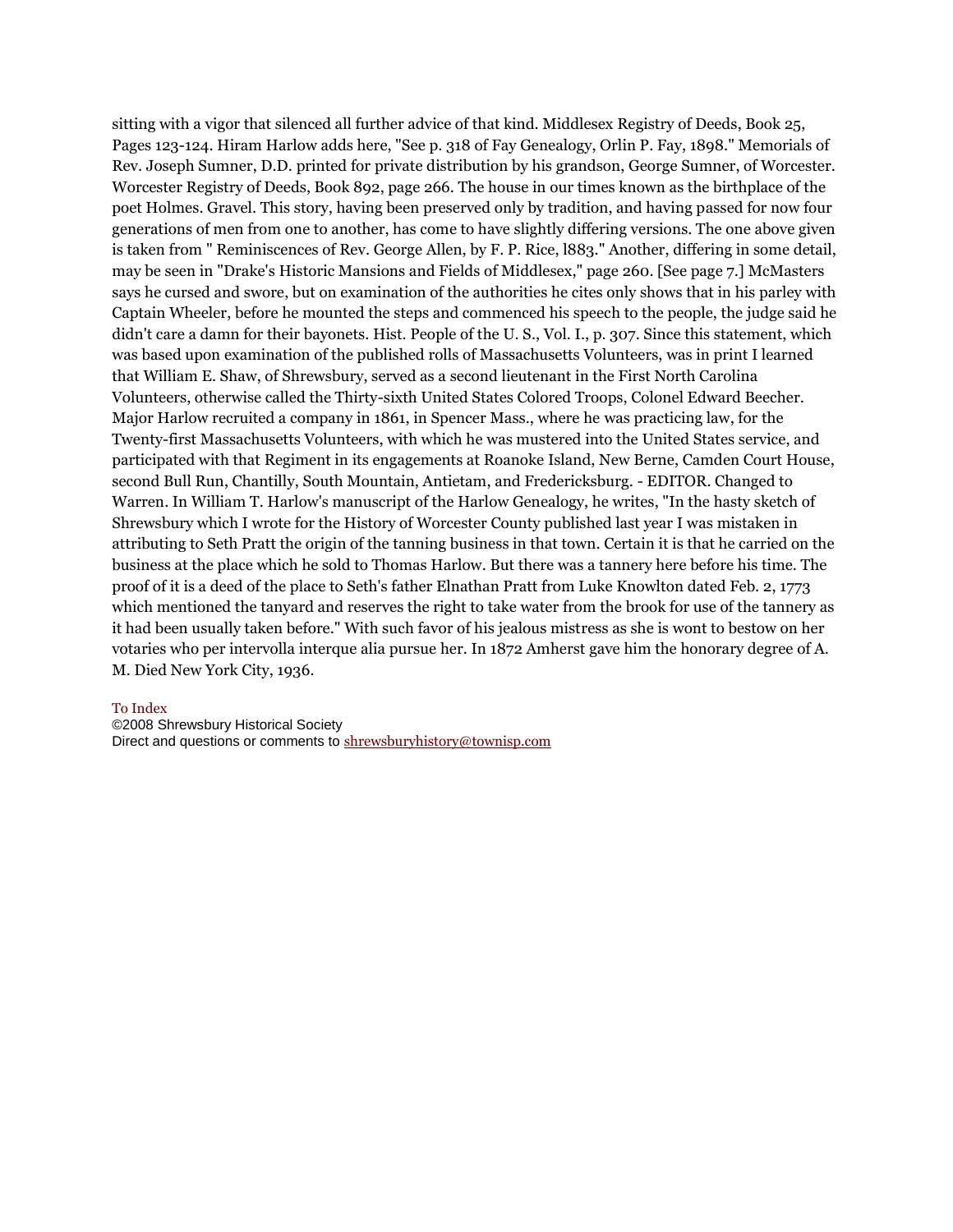sitting with a vigor that silenced all further advice of that kind. Middlesex Registry of Deeds, Book 25, Pages 123-124. Hiram Harlow adds here, "See p. 318 of Fay Genealogy, Orlin P. Fay, 1898." Memorials of Rev. Joseph Sumner, D.D. printed for private distribution by his grandson, George Sumner, of Worcester. Worcester Registry of Deeds, Book 892, page 266. The house in our times known as the birthplace of the poet Holmes. Gravel. This story, having been preserved only by tradition, and having passed for now four generations of men from one to another, has come to have slightly differing versions. The one above given is taken from " Reminiscences of Rev. George Allen, by F. P. Rice, l883." Another, differing in some detail, may be seen in "Drake's Historic Mansions and Fields of Middlesex," page 260. [See page 7.] McMasters says he cursed and swore, but on examination of the authorities he cites only shows that in his parley with Captain Wheeler, before he mounted the steps and commenced his speech to the people, the judge said he didn't care a damn for their bayonets. Hist. People of the U. S., Vol. I., p. 307. Since this statement, which was based upon examination of the published rolls of Massachusetts Volunteers, was in print I learned that William E. Shaw, of Shrewsbury, served as a second lieutenant in the First North Carolina Volunteers, otherwise called the Thirty-sixth United States Colored Troops, Colonel Edward Beecher. Major Harlow recruited a company in 1861, in Spencer Mass., where he was practicing law, for the Twenty-first Massachusetts Volunteers, with which he was mustered into the United States service, and participated with that Regiment in its engagements at Roanoke Island, New Berne, Camden Court House, second Bull Run, Chantilly, South Mountain, Antietam, and Fredericksburg. - EDITOR. Changed to Warren. In William T. Harlow's manuscript of the Harlow Genealogy, he writes, "In the hasty sketch of Shrewsbury which I wrote for the History of Worcester County published last year I was mistaken in attributing to Seth Pratt the origin of the tanning business in that town. Certain it is that he carried on the business at the place which he sold to Thomas Harlow. But there was a tannery here before his time. The proof of it is a deed of the place to Seth's father Elnathan Pratt from Luke Knowlton dated Feb. 2, 1773 which mentioned the tanyard and reserves the right to take water from the brook for use of the tannery as it had been usually taken before." With such favor of his jealous mistress as she is wont to bestow on her votaries who per intervolla interque alia pursue her. In 1872 Amherst gave him the honorary degree of A. M. Died New York City, 1936.

To Index

©2008 Shrewsbury Historical Society

Direct and questions or comments to shrewsburyhistory@townisp.com